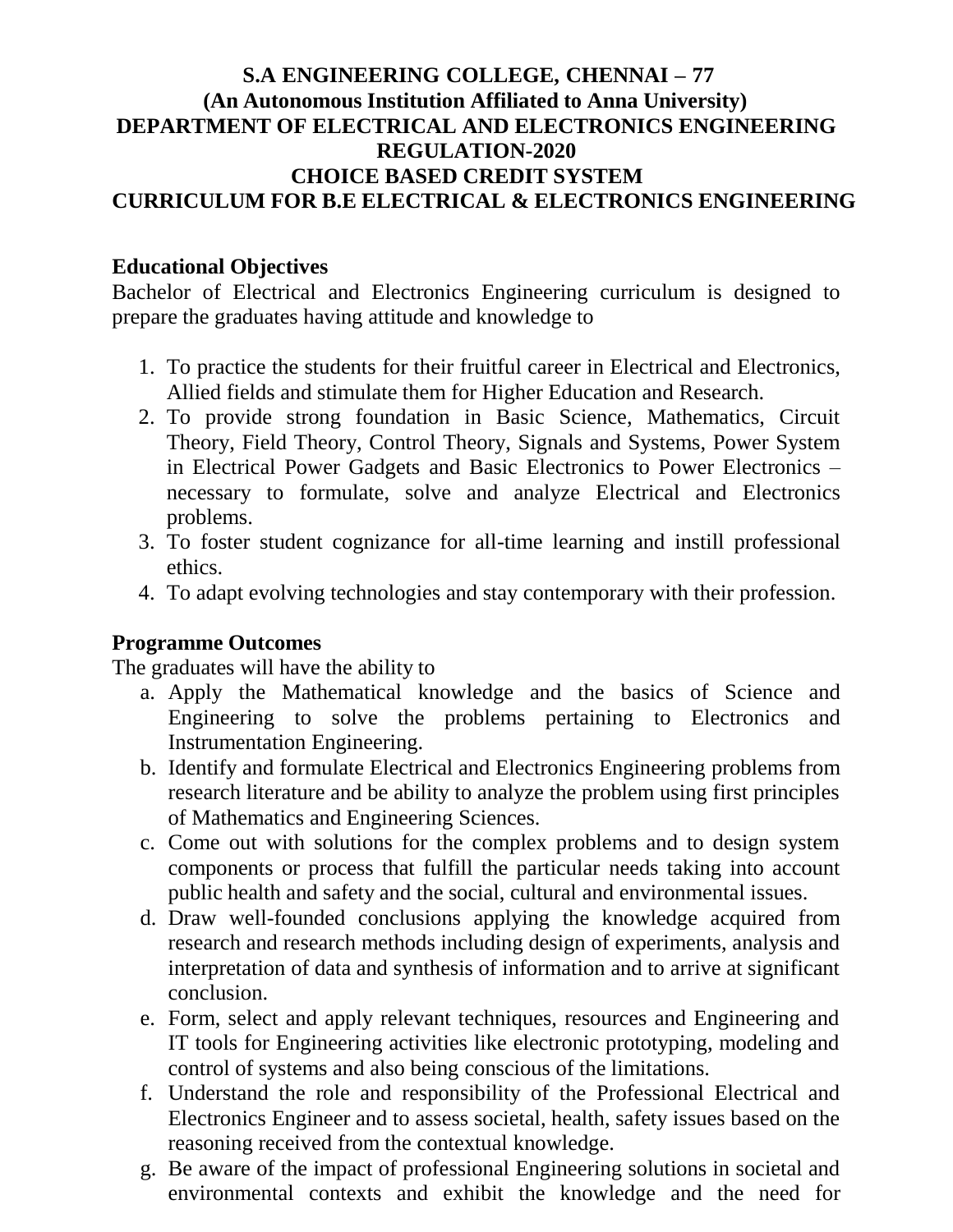# S.A ENGINEERING COLLEGE, CHENNAI – 77
## (An Autonomous Institution Affiliated to Anna University)
## DEPARTMENT OF ELECTRICAL AND ELECTRONICS ENGINEERING
## REGULATION-2020
## CHOICE BASED CREDIT SYSTEM
## CURRICULUM FOR B.E ELECTRICAL & ELECTRONICS ENGINEERING

**Educational Objectives**

Bachelor of Electrical and Electronics Engineering curriculum is designed to prepare the graduates having attitude and knowledge to

1. To practice the students for their fruitful career in Electrical and Electronics, Allied fields and stimulate them for Higher Education and Research.
2. To provide strong foundation in Basic Science, Mathematics, Circuit Theory, Field Theory, Control Theory, Signals and Systems, Power System in Electrical Power Gadgets and Basic Electronics to Power Electronics – necessary to formulate, solve and analyze Electrical and Electronics problems.
3. To foster student cognizance for all-time learning and instill professional ethics.
4. To adapt evolving technologies and stay contemporary with their profession.

**Programme Outcomes**

The graduates will have the ability to

a. Apply the Mathematical knowledge and the basics of Science and Engineering to solve the problems pertaining to Electronics and Instrumentation Engineering.
b. Identify and formulate Electrical and Electronics Engineering problems from research literature and be ability to analyze the problem using first principles of Mathematics and Engineering Sciences.
c. Come out with solutions for the complex problems and to design system components or process that fulfill the particular needs taking into account public health and safety and the social, cultural and environmental issues.
d. Draw well-founded conclusions applying the knowledge acquired from research and research methods including design of experiments, analysis and interpretation of data and synthesis of information and to arrive at significant conclusion.
e. Form, select and apply relevant techniques, resources and Engineering and IT tools for Engineering activities like electronic prototyping, modeling and control of systems and also being conscious of the limitations.
f. Understand the role and responsibility of the Professional Electrical and Electronics Engineer and to assess societal, health, safety issues based on the reasoning received from the contextual knowledge.
g. Be aware of the impact of professional Engineering solutions in societal and environmental contexts and exhibit the knowledge and the need for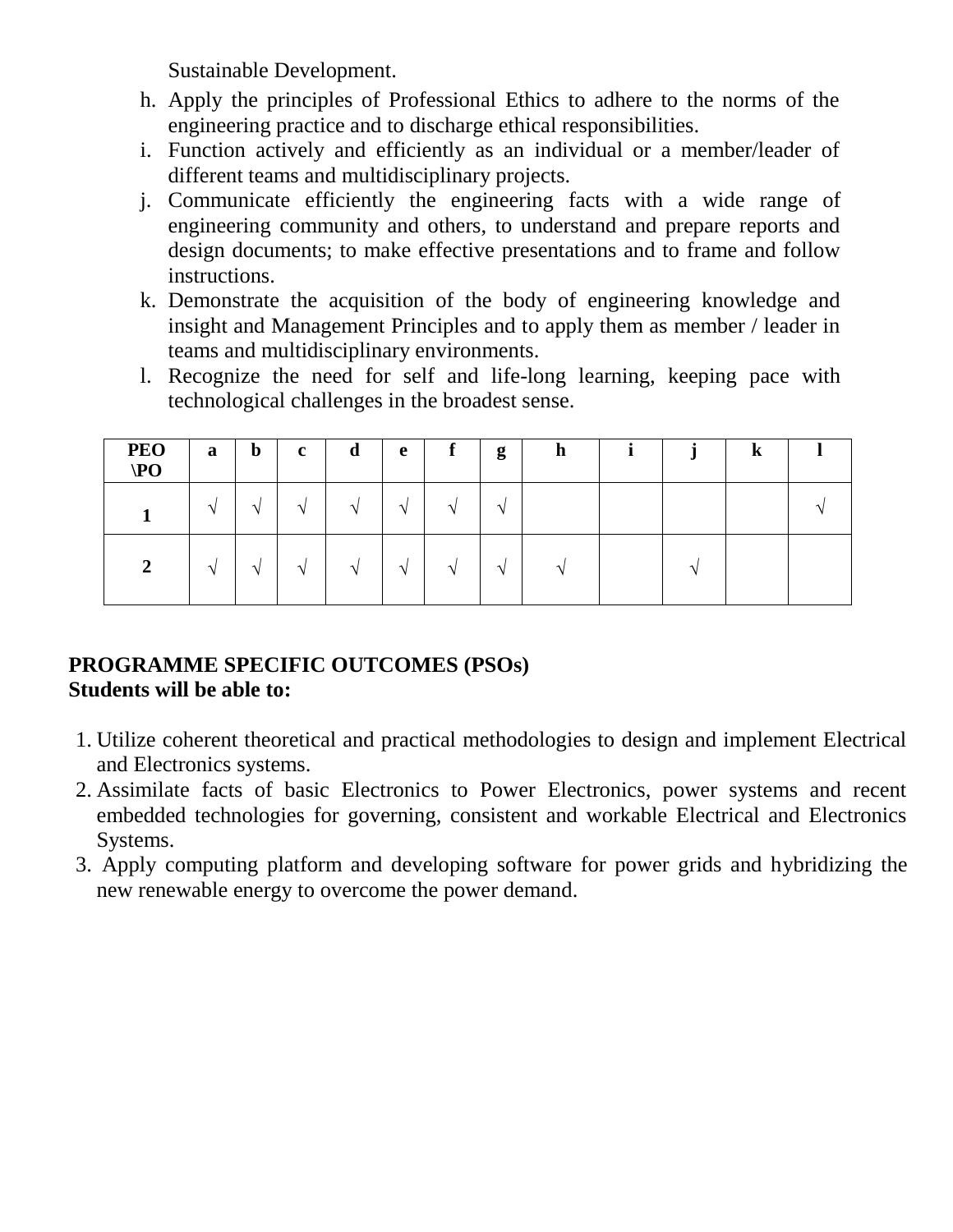Sustainable Development.

h. Apply the principles of Professional Ethics to adhere to the norms of the engineering practice and to discharge ethical responsibilities.
i. Function actively and efficiently as an individual or a member/leader of different teams and multidisciplinary projects.
j. Communicate efficiently the engineering facts with a wide range of engineering community and others, to understand and prepare reports and design documents; to make effective presentations and to frame and follow instructions.
k. Demonstrate the acquisition of the body of engineering knowledge and insight and Management Principles and to apply them as member / leader in teams and multidisciplinary environments.
l. Recognize the need for self and life-long learning, keeping pace with technological challenges in the broadest sense.

| PEO \PO | a | b | c | d | e | f | g | h | i | j | k | l |
|---|---|---|---|---|---|---|---|---|---|---|---|---|
| 1 | √ | √ | √ | √ | √ | √ | √ | | | | | √ |
| 2 | √ | √ | √ | √ | √ | √ | √ | √ | | √ | | |

**PROGRAMME SPECIFIC OUTCOMES (PSOs)**
**Students will be able to:**

1. Utilize coherent theoretical and practical methodologies to design and implement Electrical and Electronics systems.
2. Assimilate facts of basic Electronics to Power Electronics, power systems and recent embedded technologies for governing, consistent and workable Electrical and Electronics Systems.
3. Apply computing platform and developing software for power grids and hybridizing the new renewable energy to overcome the power demand.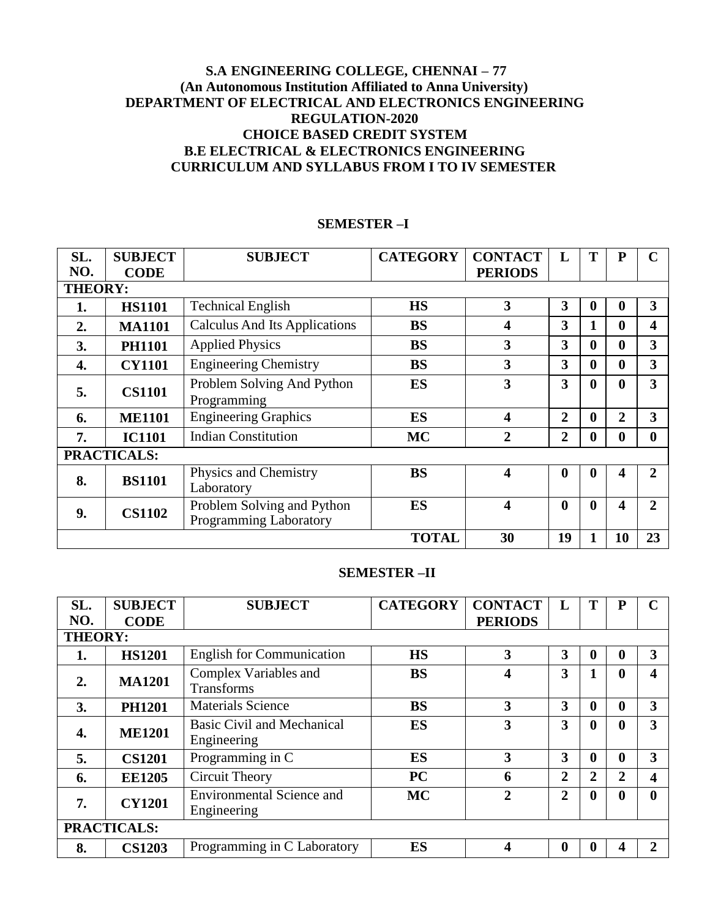**S.A ENGINEERING COLLEGE, CHENNAI – 77**
**(An Autonomous Institution Affiliated to Anna University)**
**DEPARTMENT OF ELECTRICAL AND ELECTRONICS ENGINEERING**
**REGULATION-2020**
**CHOICE BASED CREDIT SYSTEM**
**B.E ELECTRICAL & ELECTRONICS ENGINEERING**
**CURRICULUM AND SYLLABUS FROM I TO IV SEMESTER**

## SEMESTER –I

| SL. NO. | SUBJECT CODE | SUBJECT | CATEGORY | CONTACT PERIODS | L | T | P | C |
|---|---|---|---|---|---|---|---|---|
| **THEORY:** | | | | | | | | |
| **1.** | **HS1101** | Technical English | **HS** | **3** | **3** | **0** | **0** | **3** |
| **2.** | **MA1101** | Calculus And Its Applications | **BS** | **4** | **3** | **1** | **0** | **4** |
| **3.** | **PH1101** | Applied Physics | **BS** | **3** | **3** | **0** | **0** | **3** |
| **4.** | **CY1101** | Engineering Chemistry | **BS** | **3** | **3** | **0** | **0** | **3** |
| **5.** | **CS1101** | Problem Solving And Python Programming | **ES** | **3** | **3** | **0** | **0** | **3** |
| **6.** | **ME1101** | Engineering Graphics | **ES** | **4** | **2** | **0** | **2** | **3** |
| **7.** | **IC1101** | Indian Constitution | **MC** | **2** | **2** | **0** | **0** | **0** |
| **PRACTICALS:** | | | | | | | | |
| **8.** | **BS1101** | Physics and Chemistry Laboratory | **BS** | **4** | **0** | **0** | **4** | **2** |
| **9.** | **CS1102** | Problem Solving and Python Programming Laboratory | **ES** | **4** | **0** | **0** | **4** | **2** |
| | | | **TOTAL** | **30** | **19** | **1** | **10** | **23** |

## SEMESTER –II

| SL. NO. | SUBJECT CODE | SUBJECT | CATEGORY | CONTACT PERIODS | L | T | P | C |
|---|---|---|---|---|---|---|---|---|
| **THEORY:** | | | | | | | | |
| **1.** | **HS1201** | English for Communication | **HS** | **3** | **3** | **0** | **0** | **3** |
| **2.** | **MA1201** | Complex Variables and Transforms | **BS** | **4** | **3** | **1** | **0** | **4** |
| **3.** | **PH1201** | Materials Science | **BS** | **3** | **3** | **0** | **0** | **3** |
| **4.** | **ME1201** | Basic Civil and Mechanical Engineering | **ES** | **3** | **3** | **0** | **0** | **3** |
| **5.** | **CS1201** | Programming in C | **ES** | **3** | **3** | **0** | **0** | **3** |
| **6.** | **EE1205** | Circuit Theory | **PC** | **6** | **2** | **2** | **2** | **4** |
| **7.** | **CY1201** | Environmental Science and Engineering | **MC** | **2** | **2** | **0** | **0** | **0** |
| **PRACTICALS:** | | | | | | | | |
| **8.** | **CS1203** | Programming in C Laboratory | **ES** | **4** | **0** | **0** | **4** | **2** |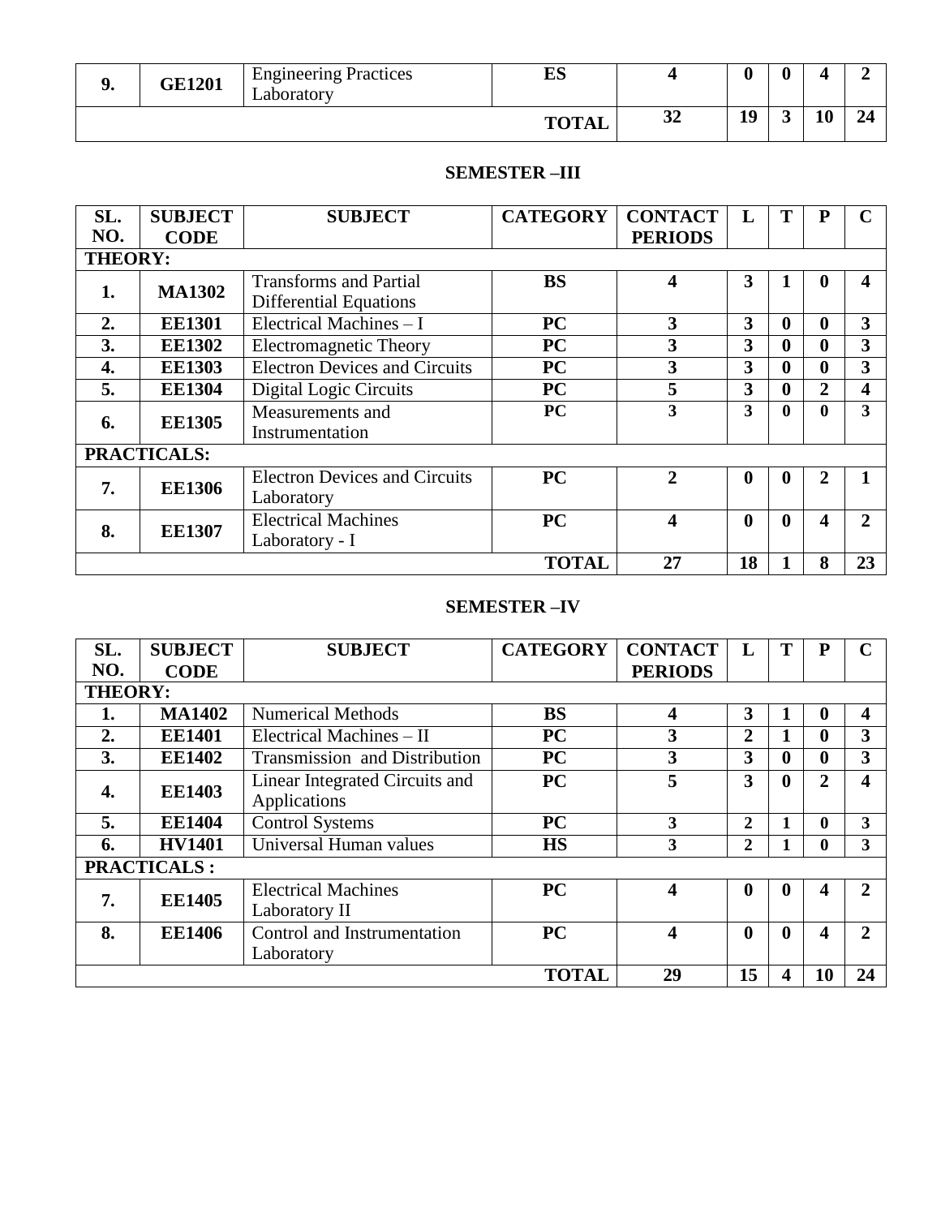| 9. | GE1201 | Engineering Practices Laboratory | ES | 4 | 0 | 0 | 4 | 2 |
|---|---|---|---|---|---|---|---|---|
| | | | **TOTAL** | **32** | **19** | **3** | **10** | **24** |

## SEMESTER –III

| SL. NO. | SUBJECT CODE | SUBJECT | CATEGORY | CONTACT PERIODS | L | T | P | C |
|---|---|---|---|---|---|---|---|---|
| **THEORY:** | | | | | | | | |
| **1.** | **MA1302** | Transforms and Partial Differential Equations | **BS** | **4** | **3** | **1** | **0** | **4** |
| **2.** | **EE1301** | Electrical Machines – I | **PC** | **3** | **3** | **0** | **0** | **3** |
| **3.** | **EE1302** | Electromagnetic Theory | **PC** | **3** | **3** | **0** | **0** | **3** |
| **4.** | **EE1303** | Electron Devices and Circuits | **PC** | **3** | **3** | **0** | **0** | **3** |
| **5.** | **EE1304** | Digital Logic Circuits | **PC** | **5** | **3** | **0** | **2** | **4** |
| **6.** | **EE1305** | Measurements and Instrumentation | **PC** | **3** | **3** | **0** | **0** | **3** |
| **PRACTICALS:** | | | | | | | | |
| **7.** | **EE1306** | Electron Devices and Circuits Laboratory | **PC** | **2** | **0** | **0** | **2** | **1** |
| **8.** | **EE1307** | Electrical Machines Laboratory - I | **PC** | **4** | **0** | **0** | **4** | **2** |
| | | | **TOTAL** | **27** | **18** | **1** | **8** | **23** |

## SEMESTER –IV

| SL. NO. | SUBJECT CODE | SUBJECT | CATEGORY | CONTACT PERIODS | L | T | P | C |
|---|---|---|---|---|---|---|---|---|
| **THEORY:** | | | | | | | | |
| **1.** | **MA1402** | Numerical Methods | **BS** | **4** | **3** | **1** | **0** | **4** |
| **2.** | **EE1401** | Electrical Machines – II | **PC** | **3** | **2** | **1** | **0** | **3** |
| **3.** | **EE1402** | Transmission and Distribution | **PC** | **3** | **3** | **0** | **0** | **3** |
| **4.** | **EE1403** | Linear Integrated Circuits and Applications | **PC** | **5** | **3** | **0** | **2** | **4** |
| **5.** | **EE1404** | Control Systems | **PC** | **3** | **2** | **1** | **0** | **3** |
| **6.** | **HV1401** | Universal Human values | **HS** | **3** | **2** | **1** | **0** | **3** |
| **PRACTICALS :** | | | | | | | | |
| **7.** | **EE1405** | Electrical Machines Laboratory II | **PC** | **4** | **0** | **0** | **4** | **2** |
| **8.** | **EE1406** | Control and Instrumentation Laboratory | **PC** | **4** | **0** | **0** | **4** | **2** |
| | | | **TOTAL** | **29** | **15** | **4** | **10** | **24** |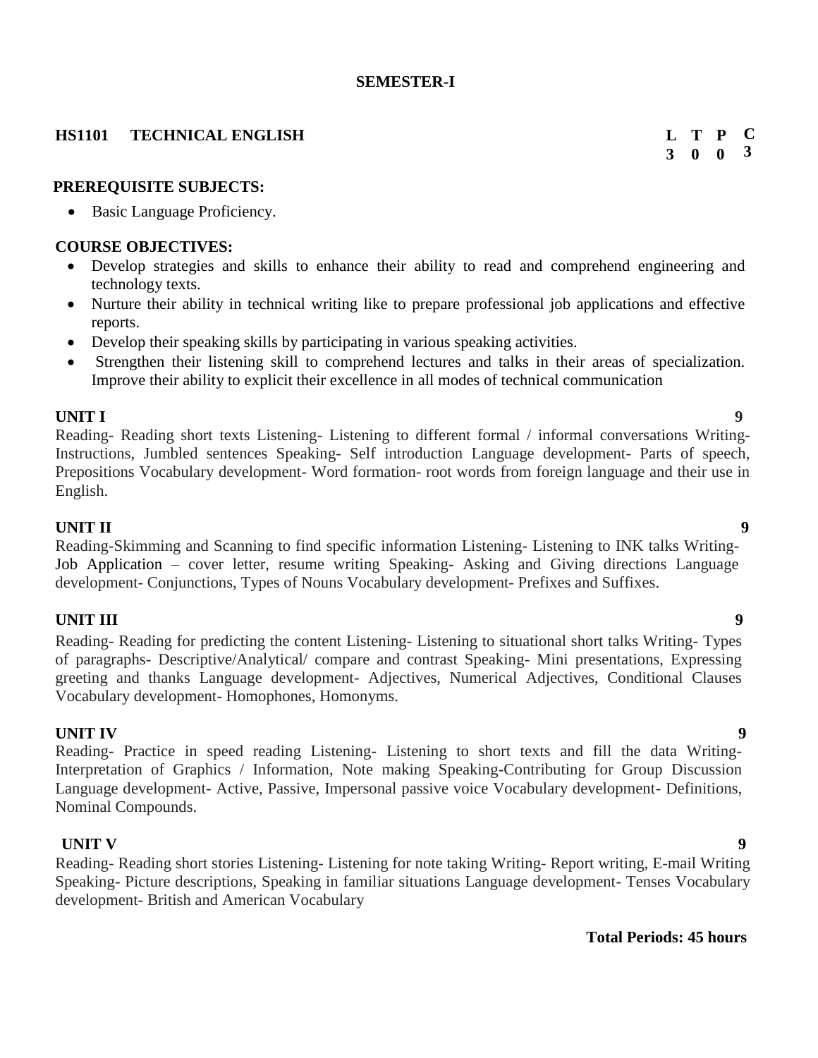## SEMESTER-I

### HS1101 TECHNICAL ENGLISH

| L | T | P | C |
|---|---|---|---|
| 3 | 0 | 0 | 3 |

**PREREQUISITE SUBJECTS:**

- Basic Language Proficiency.

**COURSE OBJECTIVES:**

- Develop strategies and skills to enhance their ability to read and comprehend engineering and technology texts.
- Nurture their ability in technical writing like to prepare professional job applications and effective reports.
- Develop their speaking skills by participating in various speaking activities.
- Strengthen their listening skill to comprehend lectures and talks in their areas of specialization. Improve their ability to explicit their excellence in all modes of technical communication

**UNIT I** **9**

Reading- Reading short texts Listening- Listening to different formal / informal conversations Writing- Instructions, Jumbled sentences Speaking- Self introduction Language development- Parts of speech, Prepositions Vocabulary development- Word formation- root words from foreign language and their use in English.

**UNIT II** **9**

Reading-Skimming and Scanning to find specific information Listening- Listening to INK talks Writing- Job Application – cover letter, resume writing Speaking- Asking and Giving directions Language development- Conjunctions, Types of Nouns Vocabulary development- Prefixes and Suffixes.

**UNIT III** **9**

Reading- Reading for predicting the content Listening- Listening to situational short talks Writing- Types of paragraphs- Descriptive/Analytical/ compare and contrast Speaking- Mini presentations, Expressing greeting and thanks Language development- Adjectives, Numerical Adjectives, Conditional Clauses Vocabulary development- Homophones, Homonyms.

**UNIT IV** **9**

Reading- Practice in speed reading Listening- Listening to short texts and fill the data Writing- Interpretation of Graphics / Information, Note making Speaking-Contributing for Group Discussion Language development- Active, Passive, Impersonal passive voice Vocabulary development- Definitions, Nominal Compounds.

**UNIT V** **9**

Reading- Reading short stories Listening- Listening for note taking Writing- Report writing, E-mail Writing Speaking- Picture descriptions, Speaking in familiar situations Language development- Tenses Vocabulary development- British and American Vocabulary

**Total Periods: 45 hours**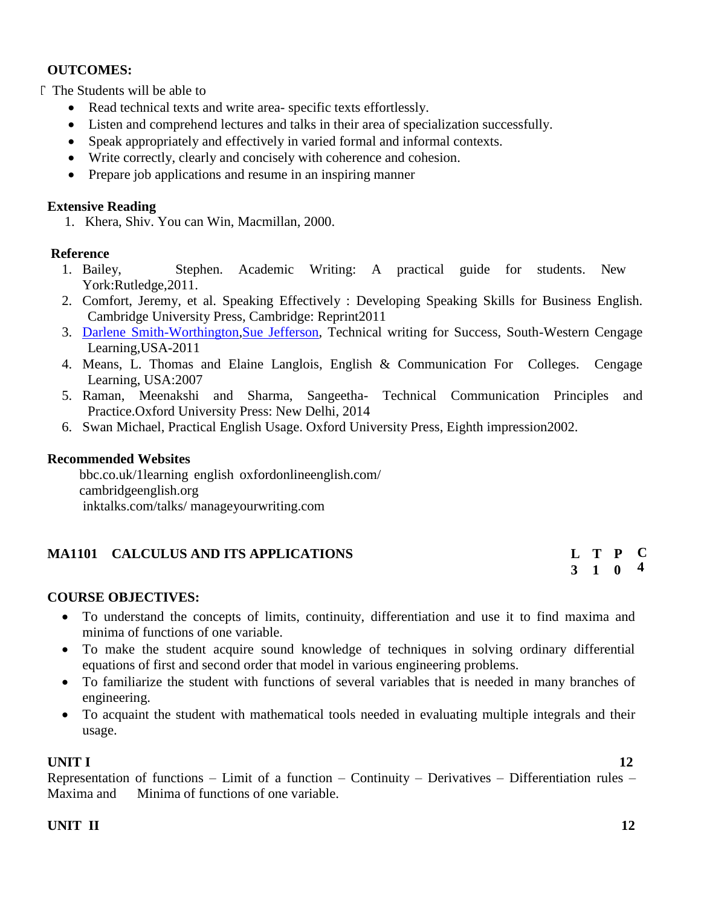**OUTCOMES:**

The Students will be able to

- Read technical texts and write area- specific texts effortlessly.
- Listen and comprehend lectures and talks in their area of specialization successfully.
- Speak appropriately and effectively in varied formal and informal contexts.
- Write correctly, clearly and concisely with coherence and cohesion.
- Prepare job applications and resume in an inspiring manner

**Extensive Reading**

1. Khera, Shiv. You can Win, Macmillan, 2000.

**Reference**

1. Bailey, Stephen. Academic Writing: A practical guide for students. New York:Rutledge,2011.
2. Comfort, Jeremy, et al. Speaking Effectively : Developing Speaking Skills for Business English. Cambridge University Press, Cambridge: Reprint2011
3. Darlene Smith-Worthington,Sue Jefferson, Technical writing for Success, South-Western Cengage Learning,USA-2011
4. Means, L. Thomas and Elaine Langlois, English & Communication For Colleges. Cengage Learning, USA:2007
5. Raman, Meenakshi and Sharma, Sangeetha- Technical Communication Principles and Practice.Oxford University Press: New Delhi, 2014
6. Swan Michael, Practical English Usage. Oxford University Press, Eighth impression2002.

**Recommended Websites**

bbc.co.uk/1learning english oxfordonlineenglish.com/
cambridgeenglish.org
inktalks.com/talks/ manageyourwriting.com

## MA1101 CALCULUS AND ITS APPLICATIONS

| L | T | P | C |
|---|---|---|---|
| 3 | 1 | 0 | 4 |

**COURSE OBJECTIVES:**

- To understand the concepts of limits, continuity, differentiation and use it to find maxima and minima of functions of one variable.
- To make the student acquire sound knowledge of techniques in solving ordinary differential equations of first and second order that model in various engineering problems.
- To familiarize the student with functions of several variables that is needed in many branches of engineering.
- To acquaint the student with mathematical tools needed in evaluating multiple integrals and their usage.

**UNIT I** **12**

Representation of functions – Limit of a function – Continuity – Derivatives – Differentiation rules – Maxima and Minima of functions of one variable.

**UNIT II** **12**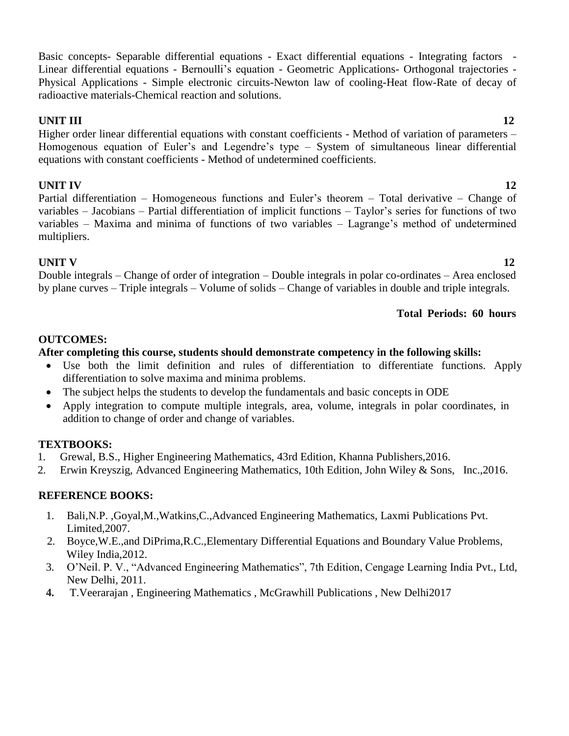Basic concepts- Separable differential equations - Exact differential equations - Integrating factors - Linear differential equations - Bernoulli's equation - Geometric Applications- Orthogonal trajectories - Physical Applications - Simple electronic circuits-Newton law of cooling-Heat flow-Rate of decay of radioactive materials-Chemical reaction and solutions.

**UNIT III** **12**

Higher order linear differential equations with constant coefficients - Method of variation of parameters – Homogenous equation of Euler's and Legendre's type – System of simultaneous linear differential equations with constant coefficients - Method of undetermined coefficients.

**UNIT IV** **12**

Partial differentiation – Homogeneous functions and Euler's theorem – Total derivative – Change of variables – Jacobians – Partial differentiation of implicit functions – Taylor's series for functions of two variables – Maxima and minima of functions of two variables – Lagrange's method of undetermined multipliers.

**UNIT V** **12**

Double integrals – Change of order of integration – Double integrals in polar co-ordinates – Area enclosed by plane curves – Triple integrals – Volume of solids – Change of variables in double and triple integrals.

**Total Periods: 60 hours**

**OUTCOMES:**

**After completing this course, students should demonstrate competency in the following skills:**

- Use both the limit definition and rules of differentiation to differentiate functions. Apply differentiation to solve maxima and minima problems.
- The subject helps the students to develop the fundamentals and basic concepts in ODE
- Apply integration to compute multiple integrals, area, volume, integrals in polar coordinates, in addition to change of order and change of variables.

**TEXTBOOKS:**

1. Grewal, B.S., Higher Engineering Mathematics, 43rd Edition, Khanna Publishers,2016.
2. Erwin Kreyszig, Advanced Engineering Mathematics, 10th Edition, John Wiley & Sons, Inc.,2016.

**REFERENCE BOOKS:**

1. Bali,N.P. ,Goyal,M.,Watkins,C.,Advanced Engineering Mathematics, Laxmi Publications Pvt. Limited,2007.
2. Boyce,W.E.,and DiPrima,R.C.,Elementary Differential Equations and Boundary Value Problems, Wiley India,2012.
3. O'Neil. P. V., "Advanced Engineering Mathematics", 7th Edition, Cengage Learning India Pvt., Ltd, New Delhi, 2011.
4. T.Veerarajan , Engineering Mathematics , McGrawhill Publications , New Delhi2017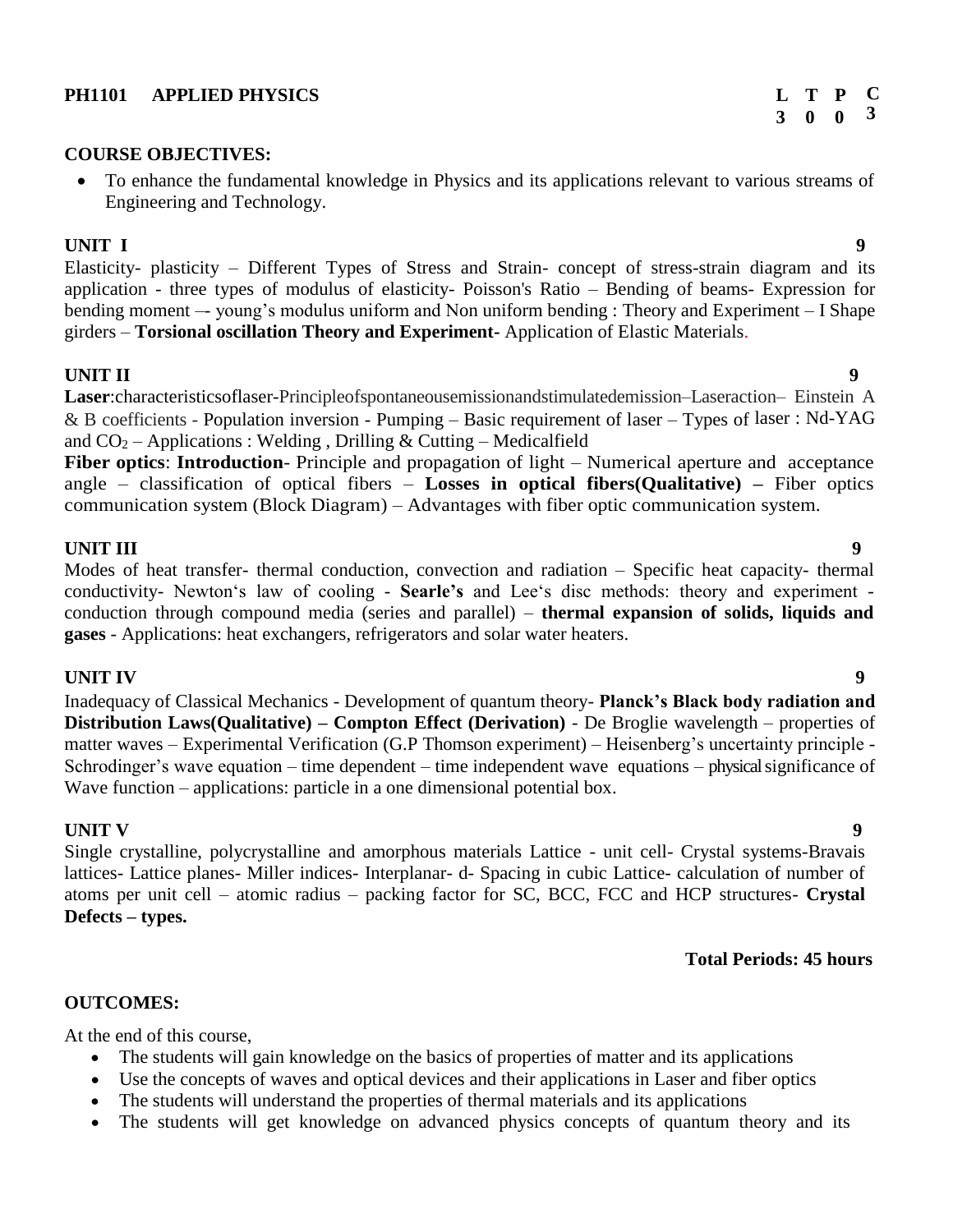## PH1101 APPLIED PHYSICS

| L | T | P | C |
|---|---|---|---|
| 3 | 0 | 0 | 3 |

**COURSE OBJECTIVES:**

- To enhance the fundamental knowledge in Physics and its applications relevant to various streams of Engineering and Technology.

**UNIT I** **9**

Elasticity- plasticity – Different Types of Stress and Strain- concept of stress-strain diagram and its application - three types of modulus of elasticity- Poisson's Ratio – Bending of beams- Expression for bending moment –- young's modulus uniform and Non uniform bending : Theory and Experiment – I Shape girders – **Torsional oscillation Theory and Experiment**- Application of Elastic Materials.

**UNIT II** **9**

**Laser**:characteristicsoflaser-Principleofspontaneousemissionandstimulatedemission–Laseraction– Einstein A & B coefficients - Population inversion - Pumping – Basic requirement of laser – Types of laser : Nd-YAG and $CO_2$ – Applications : Welding , Drilling & Cutting – Medicalfield

**Fiber optics**: **Introduction**- Principle and propagation of light – Numerical aperture and acceptance angle – classification of optical fibers – **Losses in optical fibers(Qualitative) –** Fiber optics communication system (Block Diagram) – Advantages with fiber optic communication system.

**UNIT III** **9**

Modes of heat transfer- thermal conduction, convection and radiation – Specific heat capacity- thermal conductivity- Newton's law of cooling - **Searle's** and Lee's disc methods: theory and experiment - conduction through compound media (series and parallel) – **thermal expansion of solids, liquids and gases** - Applications: heat exchangers, refrigerators and solar water heaters.

**UNIT IV** **9**

Inadequacy of Classical Mechanics - Development of quantum theory- **Planck's Black body radiation and Distribution Laws(Qualitative) – Compton Effect (Derivation)** - De Broglie wavelength – properties of matter waves – Experimental Verification (G.P Thomson experiment) – Heisenberg's uncertainty principle - Schrodinger's wave equation – time dependent – time independent wave equations – physical significance of Wave function – applications: particle in a one dimensional potential box.

**UNIT V** **9**

Single crystalline, polycrystalline and amorphous materials Lattice - unit cell- Crystal systems-Bravais lattices- Lattice planes- Miller indices- Interplanar- d- Spacing in cubic Lattice- calculation of number of atoms per unit cell – atomic radius – packing factor for SC, BCC, FCC and HCP structures- **Crystal Defects – types.**

**Total Periods: 45 hours**

**OUTCOMES:**

At the end of this course,

- The students will gain knowledge on the basics of properties of matter and its applications
- Use the concepts of waves and optical devices and their applications in Laser and fiber optics
- The students will understand the properties of thermal materials and its applications
- The students will get knowledge on advanced physics concepts of quantum theory and its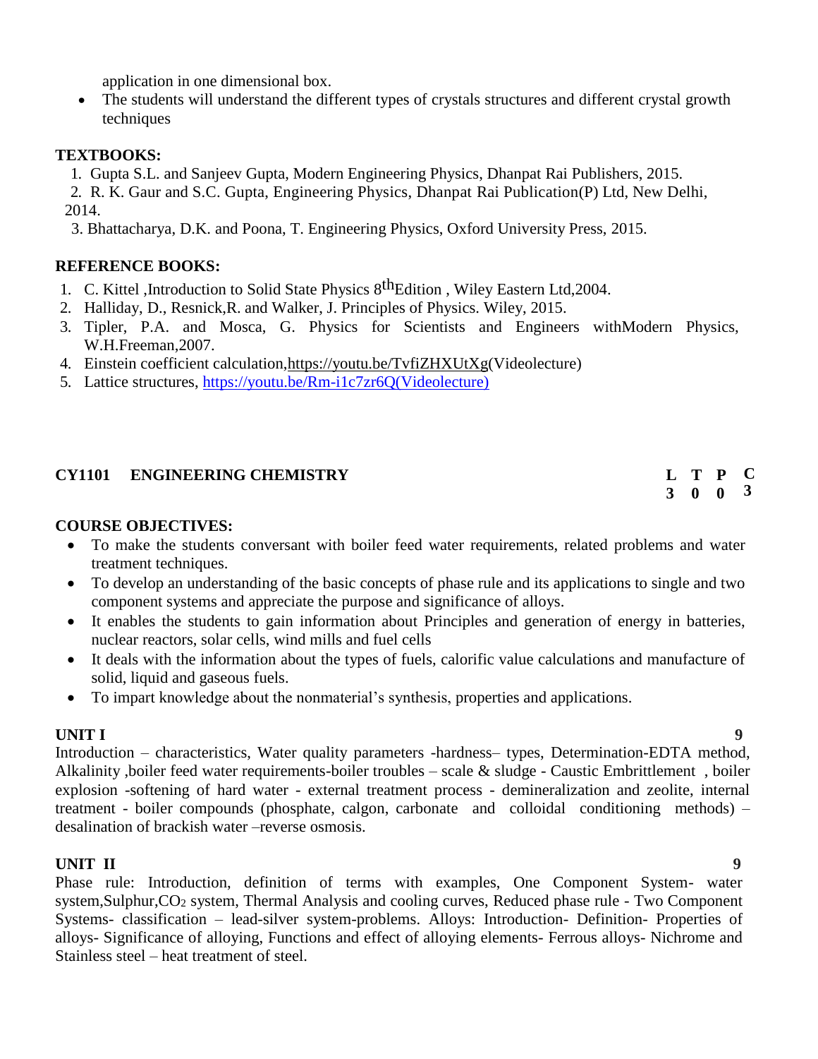application in one dimensional box.

- The students will understand the different types of crystals structures and different crystal growth techniques

**TEXTBOOKS:**

1. Gupta S.L. and Sanjeev Gupta, Modern Engineering Physics, Dhanpat Rai Publishers, 2015.
2. R. K. Gaur and S.C. Gupta, Engineering Physics, Dhanpat Rai Publication(P) Ltd, New Delhi, 2014.
3. Bhattacharya, D.K. and Poona, T. Engineering Physics, Oxford University Press, 2015.

**REFERENCE BOOKS:**

1. C. Kittel ,Introduction to Solid State Physics $8^{th}$Edition , Wiley Eastern Ltd,2004.
2. Halliday, D., Resnick,R. and Walker, J. Principles of Physics. Wiley, 2015.
3. Tipler, P.A. and Mosca, G. Physics for Scientists and Engineers withModern Physics, W.H.Freeman,2007.
4. Einstein coefficient calculation,https://youtu.be/TvfiZHXUtXg(Videolecture)
5. Lattice structures, https://youtu.be/Rm-i1c7zr6Q(Videolecture)

## CY1101 ENGINEERING CHEMISTRY

| L | T | P | C |
|---|---|---|---|
| 3 | 0 | 0 | 3 |

**COURSE OBJECTIVES:**

- To make the students conversant with boiler feed water requirements, related problems and water treatment techniques.
- To develop an understanding of the basic concepts of phase rule and its applications to single and two component systems and appreciate the purpose and significance of alloys.
- It enables the students to gain information about Principles and generation of energy in batteries, nuclear reactors, solar cells, wind mills and fuel cells
- It deals with the information about the types of fuels, calorific value calculations and manufacture of solid, liquid and gaseous fuels.
- To impart knowledge about the nonmaterial's synthesis, properties and applications.

**UNIT I** **9**

Introduction – characteristics, Water quality parameters -hardness– types, Determination-EDTA method, Alkalinity ,boiler feed water requirements-boiler troubles – scale & sludge - Caustic Embrittlement , boiler explosion -softening of hard water - external treatment process - demineralization and zeolite, internal treatment - boiler compounds (phosphate, calgon, carbonate and colloidal conditioning methods) – desalination of brackish water –reverse osmosis.

**UNIT II** **9**

Phase rule: Introduction, definition of terms with examples, One Component System- water system,Sulphur,$CO_2$ system, Thermal Analysis and cooling curves, Reduced phase rule - Two Component Systems- classification – lead-silver system-problems. Alloys: Introduction- Definition- Properties of alloys- Significance of alloying, Functions and effect of alloying elements- Ferrous alloys- Nichrome and Stainless steel – heat treatment of steel.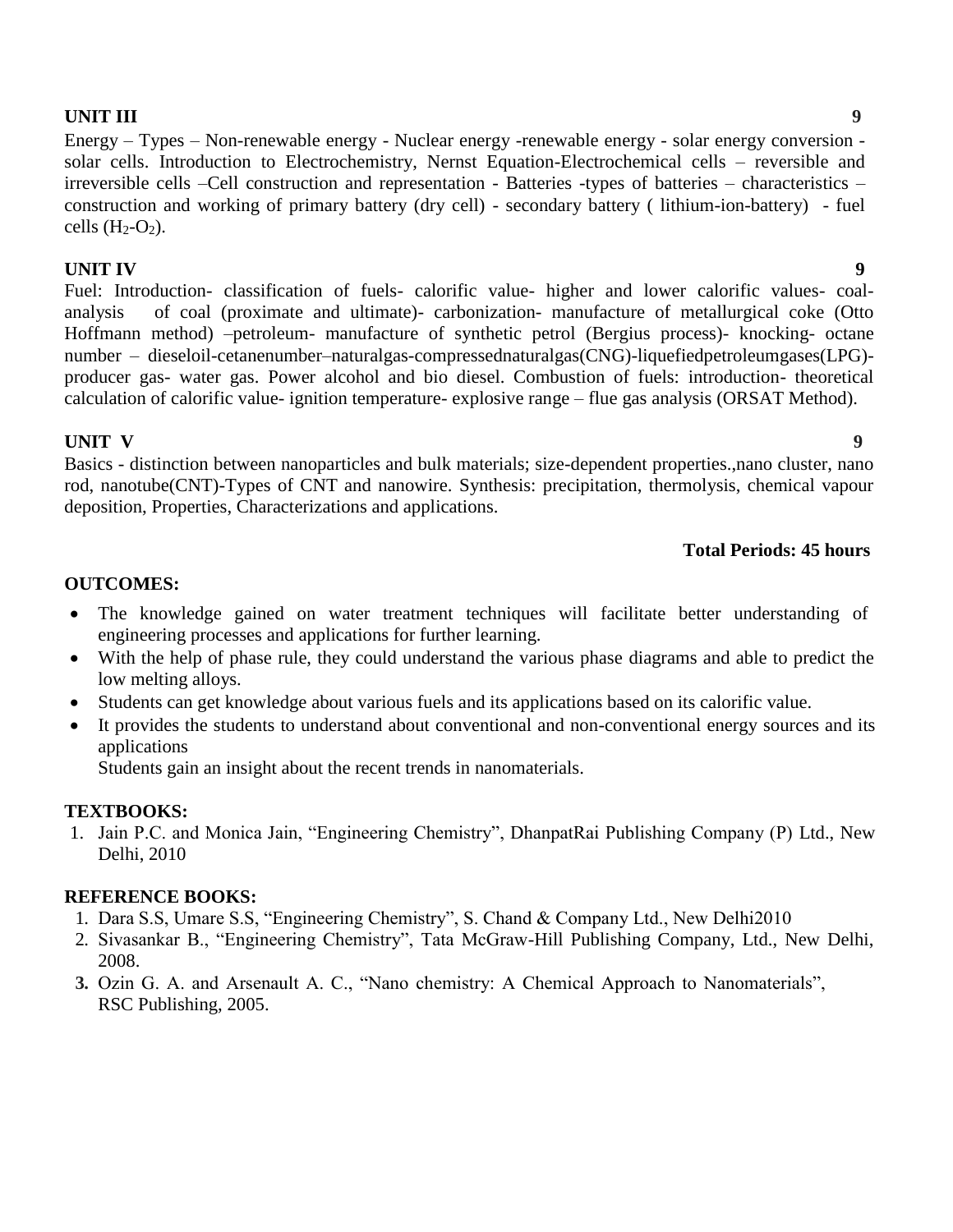**UNIT III** **9**

Energy – Types – Non-renewable energy - Nuclear energy -renewable energy - solar energy conversion - solar cells. Introduction to Electrochemistry, Nernst Equation-Electrochemical cells – reversible and irreversible cells –Cell construction and representation - Batteries -types of batteries – characteristics – construction and working of primary battery (dry cell) - secondary battery ( lithium-ion-battery) - fuel cells ($H_2$-$O_2$).

**UNIT IV** **9**

Fuel: Introduction- classification of fuels- calorific value- higher and lower calorific values- coal- analysis of coal (proximate and ultimate)- carbonization- manufacture of metallurgical coke (Otto Hoffmann method) –petroleum- manufacture of synthetic petrol (Bergius process)- knocking- octane number – dieseloil-cetanenumber–naturalgas-compressednaturalgas(CNG)-liquefiedpetroleumgases(LPG)- producer gas- water gas. Power alcohol and bio diesel. Combustion of fuels: introduction- theoretical calculation of calorific value- ignition temperature- explosive range – flue gas analysis (ORSAT Method).

**UNIT V** **9**

Basics - distinction between nanoparticles and bulk materials; size-dependent properties.,nano cluster, nano rod, nanotube(CNT)-Types of CNT and nanowire. Synthesis: precipitation, thermolysis, chemical vapour deposition, Properties, Characterizations and applications.

**Total Periods: 45 hours**

**OUTCOMES:**

- The knowledge gained on water treatment techniques will facilitate better understanding of engineering processes and applications for further learning.
- With the help of phase rule, they could understand the various phase diagrams and able to predict the low melting alloys.
- Students can get knowledge about various fuels and its applications based on its calorific value.
- It provides the students to understand about conventional and non-conventional energy sources and its applications
  Students gain an insight about the recent trends in nanomaterials.

**TEXTBOOKS:**

1. Jain P.C. and Monica Jain, "Engineering Chemistry", DhanpatRai Publishing Company (P) Ltd., New Delhi, 2010

**REFERENCE BOOKS:**

1. Dara S.S, Umare S.S, "Engineering Chemistry", S. Chand & Company Ltd., New Delhi2010
2. Sivasankar B., "Engineering Chemistry", Tata McGraw-Hill Publishing Company, Ltd., New Delhi, 2008.
3. Ozin G. A. and Arsenault A. C., "Nano chemistry: A Chemical Approach to Nanomaterials", RSC Publishing, 2005.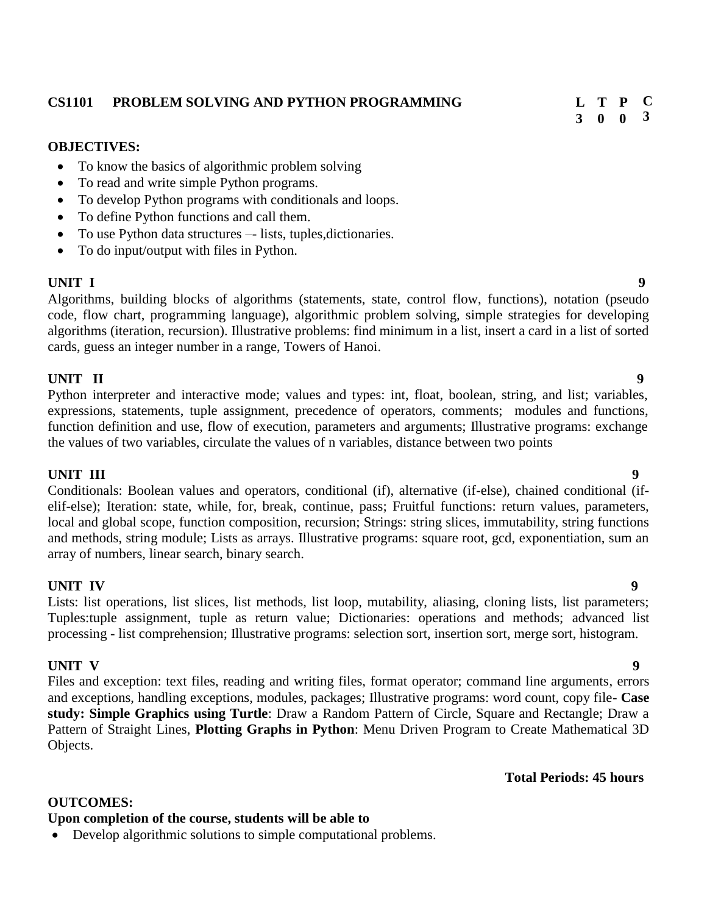## CS1101 PROBLEM SOLVING AND PYTHON PROGRAMMING

| L | T | P | C |
|---|---|---|---|
| 3 | 0 | 0 | 3 |

### OBJECTIVES:

- To know the basics of algorithmic problem solving
- To read and write simple Python programs.
- To develop Python programs with conditionals and loops.
- To define Python functions and call them.
- To use Python data structures –- lists, tuples,dictionaries.
- To do input/output with files in Python.

### UNIT I — 9

Algorithms, building blocks of algorithms (statements, state, control flow, functions), notation (pseudo code, flow chart, programming language), algorithmic problem solving, simple strategies for developing algorithms (iteration, recursion). Illustrative problems: find minimum in a list, insert a card in a list of sorted cards, guess an integer number in a range, Towers of Hanoi.

### UNIT II — 9

Python interpreter and interactive mode; values and types: int, float, boolean, string, and list; variables, expressions, statements, tuple assignment, precedence of operators, comments; modules and functions, function definition and use, flow of execution, parameters and arguments; Illustrative programs: exchange the values of two variables, circulate the values of n variables, distance between two points

### UNIT III — 9

Conditionals: Boolean values and operators, conditional (if), alternative (if-else), chained conditional (if-elif-else); Iteration: state, while, for, break, continue, pass; Fruitful functions: return values, parameters, local and global scope, function composition, recursion; Strings: string slices, immutability, string functions and methods, string module; Lists as arrays. Illustrative programs: square root, gcd, exponentiation, sum an array of numbers, linear search, binary search.

### UNIT IV — 9

Lists: list operations, list slices, list methods, list loop, mutability, aliasing, cloning lists, list parameters; Tuples:tuple assignment, tuple as return value; Dictionaries: operations and methods; advanced list processing - list comprehension; Illustrative programs: selection sort, insertion sort, merge sort, histogram.

### UNIT V — 9

Files and exception: text files, reading and writing files, format operator; command line arguments, errors and exceptions, handling exceptions, modules, packages; Illustrative programs: word count, copy file- **Case study: Simple Graphics using Turtle**: Draw a Random Pattern of Circle, Square and Rectangle; Draw a Pattern of Straight Lines, **Plotting Graphs in Python**: Menu Driven Program to Create Mathematical 3D Objects.

**Total Periods: 45 hours**

### OUTCOMES:

**Upon completion of the course, students will be able to**

- Develop algorithmic solutions to simple computational problems.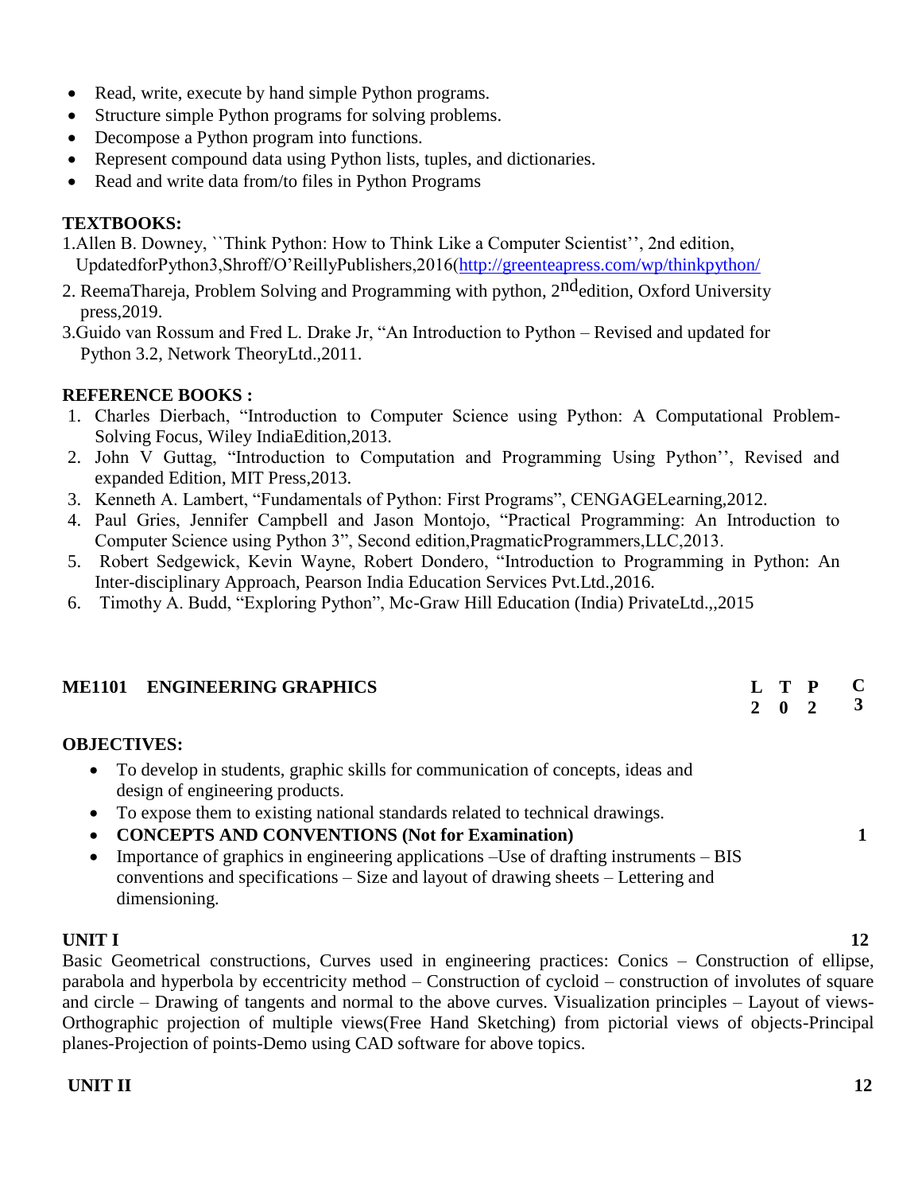- Read, write, execute by hand simple Python programs.
- Structure simple Python programs for solving problems.
- Decompose a Python program into functions.
- Represent compound data using Python lists, tuples, and dictionaries.
- Read and write data from/to files in Python Programs

**TEXTBOOKS:**

1.Allen B. Downey, ``Think Python: How to Think Like a Computer Scientist'', 2nd edition, UpdatedforPython3,Shroff/O'ReillyPublishers,2016(http://greenteapress.com/wp/thinkpython/

2. ReemaThareja, Problem Solving and Programming with python, 2ndedition, Oxford University press,2019.

3.Guido van Rossum and Fred L. Drake Jr, "An Introduction to Python – Revised and updated for Python 3.2, Network TheoryLtd.,2011.

**REFERENCE BOOKS :**

1. Charles Dierbach, "Introduction to Computer Science using Python: A Computational Problem-Solving Focus, Wiley IndiaEdition,2013.
2. John V Guttag, "Introduction to Computation and Programming Using Python'', Revised and expanded Edition, MIT Press,2013.
3. Kenneth A. Lambert, "Fundamentals of Python: First Programs", CENGAGELearning,2012.
4. Paul Gries, Jennifer Campbell and Jason Montojo, "Practical Programming: An Introduction to Computer Science using Python 3", Second edition,PragmaticProgrammers,LLC,2013.
5. Robert Sedgewick, Kevin Wayne, Robert Dondero, "Introduction to Programming in Python: An Inter-disciplinary Approach, Pearson India Education Services Pvt.Ltd.,2016.
6. Timothy A. Budd, "Exploring Python", Mc-Graw Hill Education (India) PrivateLtd.,,2015

**ME1101 ENGINEERING GRAPHICS**

| L | T | P | C |
|---|---|---|---|
| 2 | 0 | 2 | 3 |

**OBJECTIVES:**

- To develop in students, graphic skills for communication of concepts, ideas and design of engineering products.
- To expose them to existing national standards related to technical drawings.
- **CONCEPTS AND CONVENTIONS (Not for Examination)** **1**
- Importance of graphics in engineering applications –Use of drafting instruments – BIS conventions and specifications – Size and layout of drawing sheets – Lettering and dimensioning.

**UNIT I** **12**

Basic Geometrical constructions, Curves used in engineering practices: Conics – Construction of ellipse, parabola and hyperbola by eccentricity method – Construction of cycloid – construction of involutes of square and circle – Drawing of tangents and normal to the above curves. Visualization principles – Layout of views-Orthographic projection of multiple views(Free Hand Sketching) from pictorial views of objects-Principal planes-Projection of points-Demo using CAD software for above topics.

**UNIT II** **12**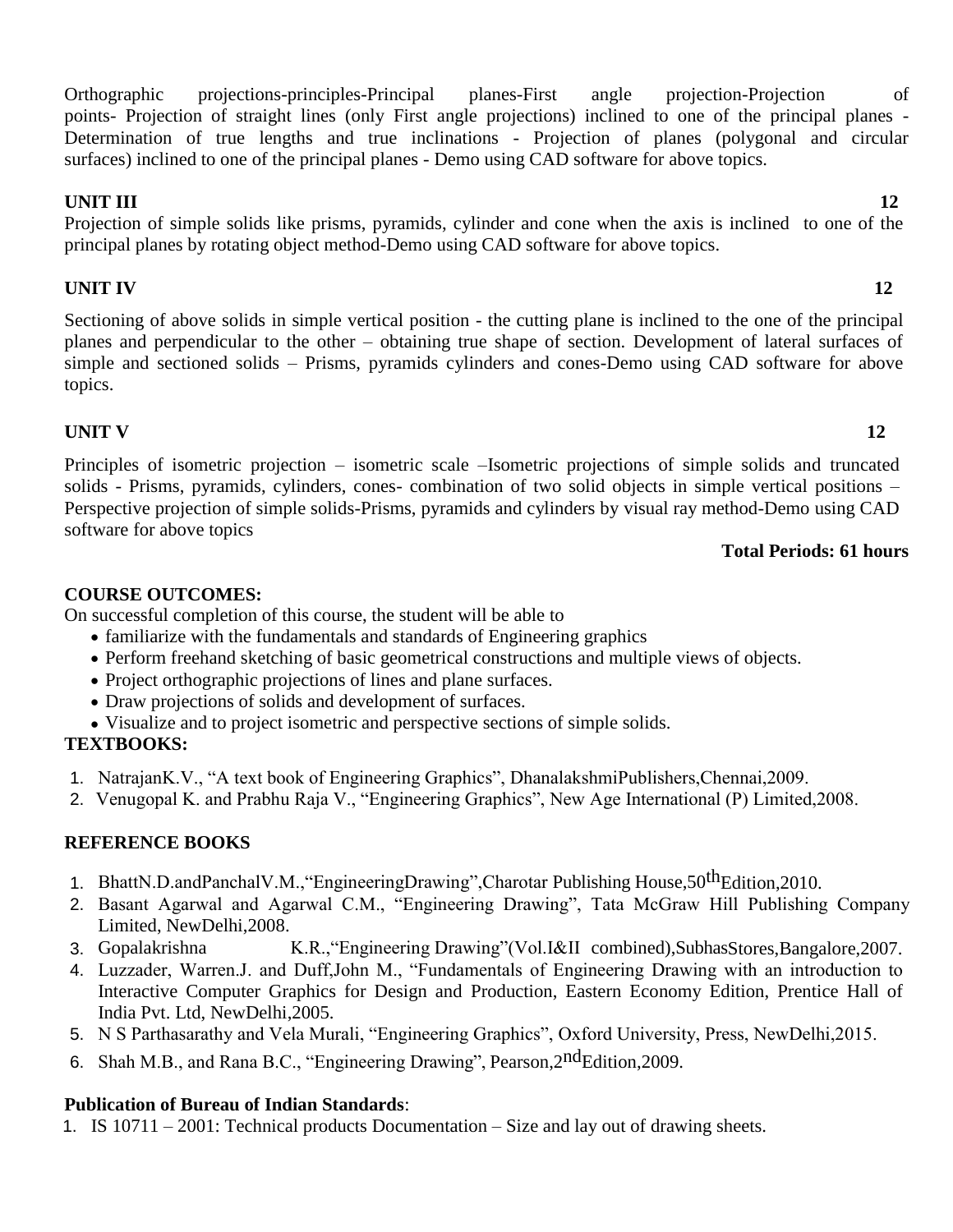Orthographic projections-principles-Principal planes-First angle projection-Projection of points- Projection of straight lines (only First angle projections) inclined to one of the principal planes - Determination of true lengths and true inclinations - Projection of planes (polygonal and circular surfaces) inclined to one of the principal planes - Demo using CAD software for above topics.

**UNIT III** **12**

Projection of simple solids like prisms, pyramids, cylinder and cone when the axis is inclined to one of the principal planes by rotating object method-Demo using CAD software for above topics.

**UNIT IV** **12**

Sectioning of above solids in simple vertical position - the cutting plane is inclined to the one of the principal planes and perpendicular to the other – obtaining true shape of section. Development of lateral surfaces of simple and sectioned solids – Prisms, pyramids cylinders and cones-Demo using CAD software for above topics.

**UNIT V** **12**

Principles of isometric projection – isometric scale –Isometric projections of simple solids and truncated solids - Prisms, pyramids, cylinders, cones- combination of two solid objects in simple vertical positions – Perspective projection of simple solids-Prisms, pyramids and cylinders by visual ray method-Demo using CAD software for above topics

**Total Periods: 61 hours**

**COURSE OUTCOMES:**

On successful completion of this course, the student will be able to

- familiarize with the fundamentals and standards of Engineering graphics
- Perform freehand sketching of basic geometrical constructions and multiple views of objects.
- Project orthographic projections of lines and plane surfaces.
- Draw projections of solids and development of surfaces.
- Visualize and to project isometric and perspective sections of simple solids.

**TEXTBOOKS:**

1. NatrajanK.V., "A text book of Engineering Graphics", DhanalakshmiPublishers,Chennai,2009.
2. Venugopal K. and Prabhu Raja V., "Engineering Graphics", New Age International (P) Limited,2008.

**REFERENCE BOOKS**

1. BhattN.D.andPanchalV.M.,"EngineeringDrawing",Charotar Publishing House,50th Edition,2010.
2. Basant Agarwal and Agarwal C.M., "Engineering Drawing", Tata McGraw Hill Publishing Company Limited, NewDelhi,2008.
3. Gopalakrishna K.R.,"Engineering Drawing"(Vol.I&II combined),SubhasStores,Bangalore,2007.
4. Luzzader, Warren.J. and Duff,John M., "Fundamentals of Engineering Drawing with an introduction to Interactive Computer Graphics for Design and Production, Eastern Economy Edition, Prentice Hall of India Pvt. Ltd, NewDelhi,2005.
5. N S Parthasarathy and Vela Murali, "Engineering Graphics", Oxford University, Press, NewDelhi,2015.
6. Shah M.B., and Rana B.C., "Engineering Drawing", Pearson,2nd Edition,2009.

**Publication of Bureau of Indian Standards**:

1. IS 10711 – 2001: Technical products Documentation – Size and lay out of drawing sheets.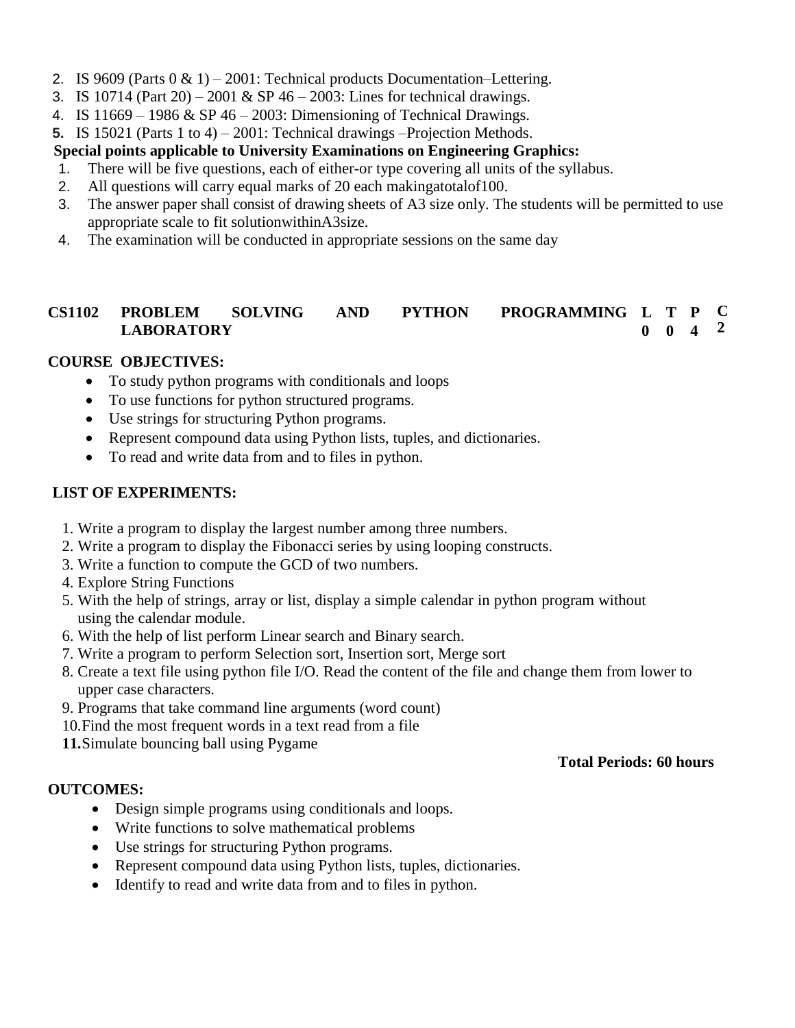2. IS 9609 (Parts 0 & 1) – 2001: Technical products Documentation–Lettering.
3. IS 10714 (Part 20) – 2001 & SP 46 – 2003: Lines for technical drawings.
4. IS 11669 – 1986 & SP 46 – 2003: Dimensioning of Technical Drawings.
5. IS 15021 (Parts 1 to 4) – 2001: Technical drawings –Projection Methods.

**Special points applicable to University Examinations on Engineering Graphics:**

1. There will be five questions, each of either-or type covering all units of the syllabus.
2. All questions will carry equal marks of 20 each makingatotalof100.
3. The answer paper shall consist of drawing sheets of A3 size only. The students will be permitted to use appropriate scale to fit solutionwithinA3size.
4. The examination will be conducted in appropriate sessions on the same day

| **CS1102** | **PROBLEM SOLVING AND PYTHON PROGRAMMING LABORATORY** | **L** | **T** | **P** | **C** |
|---|---|---|---|---|---|
| | | **0** | **0** | **4** | **2** |

**COURSE OBJECTIVES:**

- To study python programs with conditionals and loops
- To use functions for python structured programs.
- Use strings for structuring Python programs.
- Represent compound data using Python lists, tuples, and dictionaries.
- To read and write data from and to files in python.

**LIST OF EXPERIMENTS:**

1. Write a program to display the largest number among three numbers.
2. Write a program to display the Fibonacci series by using looping constructs.
3. Write a function to compute the GCD of two numbers.
4. Explore String Functions
5. With the help of strings, array or list, display a simple calendar in python program without using the calendar module.
6. With the help of list perform Linear search and Binary search.
7. Write a program to perform Selection sort, Insertion sort, Merge sort
8. Create a text file using python file I/O. Read the content of the file and change them from lower to upper case characters.
9. Programs that take command line arguments (word count)
10. Find the most frequent words in a text read from a file
11. Simulate bouncing ball using Pygame

**Total Periods: 60 hours**

**OUTCOMES:**

- Design simple programs using conditionals and loops.
- Write functions to solve mathematical problems
- Use strings for structuring Python programs.
- Represent compound data using Python lists, tuples, dictionaries.
- Identify to read and write data from and to files in python.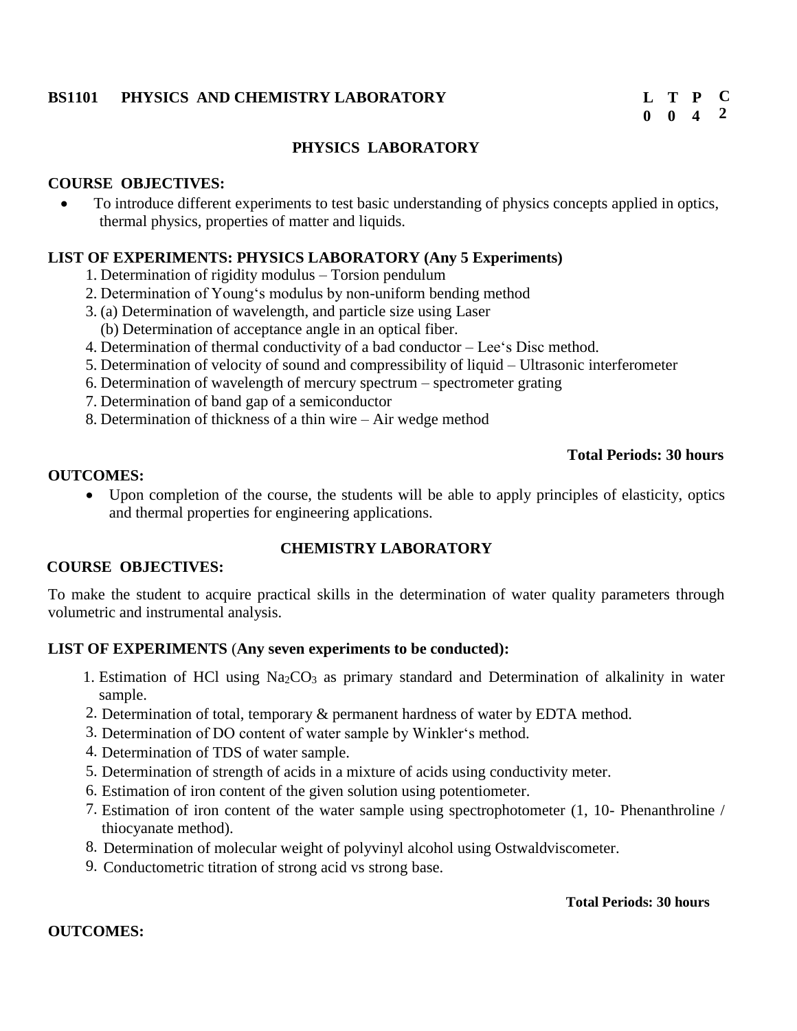## BS1101 PHYSICS AND CHEMISTRY LABORATORY

| L | T | P | C |
|---|---|---|---|
| 0 | 0 | 4 | 2 |

### PHYSICS LABORATORY

**COURSE OBJECTIVES:**

- To introduce different experiments to test basic understanding of physics concepts applied in optics, thermal physics, properties of matter and liquids.

**LIST OF EXPERIMENTS: PHYSICS LABORATORY (Any 5 Experiments)**

1. Determination of rigidity modulus – Torsion pendulum
2. Determination of Young's modulus by non-uniform bending method
3. (a) Determination of wavelength, and particle size using Laser
   (b) Determination of acceptance angle in an optical fiber.
4. Determination of thermal conductivity of a bad conductor – Lee's Disc method.
5. Determination of velocity of sound and compressibility of liquid – Ultrasonic interferometer
6. Determination of wavelength of mercury spectrum – spectrometer grating
7. Determination of band gap of a semiconductor
8. Determination of thickness of a thin wire – Air wedge method

**Total Periods: 30 hours**

**OUTCOMES:**

- Upon completion of the course, the students will be able to apply principles of elasticity, optics and thermal properties for engineering applications.

### CHEMISTRY LABORATORY

**COURSE OBJECTIVES:**

To make the student to acquire practical skills in the determination of water quality parameters through volumetric and instrumental analysis.

**LIST OF EXPERIMENTS** (**Any seven experiments to be conducted):**

1. Estimation of HCl using $Na_2CO_3$ as primary standard and Determination of alkalinity in water sample.
2. Determination of total, temporary & permanent hardness of water by EDTA method.
3. Determination of DO content of water sample by Winkler's method.
4. Determination of TDS of water sample.
5. Determination of strength of acids in a mixture of acids using conductivity meter.
6. Estimation of iron content of the given solution using potentiometer.
7. Estimation of iron content of the water sample using spectrophotometer (1, 10- Phenanthroline / thiocyanate method).
8. Determination of molecular weight of polyvinyl alcohol using Ostwaldviscometer.
9. Conductometric titration of strong acid vs strong base.

**Total Periods: 30 hours**

**OUTCOMES:**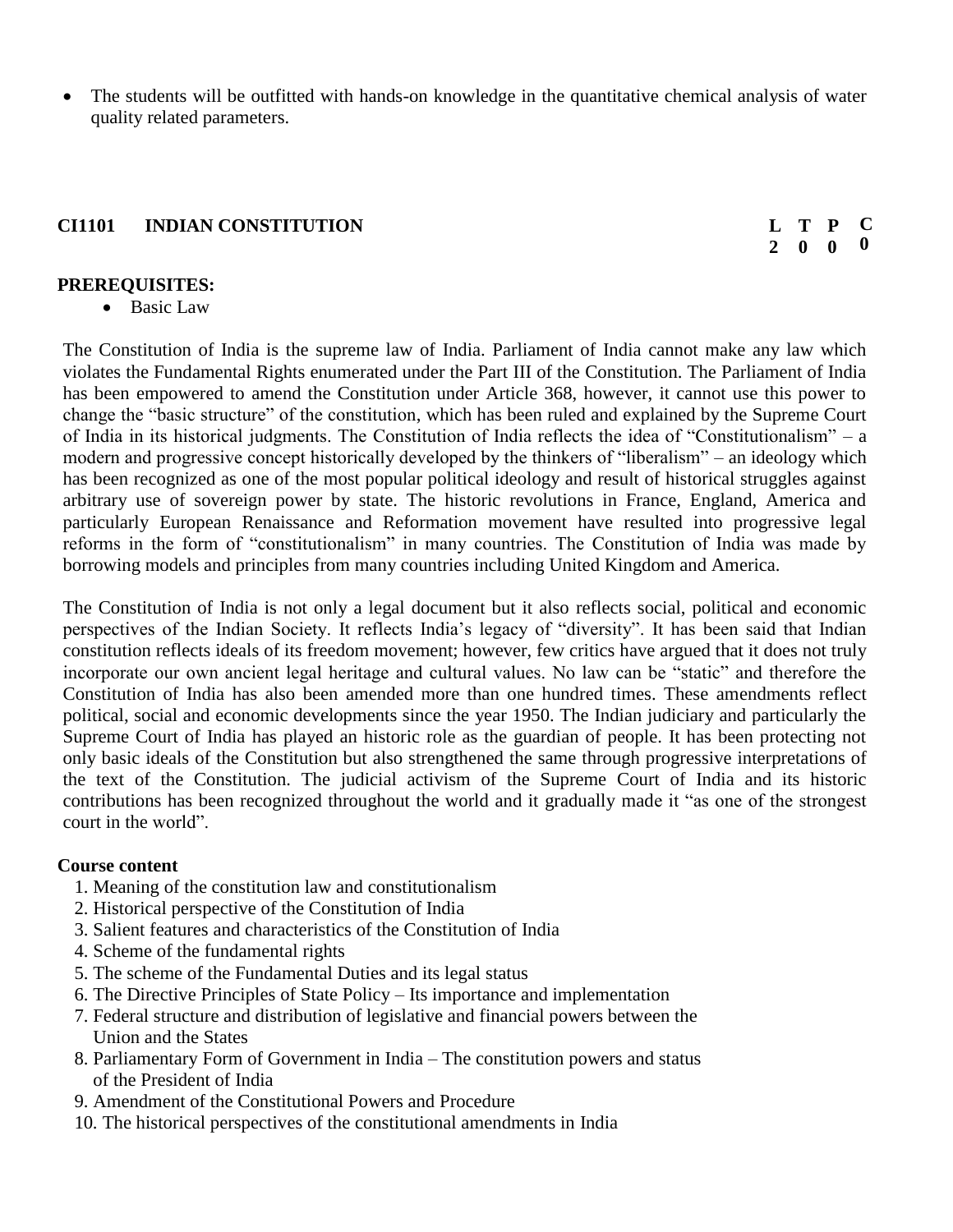- The students will be outfitted with hands-on knowledge in the quantitative chemical analysis of water quality related parameters.

## CI1101 INDIAN CONSTITUTION

| L | T | P | C |
|---|---|---|---|
| 2 | 0 | 0 | 0 |

**PREREQUISITES:**

- Basic Law

The Constitution of India is the supreme law of India. Parliament of India cannot make any law which violates the Fundamental Rights enumerated under the Part III of the Constitution. The Parliament of India has been empowered to amend the Constitution under Article 368, however, it cannot use this power to change the "basic structure" of the constitution, which has been ruled and explained by the Supreme Court of India in its historical judgments. The Constitution of India reflects the idea of "Constitutionalism" – a modern and progressive concept historically developed by the thinkers of "liberalism" – an ideology which has been recognized as one of the most popular political ideology and result of historical struggles against arbitrary use of sovereign power by state. The historic revolutions in France, England, America and particularly European Renaissance and Reformation movement have resulted into progressive legal reforms in the form of "constitutionalism" in many countries. The Constitution of India was made by borrowing models and principles from many countries including United Kingdom and America.

The Constitution of India is not only a legal document but it also reflects social, political and economic perspectives of the Indian Society. It reflects India's legacy of "diversity". It has been said that Indian constitution reflects ideals of its freedom movement; however, few critics have argued that it does not truly incorporate our own ancient legal heritage and cultural values. No law can be "static" and therefore the Constitution of India has also been amended more than one hundred times. These amendments reflect political, social and economic developments since the year 1950. The Indian judiciary and particularly the Supreme Court of India has played an historic role as the guardian of people. It has been protecting not only basic ideals of the Constitution but also strengthened the same through progressive interpretations of the text of the Constitution. The judicial activism of the Supreme Court of India and its historic contributions has been recognized throughout the world and it gradually made it "as one of the strongest court in the world".

**Course content**

1. Meaning of the constitution law and constitutionalism
2. Historical perspective of the Constitution of India
3. Salient features and characteristics of the Constitution of India
4. Scheme of the fundamental rights
5. The scheme of the Fundamental Duties and its legal status
6. The Directive Principles of State Policy – Its importance and implementation
7. Federal structure and distribution of legislative and financial powers between the Union and the States
8. Parliamentary Form of Government in India – The constitution powers and status of the President of India
9. Amendment of the Constitutional Powers and Procedure
10. The historical perspectives of the constitutional amendments in India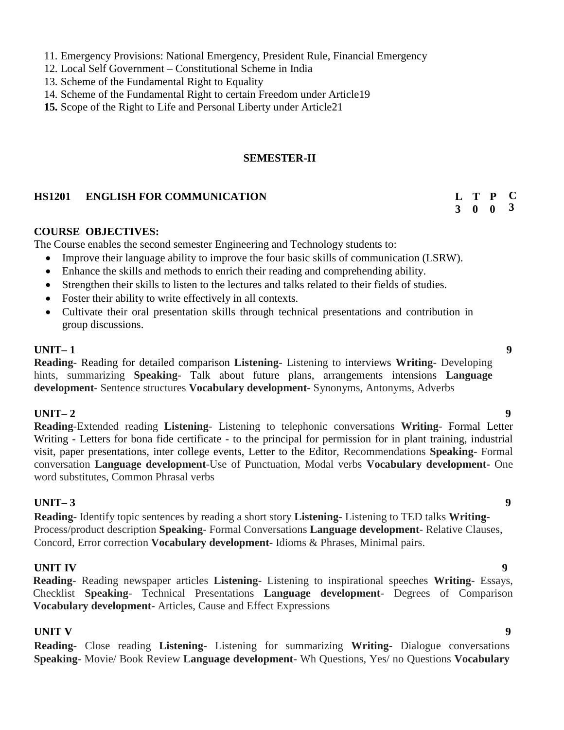11. Emergency Provisions: National Emergency, President Rule, Financial Emergency
12. Local Self Government – Constitutional Scheme in India
13. Scheme of the Fundamental Right to Equality
14. Scheme of the Fundamental Right to certain Freedom under Article19
15. Scope of the Right to Life and Personal Liberty under Article21

## SEMESTER-II

### HS1201 ENGLISH FOR COMMUNICATION

| L | T | P | C |
|---|---|---|---|
| 3 | 0 | 0 | 3 |

**COURSE OBJECTIVES:**

The Course enables the second semester Engineering and Technology students to:

- Improve their language ability to improve the four basic skills of communication (LSRW).
- Enhance the skills and methods to enrich their reading and comprehending ability.
- Strengthen their skills to listen to the lectures and talks related to their fields of studies.
- Foster their ability to write effectively in all contexts.
- Cultivate their oral presentation skills through technical presentations and contribution in group discussions.

**UNIT– 1** **9**

**Reading**- Reading for detailed comparison **Listening**- Listening to interviews **Writing**- Developing hints, summarizing **Speaking**- Talk about future plans, arrangements intensions **Language development**- Sentence structures **Vocabulary development-** Synonyms, Antonyms, Adverbs

**UNIT– 2** **9**

**Reading**-Extended reading **Listening**- Listening to telephonic conversations **Writing**- Formal Letter Writing - Letters for bona fide certificate - to the principal for permission for in plant training, industrial visit, paper presentations, inter college events, Letter to the Editor, Recommendations **Speaking**- Formal conversation **Language development**-Use of Punctuation, Modal verbs **Vocabulary development-** One word substitutes, Common Phrasal verbs

**UNIT– 3** **9**

**Reading**- Identify topic sentences by reading a short story **Listening**- Listening to TED talks **Writing**- Process/product description **Speaking**- Formal Conversations **Language development**- Relative Clauses, Concord, Error correction **Vocabulary development-** Idioms & Phrases, Minimal pairs.

**UNIT IV** **9**

**Reading**- Reading newspaper articles **Listening**- Listening to inspirational speeches **Writing**- Essays, Checklist **Speaking**- Technical Presentations **Language development**- Degrees of Comparison **Vocabulary development-** Articles, Cause and Effect Expressions

**UNIT V** **9**

**Reading**- Close reading **Listening**- Listening for summarizing **Writing**- Dialogue conversations **Speaking**- Movie/ Book Review **Language development**- Wh Questions, Yes/ no Questions **Vocabulary**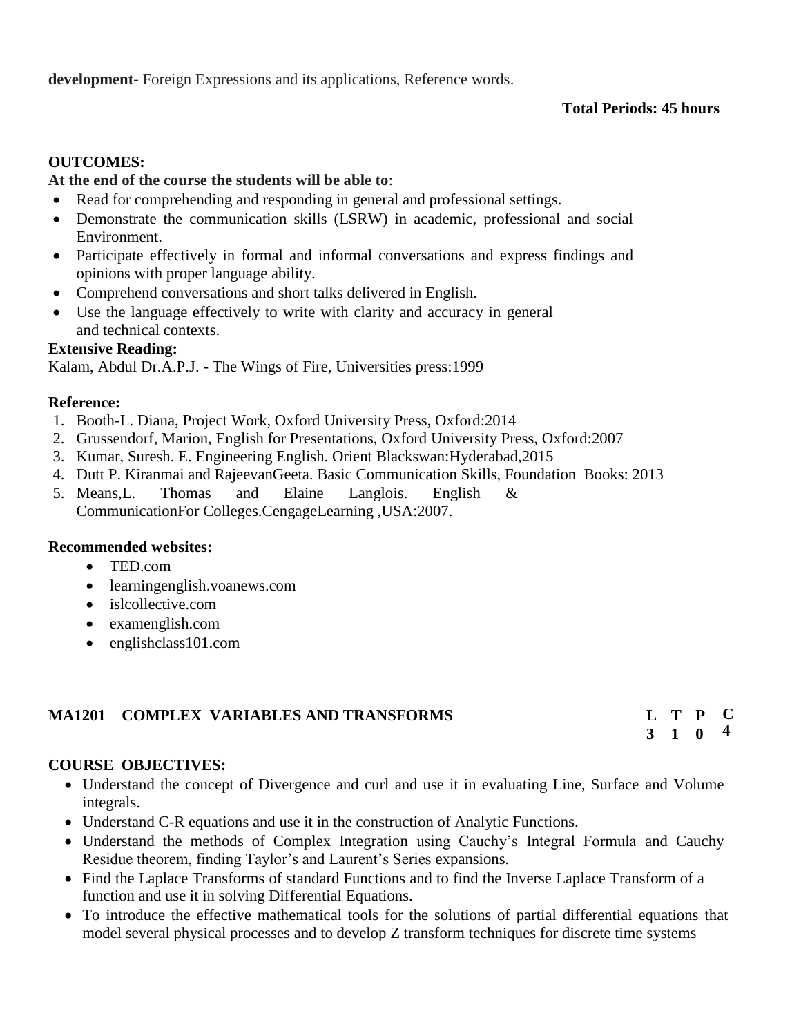**development-** Foreign Expressions and its applications, Reference words.

**Total Periods: 45 hours**

**OUTCOMES:**

**At the end of the course the students will be able to**:

- Read for comprehending and responding in general and professional settings.
- Demonstrate the communication skills (LSRW) in academic, professional and social Environment.
- Participate effectively in formal and informal conversations and express findings and opinions with proper language ability.
- Comprehend conversations and short talks delivered in English.
- Use the language effectively to write with clarity and accuracy in general and technical contexts.

**Extensive Reading:**

Kalam, Abdul Dr.A.P.J. - The Wings of Fire, Universities press:1999

**Reference:**

1. Booth-L. Diana, Project Work, Oxford University Press, Oxford:2014
2. Grussendorf, Marion, English for Presentations, Oxford University Press, Oxford:2007
3. Kumar, Suresh. E. Engineering English. Orient Blackswan:Hyderabad,2015
4. Dutt P. Kiranmai and RajeevanGeeta. Basic Communication Skills, Foundation Books: 2013
5. Means,L. Thomas and Elaine Langlois. English & CommunicationFor Colleges.CengageLearning ,USA:2007.

**Recommended websites:**

- TED.com
- learningenglish.voanews.com
- islcollective.com
- examenglish.com
- englishclass101.com

## MA1201 COMPLEX VARIABLES AND TRANSFORMS

| L | T | P | C |
|---|---|---|---|
| 3 | 1 | 0 | 4 |

**COURSE OBJECTIVES:**

- Understand the concept of Divergence and curl and use it in evaluating Line, Surface and Volume integrals.
- Understand C-R equations and use it in the construction of Analytic Functions.
- Understand the methods of Complex Integration using Cauchy's Integral Formula and Cauchy Residue theorem, finding Taylor's and Laurent's Series expansions.
- Find the Laplace Transforms of standard Functions and to find the Inverse Laplace Transform of a function and use it in solving Differential Equations.
- To introduce the effective mathematical tools for the solutions of partial differential equations that model several physical processes and to develop Z transform techniques for discrete time systems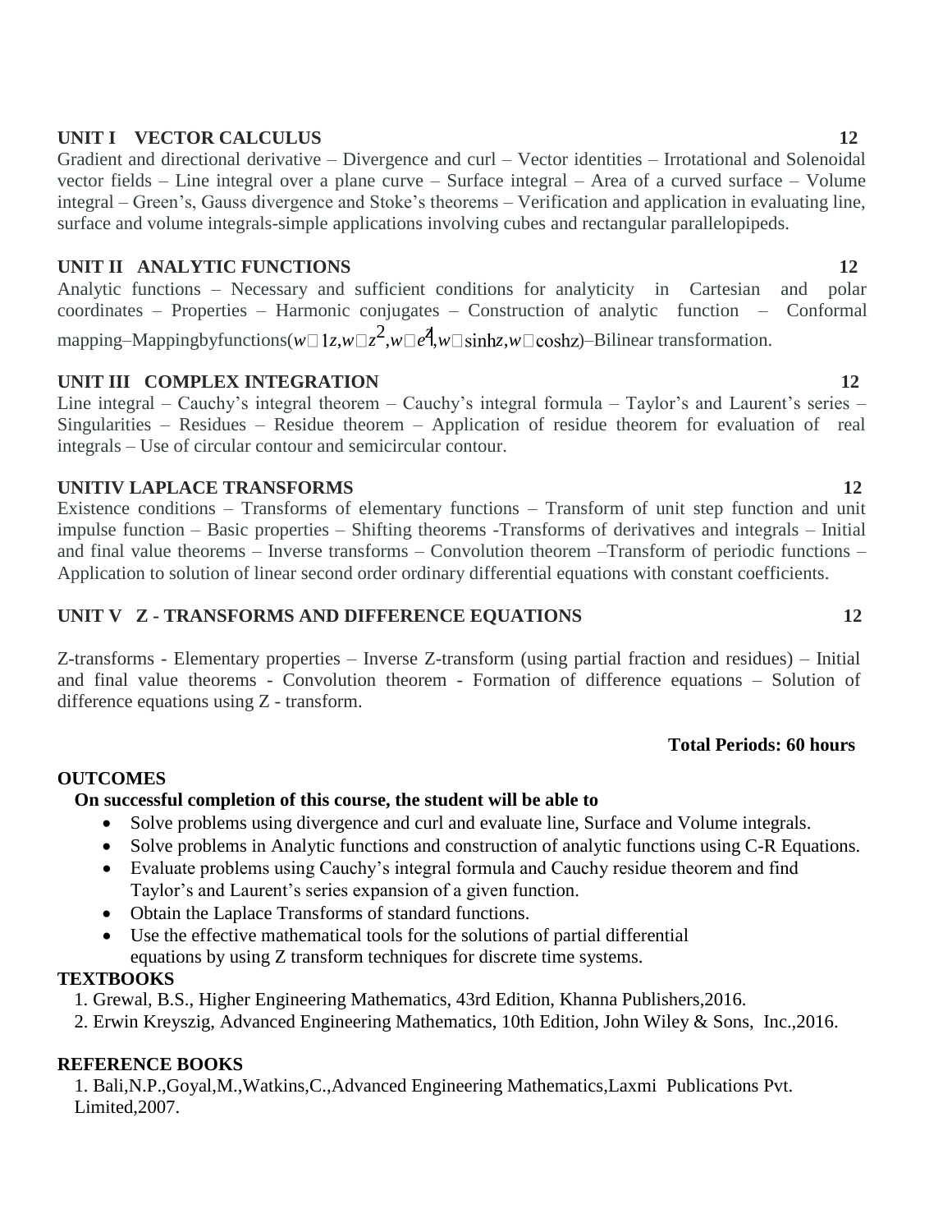**UNIT I VECTOR CALCULUS** **12**

Gradient and directional derivative – Divergence and curl – Vector identities – Irrotational and Solenoidal vector fields – Line integral over a plane curve – Surface integral – Area of a curved surface – Volume integral – Green's, Gauss divergence and Stoke's theorems – Verification and application in evaluating line, surface and volume integrals-simple applications involving cubes and rectangular parallelopipeds.

**UNIT II ANALYTIC FUNCTIONS** **12**

Analytic functions – Necessary and sufficient conditions for analyticity in Cartesian and polar coordinates – Properties – Harmonic conjugates – Construction of analytic function – Conformal mapping–Mappingbyfunctions($w = 1/z, w = z^2, w = e^z, w = \sinh z, w = \cosh z$)–Bilinear transformation.

**UNIT III COMPLEX INTEGRATION** **12**

Line integral – Cauchy's integral theorem – Cauchy's integral formula – Taylor's and Laurent's series – Singularities – Residues – Residue theorem – Application of residue theorem for evaluation of real integrals – Use of circular contour and semicircular contour.

**UNITIV LAPLACE TRANSFORMS** **12**

Existence conditions – Transforms of elementary functions – Transform of unit step function and unit impulse function – Basic properties – Shifting theorems -Transforms of derivatives and integrals – Initial and final value theorems – Inverse transforms – Convolution theorem –Transform of periodic functions – Application to solution of linear second order ordinary differential equations with constant coefficients.

**UNIT V Z - TRANSFORMS AND DIFFERENCE EQUATIONS** **12**

Z-transforms - Elementary properties – Inverse Z-transform (using partial fraction and residues) – Initial and final value theorems - Convolution theorem - Formation of difference equations – Solution of difference equations using Z - transform.

**Total Periods: 60 hours**

**OUTCOMES**

**On successful completion of this course, the student will be able to**

- Solve problems using divergence and curl and evaluate line, Surface and Volume integrals.
- Solve problems in Analytic functions and construction of analytic functions using C-R Equations.
- Evaluate problems using Cauchy's integral formula and Cauchy residue theorem and find Taylor's and Laurent's series expansion of a given function.
- Obtain the Laplace Transforms of standard functions.
- Use the effective mathematical tools for the solutions of partial differential equations by using Z transform techniques for discrete time systems.

**TEXTBOOKS**

1. Grewal, B.S., Higher Engineering Mathematics, 43rd Edition, Khanna Publishers,2016.
2. Erwin Kreyszig, Advanced Engineering Mathematics, 10th Edition, John Wiley & Sons, Inc.,2016.

**REFERENCE BOOKS**

1. Bali,N.P.,Goyal,M.,Watkins,C.,Advanced Engineering Mathematics,Laxmi Publications Pvt. Limited,2007.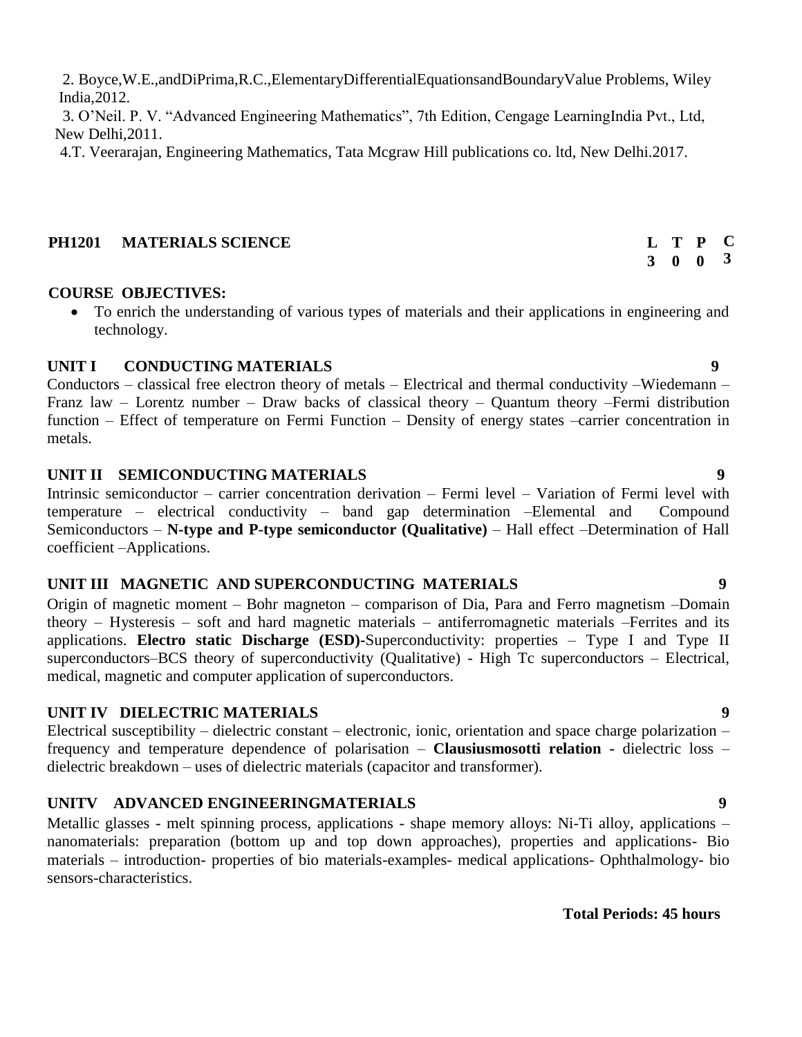2. Boyce,W.E.,andDiPrima,R.C.,ElementaryDifferentialEquationsandBoundaryValue Problems, Wiley India,2012.

3. O'Neil. P. V. "Advanced Engineering Mathematics", 7th Edition, Cengage LearningIndia Pvt., Ltd, New Delhi,2011.

4.T. Veerarajan, Engineering Mathematics, Tata Mcgraw Hill publications co. ltd, New Delhi.2017.

## PH1201 MATERIALS SCIENCE

| L | T | P | C |
|---|---|---|---|
| 3 | 0 | 0 | 3 |

**COURSE OBJECTIVES:**

- To enrich the understanding of various types of materials and their applications in engineering and technology.

**UNIT I CONDUCTING MATERIALS** **9**

Conductors – classical free electron theory of metals – Electrical and thermal conductivity –Wiedemann – Franz law – Lorentz number – Draw backs of classical theory – Quantum theory –Fermi distribution function – Effect of temperature on Fermi Function – Density of energy states –carrier concentration in metals.

**UNIT II SEMICONDUCTING MATERIALS** **9**

Intrinsic semiconductor – carrier concentration derivation – Fermi level – Variation of Fermi level with temperature – electrical conductivity – band gap determination –Elemental and Compound Semiconductors – **N-type and P-type semiconductor (Qualitative)** – Hall effect –Determination of Hall coefficient –Applications.

**UNIT III MAGNETIC AND SUPERCONDUCTING MATERIALS** **9**

Origin of magnetic moment – Bohr magneton – comparison of Dia, Para and Ferro magnetism –Domain theory – Hysteresis – soft and hard magnetic materials – antiferromagnetic materials –Ferrites and its applications. **Electro static Discharge (ESD)-**Superconductivity: properties – Type I and Type II superconductors–BCS theory of superconductivity (Qualitative) - High Tc superconductors – Electrical, medical, magnetic and computer application of superconductors.

**UNIT IV DIELECTRIC MATERIALS** **9**

Electrical susceptibility – dielectric constant – electronic, ionic, orientation and space charge polarization – frequency and temperature dependence of polarisation – **Clausiusmosotti relation -** dielectric loss – dielectric breakdown – uses of dielectric materials (capacitor and transformer).

**UNITV ADVANCED ENGINEERINGMATERIALS** **9**

Metallic glasses - melt spinning process, applications - shape memory alloys: Ni-Ti alloy, applications – nanomaterials: preparation (bottom up and top down approaches), properties and applications- Bio materials – introduction- properties of bio materials-examples- medical applications- Ophthalmology- bio sensors-characteristics.

**Total Periods: 45 hours**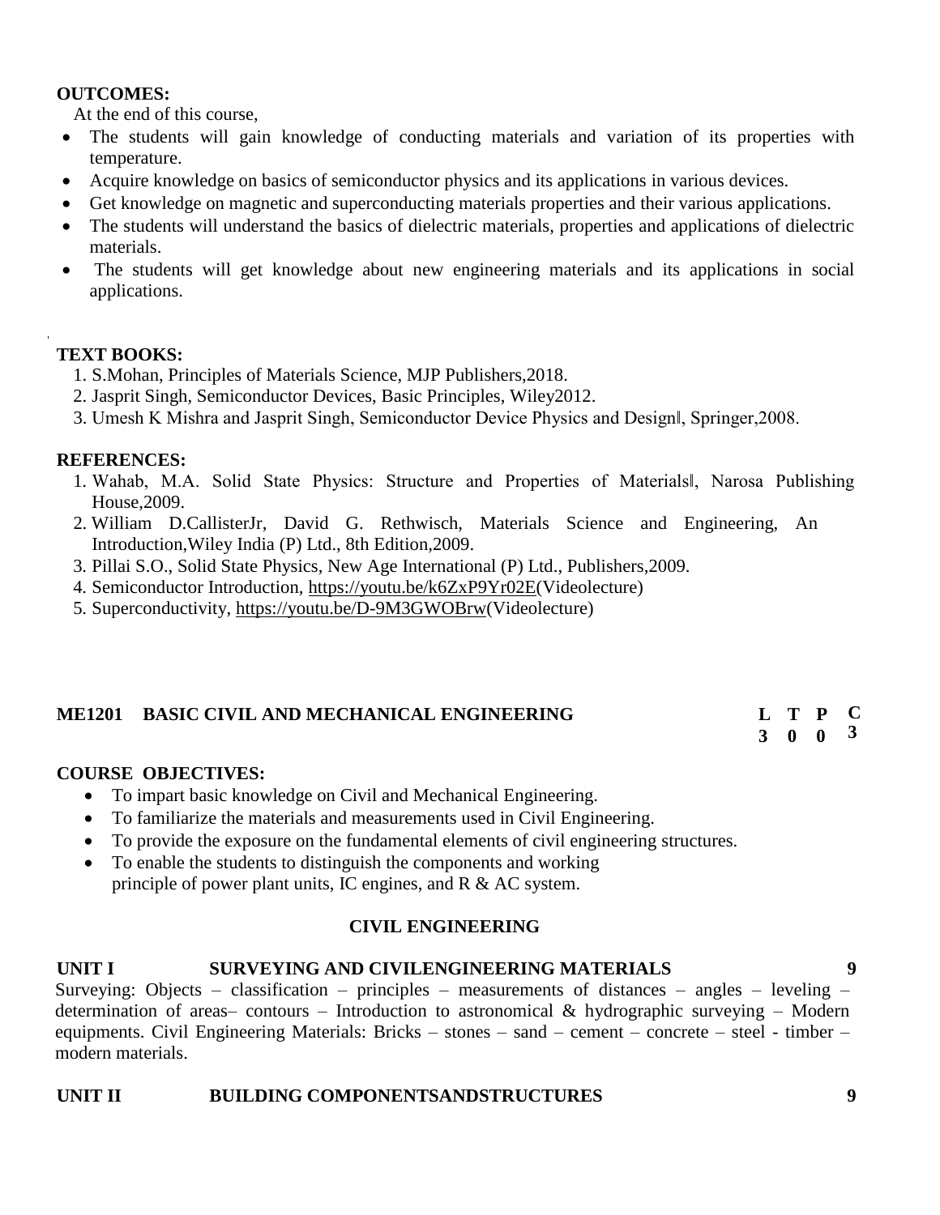**OUTCOMES:**

At the end of this course,

- The students will gain knowledge of conducting materials and variation of its properties with temperature.
- Acquire knowledge on basics of semiconductor physics and its applications in various devices.
- Get knowledge on magnetic and superconducting materials properties and their various applications.
- The students will understand the basics of dielectric materials, properties and applications of dielectric materials.
- The students will get knowledge about new engineering materials and its applications in social applications.

**TEXT BOOKS:**

1. S.Mohan, Principles of Materials Science, MJP Publishers,2018.
2. Jasprit Singh, Semiconductor Devices, Basic Principles, Wiley2012.
3. Umesh K Mishra and Jasprit Singh, Semiconductor Device Physics and Design‖, Springer,2008.

**REFERENCES:**

1. Wahab, M.A. Solid State Physics: Structure and Properties of Materials‖, Narosa Publishing House,2009.
2. William D.CallisterJr, David G. Rethwisch, Materials Science and Engineering, An Introduction,Wiley India (P) Ltd., 8th Edition,2009.
3. Pillai S.O., Solid State Physics, New Age International (P) Ltd., Publishers,2009.
4. Semiconductor Introduction, https://youtu.be/k6ZxP9Yr02E(Videolecture)
5. Superconductivity, https://youtu.be/D-9M3GWOBrw(Videolecture)

## ME1201 BASIC CIVIL AND MECHANICAL ENGINEERING

| L | T | P | C |
|---|---|---|---|
| 3 | 0 | 0 | 3 |

**COURSE OBJECTIVES:**

- To impart basic knowledge on Civil and Mechanical Engineering.
- To familiarize the materials and measurements used in Civil Engineering.
- To provide the exposure on the fundamental elements of civil engineering structures.
- To enable the students to distinguish the components and working principle of power plant units, IC engines, and R & AC system.

### CIVIL ENGINEERING

**UNIT I SURVEYING AND CIVILENGINEERING MATERIALS 9**

Surveying: Objects – classification – principles – measurements of distances – angles – leveling – determination of areas– contours – Introduction to astronomical & hydrographic surveying – Modern equipments. Civil Engineering Materials: Bricks – stones – sand – cement – concrete – steel - timber – modern materials.

**UNIT II BUILDING COMPONENTSANDSTRUCTURES 9**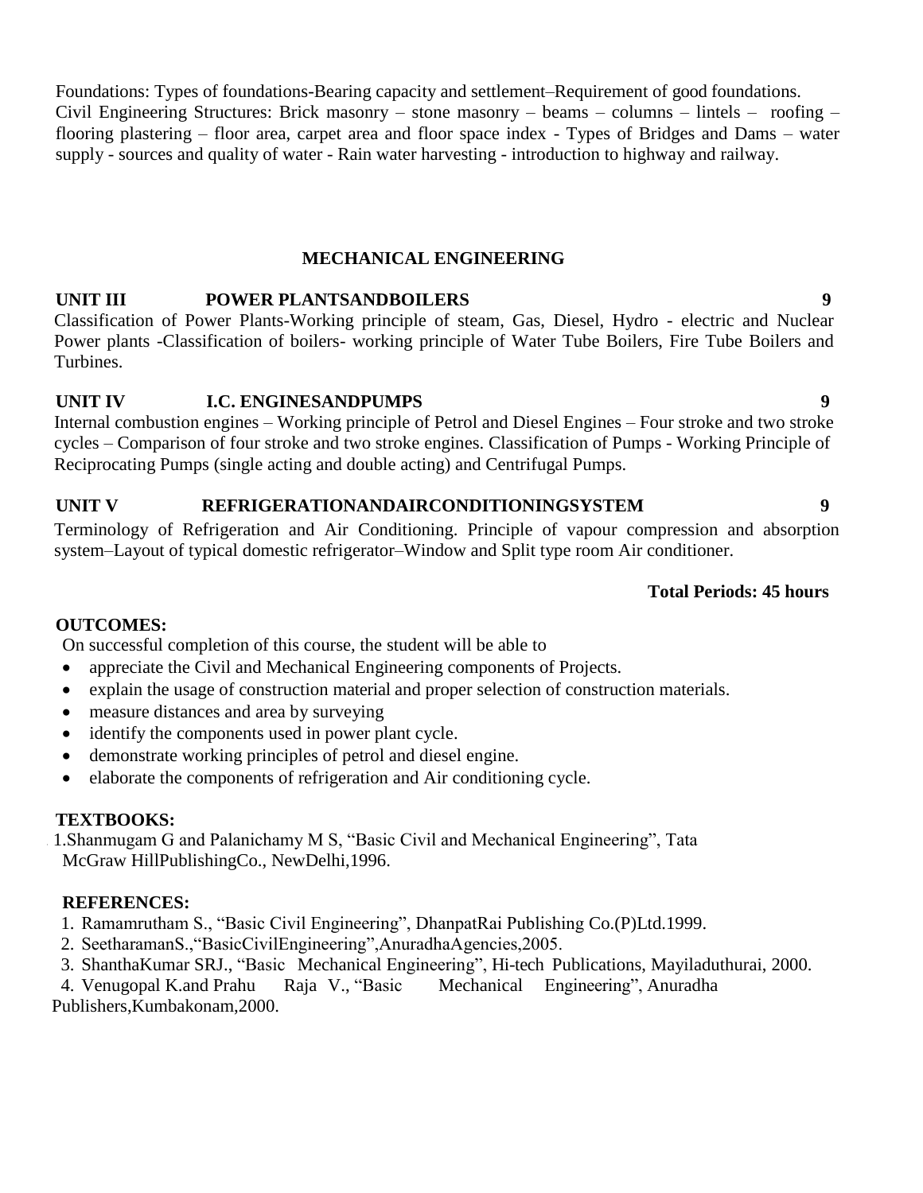Foundations: Types of foundations-Bearing capacity and settlement–Requirement of good foundations.
Civil Engineering Structures: Brick masonry – stone masonry – beams – columns – lintels – roofing – flooring plastering – floor area, carpet area and floor space index - Types of Bridges and Dams – water supply - sources and quality of water - Rain water harvesting - introduction to highway and railway.

## MECHANICAL ENGINEERING

**UNIT III POWER PLANTSANDBOILERS 9**

Classification of Power Plants-Working principle of steam, Gas, Diesel, Hydro - electric and Nuclear Power plants -Classification of boilers- working principle of Water Tube Boilers, Fire Tube Boilers and Turbines.

**UNIT IV I.C. ENGINESANDPUMPS 9**

Internal combustion engines – Working principle of Petrol and Diesel Engines – Four stroke and two stroke cycles – Comparison of four stroke and two stroke engines. Classification of Pumps - Working Principle of Reciprocating Pumps (single acting and double acting) and Centrifugal Pumps.

**UNIT V REFRIGERATIONANDAIRCONDITIONINGSYSTEM 9**

Terminology of Refrigeration and Air Conditioning. Principle of vapour compression and absorption system–Layout of typical domestic refrigerator–Window and Split type room Air conditioner.

**Total Periods: 45 hours**

**OUTCOMES:**

On successful completion of this course, the student will be able to

- appreciate the Civil and Mechanical Engineering components of Projects.
- explain the usage of construction material and proper selection of construction materials.
- measure distances and area by surveying
- identify the components used in power plant cycle.
- demonstrate working principles of petrol and diesel engine.
- elaborate the components of refrigeration and Air conditioning cycle.

**TEXTBOOKS:**

1. Shanmugam G and Palanichamy M S, "Basic Civil and Mechanical Engineering", Tata McGraw HillPublishingCo., NewDelhi,1996.

**REFERENCES:**

1. Ramamrutham S., "Basic Civil Engineering", DhanpatRai Publishing Co.(P)Ltd.1999.
2. SeetharamanS.,"BasicCivilEngineering",AnuradhaAgencies,2005.
3. ShanthaKumar SRJ., "Basic Mechanical Engineering", Hi-tech Publications, Mayiladuthurai, 2000.
4. Venugopal K.and Prahu Raja V., "Basic Mechanical Engineering", Anuradha Publishers,Kumbakonam,2000.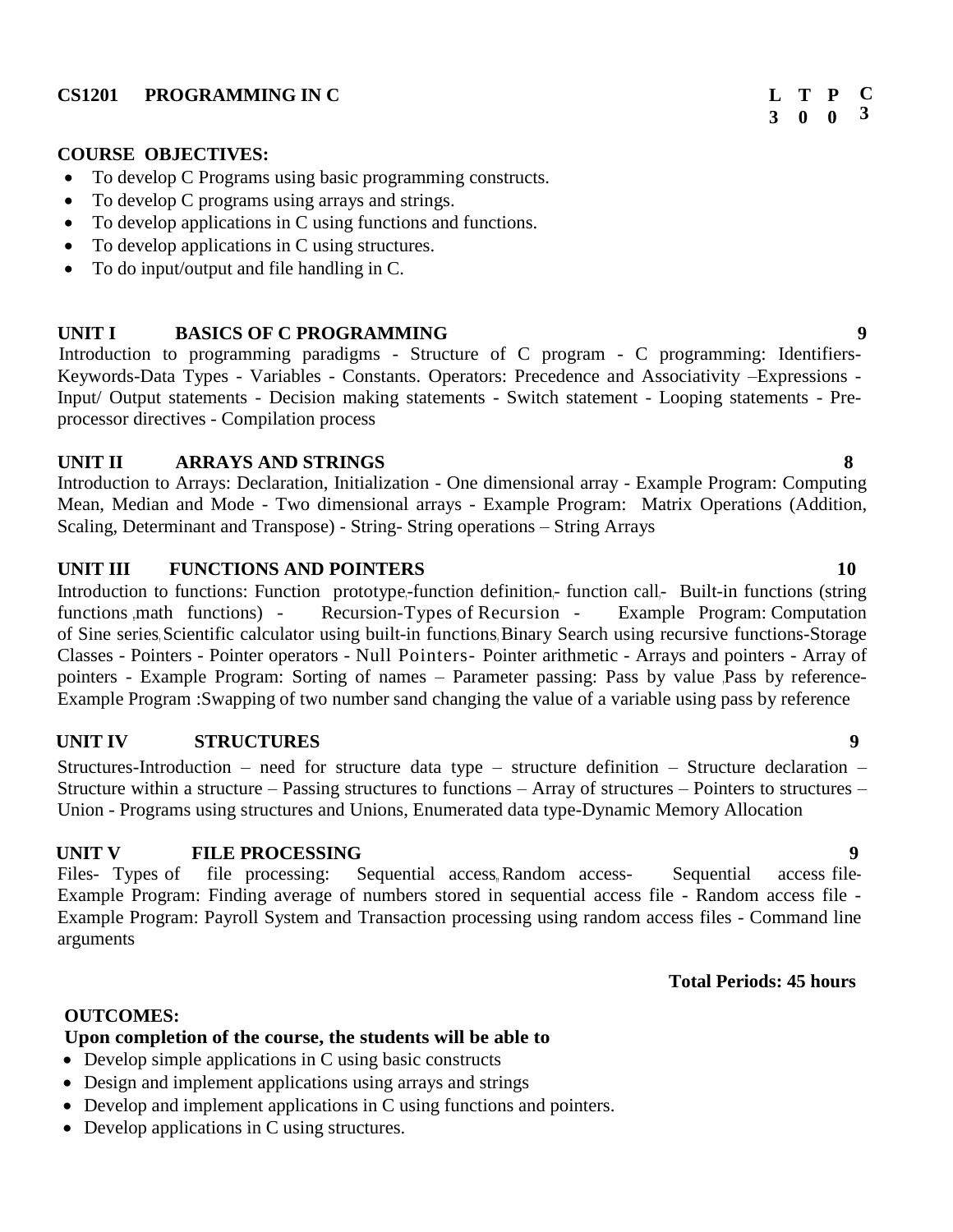## CS1201 PROGRAMMING IN C

| L | T | P | C |
|---|---|---|---|
| 3 | 0 | 0 | 3 |

**COURSE OBJECTIVES:**

- To develop C Programs using basic programming constructs.
- To develop C programs using arrays and strings.
- To develop applications in C using functions and functions.
- To develop applications in C using structures.
- To do input/output and file handling in C.

**UNIT I BASICS OF C PROGRAMMING** **9**

Introduction to programming paradigms - Structure of C program - C programming: Identifiers-Keywords-Data Types - Variables - Constants. Operators: Precedence and Associativity –Expressions - Input/ Output statements - Decision making statements - Switch statement - Looping statements - Pre-processor directives - Compilation process

**UNIT II ARRAYS AND STRINGS** **8**

Introduction to Arrays: Declaration, Initialization - One dimensional array - Example Program: Computing Mean, Median and Mode - Two dimensional arrays - Example Program: Matrix Operations (Addition, Scaling, Determinant and Transpose) - String- String operations – String Arrays

**UNIT III FUNCTIONS AND POINTERS** **10**

Introduction to functions: Function prototype,-function definition,- function call,- Built-in functions (string functions ,math functions) - Recursion-Types of Recursion - Example Program: Computation of Sine series, Scientific calculator using built-in functions, Binary Search using recursive functions-Storage Classes - Pointers - Pointer operators - Null Pointers- Pointer arithmetic - Arrays and pointers - Array of pointers - Example Program: Sorting of names – Parameter passing: Pass by value ,Pass by reference- Example Program :Swapping of two number sand changing the value of a variable using pass by reference

**UNIT IV STRUCTURES** **9**

Structures-Introduction – need for structure data type – structure definition – Structure declaration – Structure within a structure – Passing structures to functions – Array of structures – Pointers to structures – Union - Programs using structures and Unions, Enumerated data type-Dynamic Memory Allocation

**UNIT V FILE PROCESSING** **9**

Files- Types of file processing: Sequential access, Random access- Sequential access file- Example Program: Finding average of numbers stored in sequential access file - Random access file - Example Program: Payroll System and Transaction processing using random access files - Command line arguments

**Total Periods: 45 hours**

**OUTCOMES:**

**Upon completion of the course, the students will be able to**

- Develop simple applications in C using basic constructs
- Design and implement applications using arrays and strings
- Develop and implement applications in C using functions and pointers.
- Develop applications in C using structures.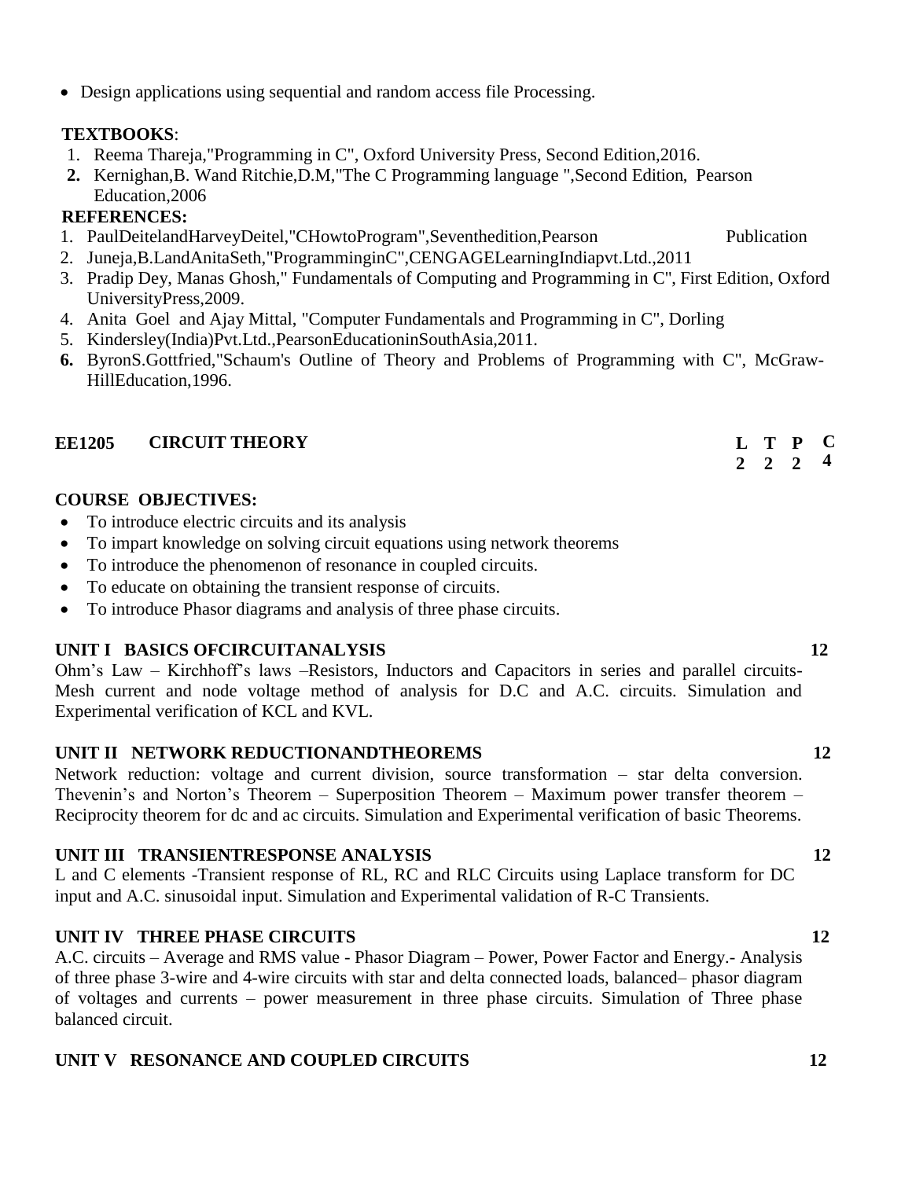- Design applications using sequential and random access file Processing.

**TEXTBOOKS**:

1. Reema Thareja,"Programming in C", Oxford University Press, Second Edition,2016.
2. Kernighan,B. Wand Ritchie,D.M,"The C Programming language ",Second Edition, Pearson Education,2006

**REFERENCES:**

1. PaulDeitelandHarveyDeitel,"CHowtoProgram",Seventhedition,Pearson Publication
2. Juneja,B.LandAnitaSeth,"ProgramminginC",CENGAGELearningIndiapvt.Ltd.,2011
3. Pradip Dey, Manas Ghosh," Fundamentals of Computing and Programming in C", First Edition, Oxford UniversityPress,2009.
4. Anita Goel and Ajay Mittal, "Computer Fundamentals and Programming in C", Dorling
5. Kindersley(India)Pvt.Ltd.,PearsonEducationinSouthAsia,2011.
6. ByronS.Gottfried,"Schaum's Outline of Theory and Problems of Programming with C", McGraw-HillEducation,1996.

## EE1205 CIRCUIT THEORY

| L | T | P | C |
|---|---|---|---|
| 2 | 2 | 2 | 4 |

**COURSE OBJECTIVES:**

- To introduce electric circuits and its analysis
- To impart knowledge on solving circuit equations using network theorems
- To introduce the phenomenon of resonance in coupled circuits.
- To educate on obtaining the transient response of circuits.
- To introduce Phasor diagrams and analysis of three phase circuits.

**UNIT I BASICS OFCIRCUITANALYSIS** **12**

Ohm's Law – Kirchhoff's laws –Resistors, Inductors and Capacitors in series and parallel circuits- Mesh current and node voltage method of analysis for D.C and A.C. circuits. Simulation and Experimental verification of KCL and KVL.

**UNIT II NETWORK REDUCTIONANDTHEOREMS** **12**

Network reduction: voltage and current division, source transformation – star delta conversion. Thevenin's and Norton's Theorem – Superposition Theorem – Maximum power transfer theorem – Reciprocity theorem for dc and ac circuits. Simulation and Experimental verification of basic Theorems.

**UNIT III TRANSIENTRESPONSE ANALYSIS** **12**

L and C elements -Transient response of RL, RC and RLC Circuits using Laplace transform for DC input and A.C. sinusoidal input. Simulation and Experimental validation of R-C Transients.

**UNIT IV THREE PHASE CIRCUITS** **12**

A.C. circuits – Average and RMS value - Phasor Diagram – Power, Power Factor and Energy.- Analysis of three phase 3-wire and 4-wire circuits with star and delta connected loads, balanced– phasor diagram of voltages and currents – power measurement in three phase circuits. Simulation of Three phase balanced circuit.

**UNIT V RESONANCE AND COUPLED CIRCUITS** **12**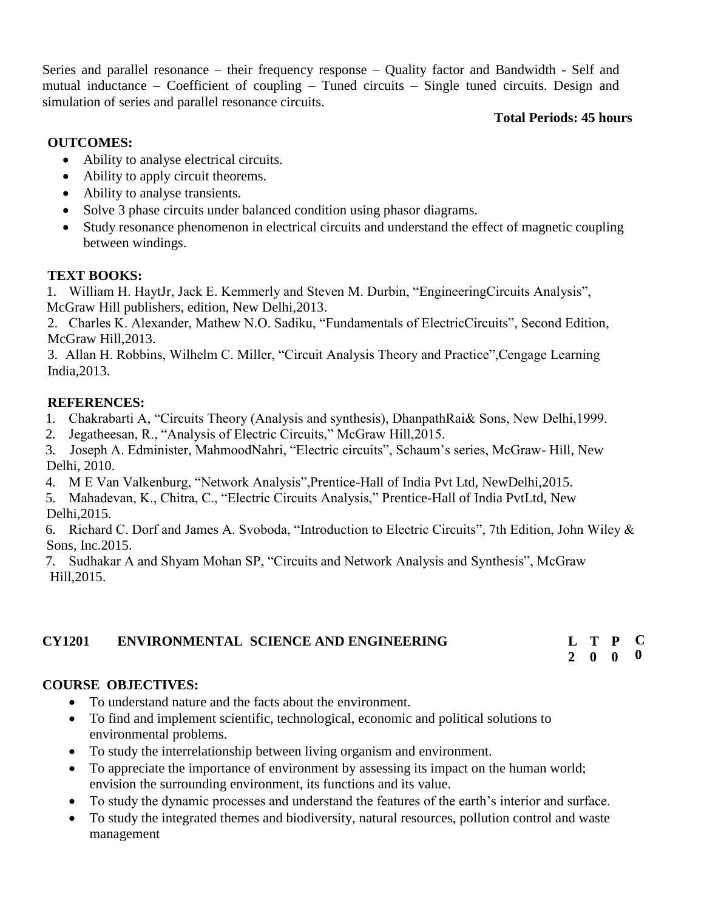Series and parallel resonance – their frequency response – Quality factor and Bandwidth - Self and mutual inductance – Coefficient of coupling – Tuned circuits – Single tuned circuits. Design and simulation of series and parallel resonance circuits.

**Total Periods: 45 hours**

**OUTCOMES:**

- Ability to analyse electrical circuits.
- Ability to apply circuit theorems.
- Ability to analyse transients.
- Solve 3 phase circuits under balanced condition using phasor diagrams.
- Study resonance phenomenon in electrical circuits and understand the effect of magnetic coupling between windings.

**TEXT BOOKS:**

1. William H. HaytJr, Jack E. Kemmerly and Steven M. Durbin, "EngineeringCircuits Analysis", McGraw Hill publishers, edition, New Delhi,2013.
2. Charles K. Alexander, Mathew N.O. Sadiku, "Fundamentals of ElectricCircuits", Second Edition, McGraw Hill,2013.
3. Allan H. Robbins, Wilhelm C. Miller, "Circuit Analysis Theory and Practice",Cengage Learning India,2013.

**REFERENCES:**

1. Chakrabarti A, "Circuits Theory (Analysis and synthesis), DhanpathRai& Sons, New Delhi,1999.
2. Jegatheesan, R., "Analysis of Electric Circuits," McGraw Hill,2015.
3. Joseph A. Edminister, MahmoodNahri, "Electric circuits", Schaum's series, McGraw- Hill, New Delhi, 2010.
4. M E Van Valkenburg, "Network Analysis",Prentice-Hall of India Pvt Ltd, NewDelhi,2015.
5. Mahadevan, K., Chitra, C., "Electric Circuits Analysis," Prentice-Hall of India PvtLtd, New Delhi,2015.
6. Richard C. Dorf and James A. Svoboda, "Introduction to Electric Circuits", 7th Edition, John Wiley & Sons, Inc.2015.
7. Sudhakar A and Shyam Mohan SP, "Circuits and Network Analysis and Synthesis", McGraw Hill,2015.

## CY1201 ENVIRONMENTAL SCIENCE AND ENGINEERING

| L | T | P | C |
|---|---|---|---|
| 2 | 0 | 0 | 0 |

**COURSE OBJECTIVES:**

- To understand nature and the facts about the environment.
- To find and implement scientific, technological, economic and political solutions to environmental problems.
- To study the interrelationship between living organism and environment.
- To appreciate the importance of environment by assessing its impact on the human world; envision the surrounding environment, its functions and its value.
- To study the dynamic processes and understand the features of the earth's interior and surface.
- To study the integrated themes and biodiversity, natural resources, pollution control and waste management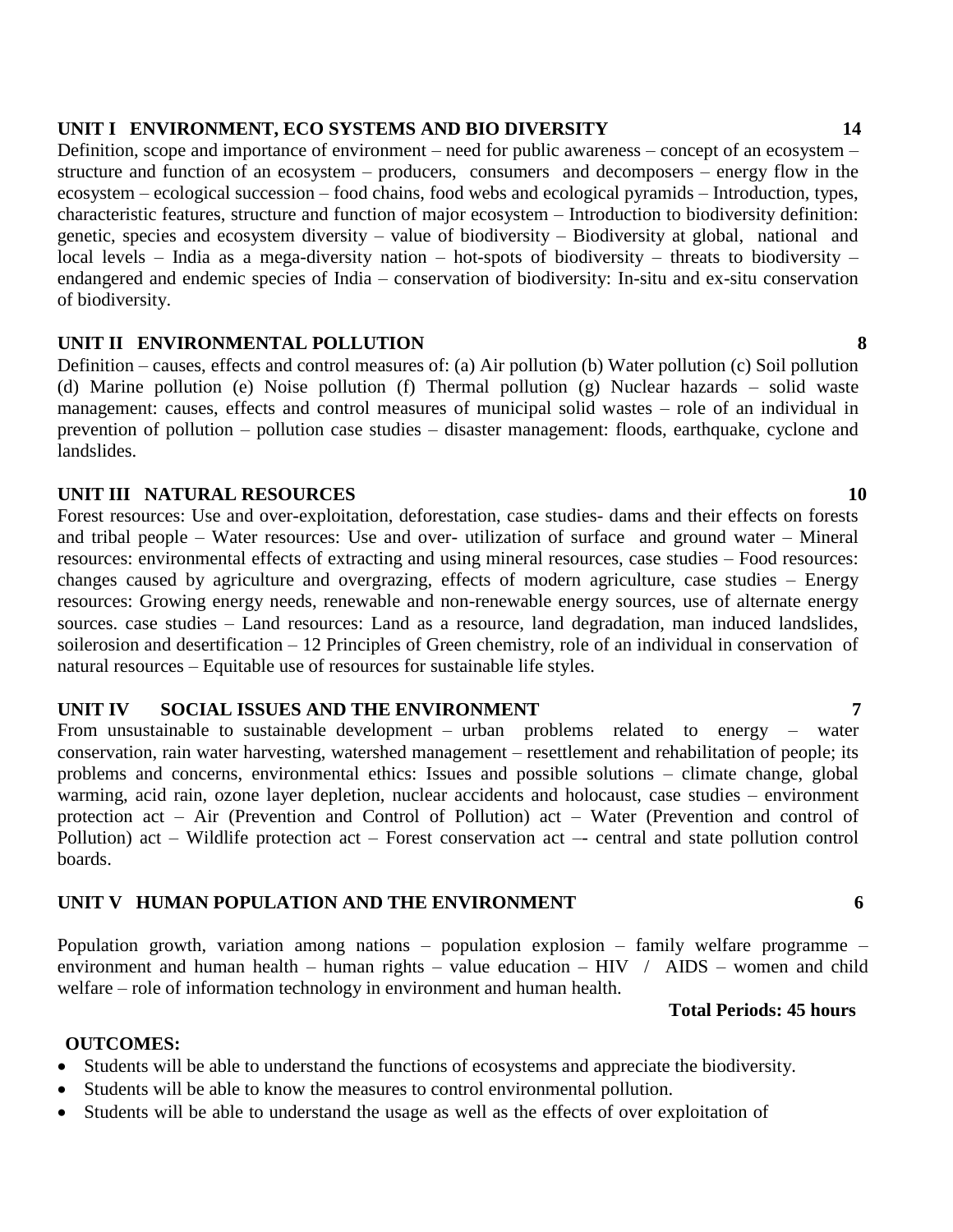**UNIT I ENVIRONMENT, ECO SYSTEMS AND BIO DIVERSITY 14**

Definition, scope and importance of environment – need for public awareness – concept of an ecosystem – structure and function of an ecosystem – producers, consumers and decomposers – energy flow in the ecosystem – ecological succession – food chains, food webs and ecological pyramids – Introduction, types, characteristic features, structure and function of major ecosystem – Introduction to biodiversity definition: genetic, species and ecosystem diversity – value of biodiversity – Biodiversity at global, national and local levels – India as a mega-diversity nation – hot-spots of biodiversity – threats to biodiversity – endangered and endemic species of India – conservation of biodiversity: In-situ and ex-situ conservation of biodiversity.

**UNIT II ENVIRONMENTAL POLLUTION 8**

Definition – causes, effects and control measures of: (a) Air pollution (b) Water pollution (c) Soil pollution (d) Marine pollution (e) Noise pollution (f) Thermal pollution (g) Nuclear hazards – solid waste management: causes, effects and control measures of municipal solid wastes – role of an individual in prevention of pollution – pollution case studies – disaster management: floods, earthquake, cyclone and landslides.

**UNIT III NATURAL RESOURCES 10**

Forest resources: Use and over-exploitation, deforestation, case studies- dams and their effects on forests and tribal people – Water resources: Use and over- utilization of surface and ground water – Mineral resources: environmental effects of extracting and using mineral resources, case studies – Food resources: changes caused by agriculture and overgrazing, effects of modern agriculture, case studies – Energy resources: Growing energy needs, renewable and non-renewable energy sources, use of alternate energy sources. case studies – Land resources: Land as a resource, land degradation, man induced landslides, soilerosion and desertification – 12 Principles of Green chemistry, role of an individual in conservation of natural resources – Equitable use of resources for sustainable life styles.

**UNIT IV SOCIAL ISSUES AND THE ENVIRONMENT 7**

From unsustainable to sustainable development – urban problems related to energy – water conservation, rain water harvesting, watershed management – resettlement and rehabilitation of people; its problems and concerns, environmental ethics: Issues and possible solutions – climate change, global warming, acid rain, ozone layer depletion, nuclear accidents and holocaust, case studies – environment protection act – Air (Prevention and Control of Pollution) act – Water (Prevention and control of Pollution) act – Wildlife protection act – Forest conservation act –- central and state pollution control boards.

**UNIT V HUMAN POPULATION AND THE ENVIRONMENT 6**

Population growth, variation among nations – population explosion – family welfare programme – environment and human health – human rights – value education – HIV / AIDS – women and child welfare – role of information technology in environment and human health.

**Total Periods: 45 hours**

**OUTCOMES:**

- Students will be able to understand the functions of ecosystems and appreciate the biodiversity.
- Students will be able to know the measures to control environmental pollution.
- Students will be able to understand the usage as well as the effects of over exploitation of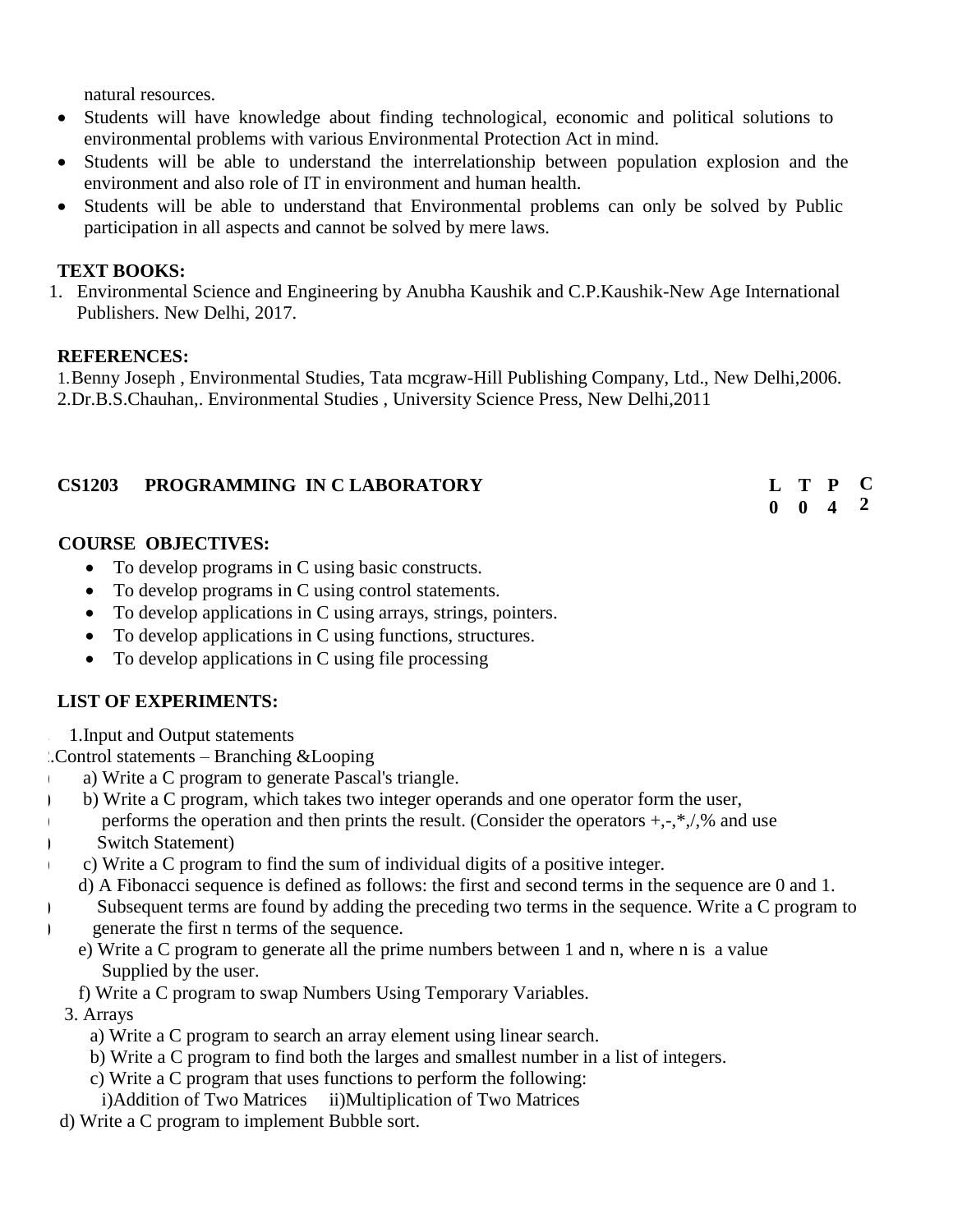natural resources.

- Students will have knowledge about finding technological, economic and political solutions to environmental problems with various Environmental Protection Act in mind.
- Students will be able to understand the interrelationship between population explosion and the environment and also role of IT in environment and human health.
- Students will be able to understand that Environmental problems can only be solved by Public participation in all aspects and cannot be solved by mere laws.

**TEXT BOOKS:**

1. Environmental Science and Engineering by Anubha Kaushik and C.P.Kaushik-New Age International Publishers. New Delhi, 2017.

**REFERENCES:**

1.Benny Joseph , Environmental Studies, Tata mcgraw-Hill Publishing Company, Ltd., New Delhi,2006.
2.Dr.B.S.Chauhan,. Environmental Studies , University Science Press, New Delhi,2011

## CS1203 PROGRAMMING IN C LABORATORY

| L | T | P | C |
|---|---|---|---|
| 0 | 0 | 4 | 2 |

**COURSE OBJECTIVES:**

- To develop programs in C using basic constructs.
- To develop programs in C using control statements.
- To develop applications in C using arrays, strings, pointers.
- To develop applications in C using functions, structures.
- To develop applications in C using file processing

**LIST OF EXPERIMENTS:**

1.Input and Output statements

2.Control statements – Branching &Looping

a) Write a C program to generate Pascal's triangle.

b) Write a C program, which takes two integer operands and one operator form the user, performs the operation and then prints the result. (Consider the operators +,-,*,/,% and use Switch Statement)

c) Write a C program to find the sum of individual digits of a positive integer.

d) A Fibonacci sequence is defined as follows: the first and second terms in the sequence are 0 and 1. Subsequent terms are found by adding the preceding two terms in the sequence. Write a C program to generate the first n terms of the sequence.

e) Write a C program to generate all the prime numbers between 1 and n, where n is a value Supplied by the user.

f) Write a C program to swap Numbers Using Temporary Variables.

3. Arrays

a) Write a C program to search an array element using linear search.

b) Write a C program to find both the larges and smallest number in a list of integers.

c) Write a C program that uses functions to perform the following:
i)Addition of Two Matrices ii)Multiplication of Two Matrices

d) Write a C program to implement Bubble sort.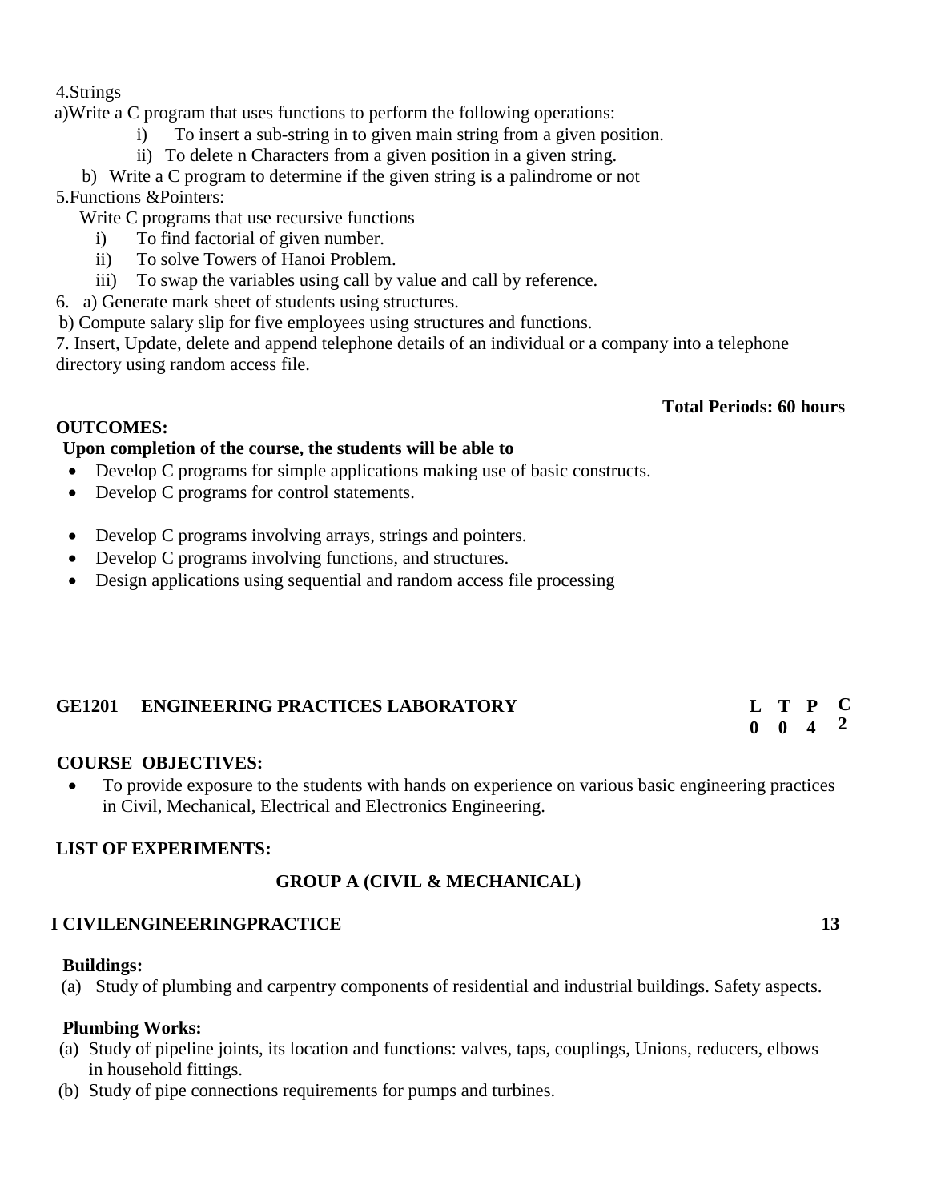4.Strings

a)Write a C program that uses functions to perform the following operations:

i) To insert a sub-string in to given main string from a given position.

ii) To delete n Characters from a given position in a given string.

b) Write a C program to determine if the given string is a palindrome or not

5.Functions &Pointers:

Write C programs that use recursive functions

i) To find factorial of given number.
ii) To solve Towers of Hanoi Problem.
iii) To swap the variables using call by value and call by reference.

6. a) Generate mark sheet of students using structures.

b) Compute salary slip for five employees using structures and functions.

7. Insert, Update, delete and append telephone details of an individual or a company into a telephone directory using random access file.

**Total Periods: 60 hours**

**OUTCOMES:**

**Upon completion of the course, the students will be able to**

- Develop C programs for simple applications making use of basic constructs.
- Develop C programs for control statements.
- Develop C programs involving arrays, strings and pointers.
- Develop C programs involving functions, and structures.
- Design applications using sequential and random access file processing

## GE1201 ENGINEERING PRACTICES LABORATORY

| L | T | P | C |
|---|---|---|---|
| 0 | 0 | 4 | 2 |

**COURSE OBJECTIVES:**

- To provide exposure to the students with hands on experience on various basic engineering practices in Civil, Mechanical, Electrical and Electronics Engineering.

**LIST OF EXPERIMENTS:**

**GROUP A (CIVIL & MECHANICAL)**

**I CIVILENGINEERINGPRACTICE** **13**

**Buildings:**

(a) Study of plumbing and carpentry components of residential and industrial buildings. Safety aspects.

**Plumbing Works:**

(a) Study of pipeline joints, its location and functions: valves, taps, couplings, Unions, reducers, elbows in household fittings.

(b) Study of pipe connections requirements for pumps and turbines.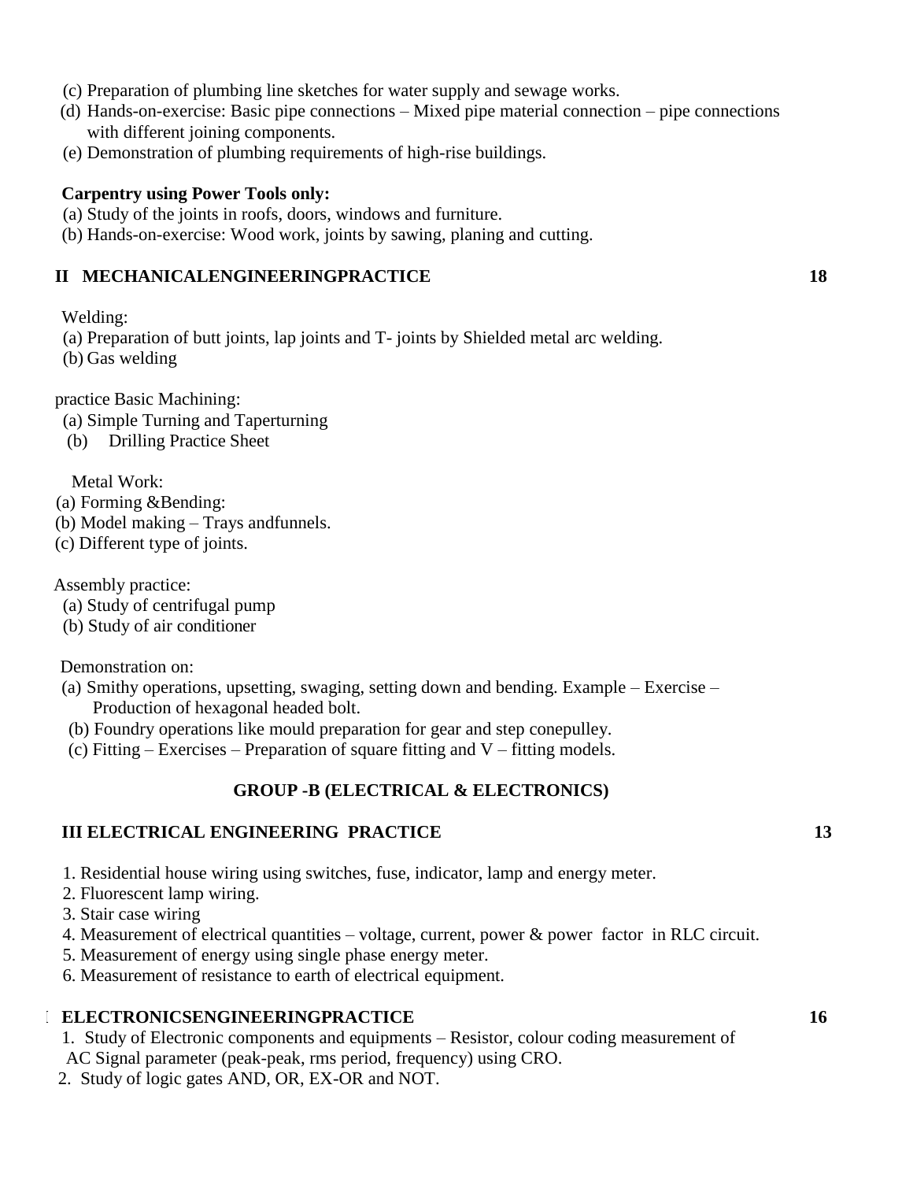(c) Preparation of plumbing line sketches for water supply and sewage works.

(d) Hands-on-exercise: Basic pipe connections – Mixed pipe material connection – pipe connections with different joining components.

(e) Demonstration of plumbing requirements of high-rise buildings.

**Carpentry using Power Tools only:**

(a) Study of the joints in roofs, doors, windows and furniture.

(b) Hands-on-exercise: Wood work, joints by sawing, planing and cutting.

## II MECHANICALENGINEERINGPRACTICE 18

Welding:

(a) Preparation of butt joints, lap joints and T- joints by Shielded metal arc welding.

(b) Gas welding

practice Basic Machining:

(a) Simple Turning and Taperturning

(b) Drilling Practice Sheet

Metal Work:

(a) Forming &Bending:

(b) Model making – Trays andfunnels.

(c) Different type of joints.

Assembly practice:

(a) Study of centrifugal pump

(b) Study of air conditioner

Demonstration on:

(a) Smithy operations, upsetting, swaging, setting down and bending. Example – Exercise – Production of hexagonal headed bolt.

(b) Foundry operations like mould preparation for gear and step conepulley.

(c) Fitting – Exercises – Preparation of square fitting and V – fitting models.

## GROUP -B (ELECTRICAL & ELECTRONICS)

## III ELECTRICAL ENGINEERING PRACTICE 13

1. Residential house wiring using switches, fuse, indicator, lamp and energy meter.
2. Fluorescent lamp wiring.
3. Stair case wiring
4. Measurement of electrical quantities – voltage, current, power & power factor in RLC circuit.
5. Measurement of energy using single phase energy meter.
6. Measurement of resistance to earth of electrical equipment.

## I ELECTRONICSENGINEERINGPRACTICE 16

1. Study of Electronic components and equipments – Resistor, colour coding measurement of AC Signal parameter (peak-peak, rms period, frequency) using CRO.
2. Study of logic gates AND, OR, EX-OR and NOT.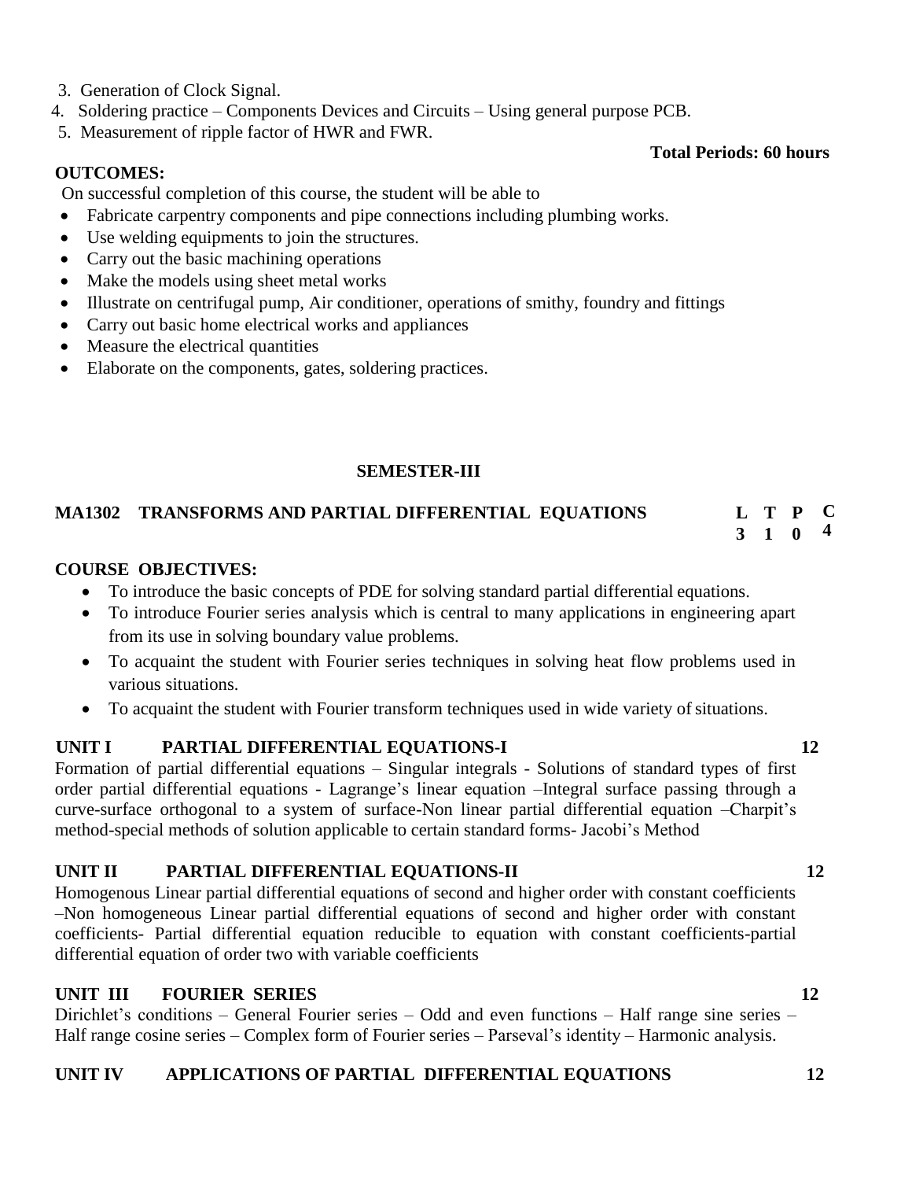3. Generation of Clock Signal.
4. Soldering practice – Components Devices and Circuits – Using general purpose PCB.
5. Measurement of ripple factor of HWR and FWR.

**Total Periods: 60 hours**

**OUTCOMES:**

On successful completion of this course, the student will be able to

- Fabricate carpentry components and pipe connections including plumbing works.
- Use welding equipments to join the structures.
- Carry out the basic machining operations
- Make the models using sheet metal works
- Illustrate on centrifugal pump, Air conditioner, operations of smithy, foundry and fittings
- Carry out basic home electrical works and appliances
- Measure the electrical quantities
- Elaborate on the components, gates, soldering practices.

## SEMESTER-III

### MA1302 TRANSFORMS AND PARTIAL DIFFERENTIAL EQUATIONS

| L | T | P | C |
|---|---|---|---|
| 3 | 1 | 0 | 4 |

**COURSE OBJECTIVES:**

- To introduce the basic concepts of PDE for solving standard partial differential equations.
- To introduce Fourier series analysis which is central to many applications in engineering apart from its use in solving boundary value problems.
- To acquaint the student with Fourier series techniques in solving heat flow problems used in various situations.
- To acquaint the student with Fourier transform techniques used in wide variety of situations.

**UNIT I PARTIAL DIFFERENTIAL EQUATIONS-I 12**

Formation of partial differential equations – Singular integrals - Solutions of standard types of first order partial differential equations - Lagrange's linear equation –Integral surface passing through a curve-surface orthogonal to a system of surface-Non linear partial differential equation –Charpit's method-special methods of solution applicable to certain standard forms- Jacobi's Method

**UNIT II PARTIAL DIFFERENTIAL EQUATIONS-II 12**

Homogenous Linear partial differential equations of second and higher order with constant coefficients –Non homogeneous Linear partial differential equations of second and higher order with constant coefficients- Partial differential equation reducible to equation with constant coefficients-partial differential equation of order two with variable coefficients

**UNIT III FOURIER SERIES 12**

Dirichlet's conditions – General Fourier series – Odd and even functions – Half range sine series – Half range cosine series – Complex form of Fourier series – Parseval's identity – Harmonic analysis.

**UNIT IV APPLICATIONS OF PARTIAL DIFFERENTIAL EQUATIONS 12**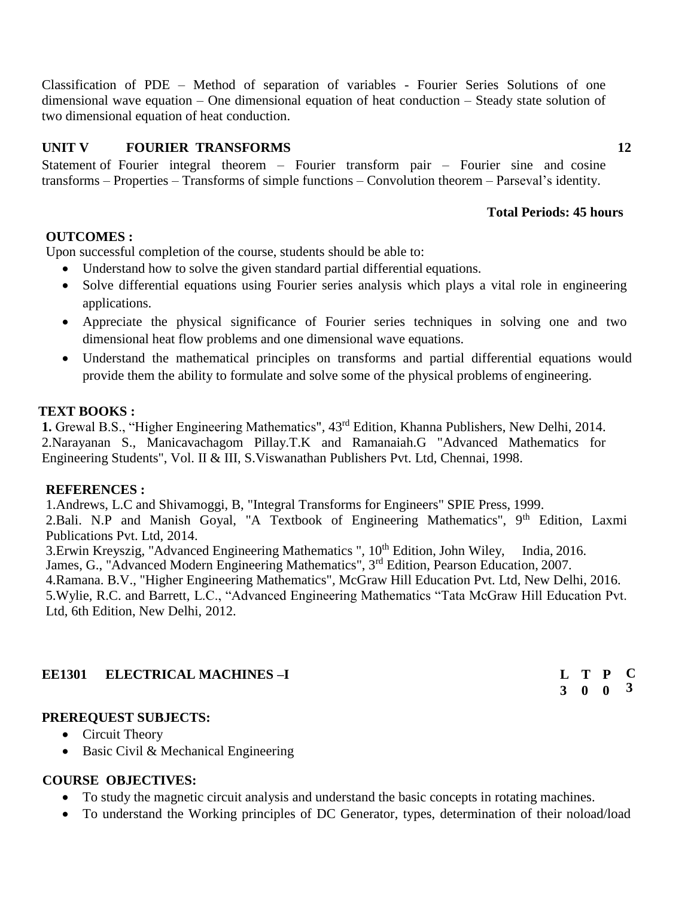Classification of PDE – Method of separation of variables - Fourier Series Solutions of one dimensional wave equation – One dimensional equation of heat conduction – Steady state solution of two dimensional equation of heat conduction.

### UNIT V FOURIER TRANSFORMS 12

Statement of Fourier integral theorem – Fourier transform pair – Fourier sine and cosine transforms – Properties – Transforms of simple functions – Convolution theorem – Parseval's identity.

**Total Periods: 45 hours**

**OUTCOMES :**

Upon successful completion of the course, students should be able to:

- Understand how to solve the given standard partial differential equations.
- Solve differential equations using Fourier series analysis which plays a vital role in engineering applications.
- Appreciate the physical significance of Fourier series techniques in solving one and two dimensional heat flow problems and one dimensional wave equations.
- Understand the mathematical principles on transforms and partial differential equations would provide them the ability to formulate and solve some of the physical problems of engineering.

**TEXT BOOKS :**

**1.** Grewal B.S., "Higher Engineering Mathematics", 43rd Edition, Khanna Publishers, New Delhi, 2014.
2.Narayanan S., Manicavachagom Pillay.T.K and Ramanaiah.G "Advanced Mathematics for Engineering Students", Vol. II & III, S.Viswanathan Publishers Pvt. Ltd, Chennai, 1998.

**REFERENCES :**

1.Andrews, L.C and Shivamoggi, B, "Integral Transforms for Engineers" SPIE Press, 1999.
2.Bali. N.P and Manish Goyal, "A Textbook of Engineering Mathematics", 9th Edition, Laxmi Publications Pvt. Ltd, 2014.
3.Erwin Kreyszig, "Advanced Engineering Mathematics ", 10th Edition, John Wiley, India, 2016.
James, G., "Advanced Modern Engineering Mathematics", 3rd Edition, Pearson Education, 2007.
4.Ramana. B.V., "Higher Engineering Mathematics", McGraw Hill Education Pvt. Ltd, New Delhi, 2016.
5.Wylie, R.C. and Barrett, L.C., "Advanced Engineering Mathematics "Tata McGraw Hill Education Pvt. Ltd, 6th Edition, New Delhi, 2012.

## EE1301 ELECTRICAL MACHINES –I

| L | T | P | C |
|---|---|---|---|
| 3 | 0 | 0 | 3 |

**PREREQUEST SUBJECTS:**

- Circuit Theory
- Basic Civil & Mechanical Engineering

**COURSE OBJECTIVES:**

- To study the magnetic circuit analysis and understand the basic concepts in rotating machines.
- To understand the Working principles of DC Generator, types, determination of their noload/load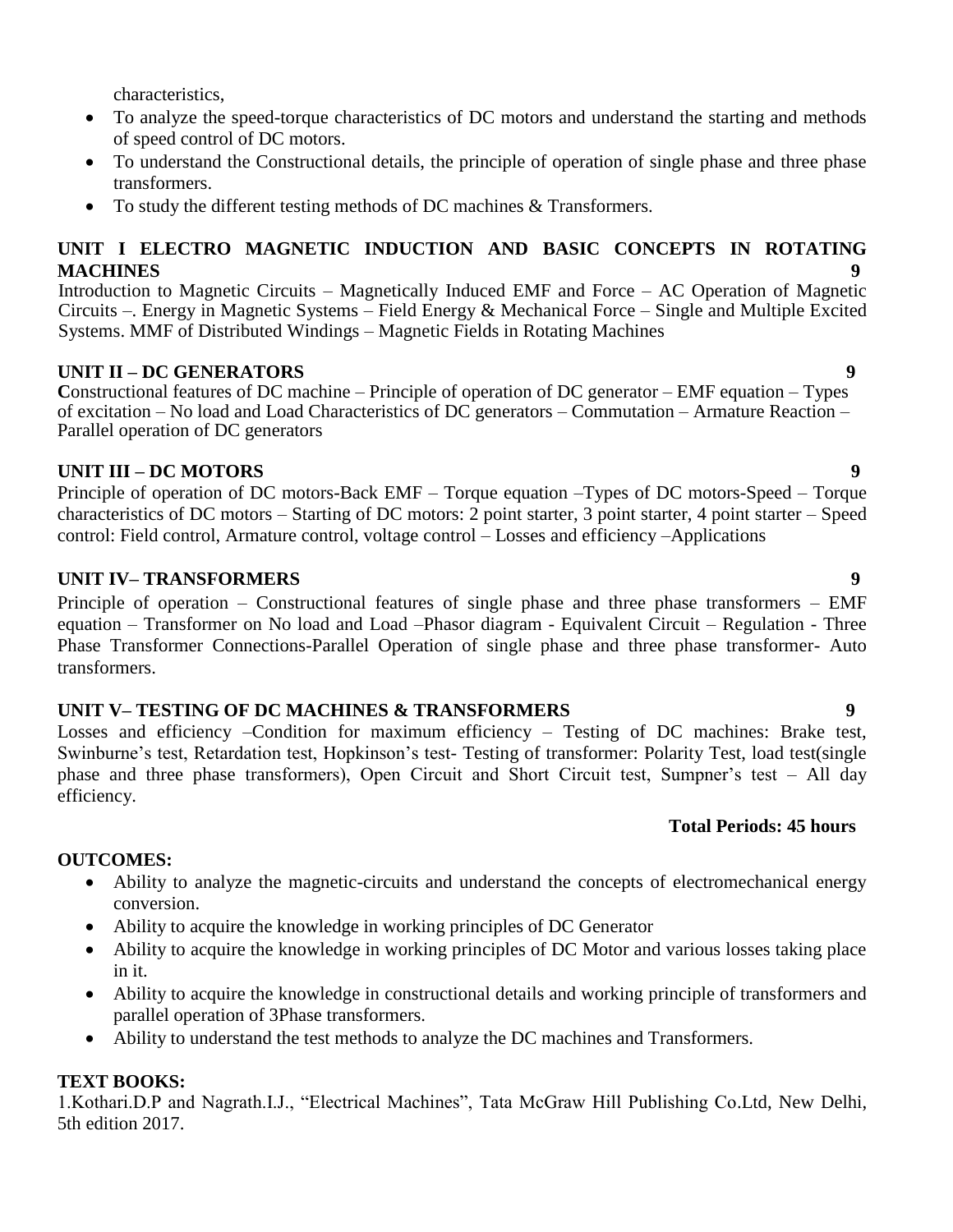characteristics,

- To analyze the speed-torque characteristics of DC motors and understand the starting and methods of speed control of DC motors.
- To understand the Constructional details, the principle of operation of single phase and three phase transformers.
- To study the different testing methods of DC machines & Transformers.

**UNIT I ELECTRO MAGNETIC INDUCTION AND BASIC CONCEPTS IN ROTATING MACHINES 9**

Introduction to Magnetic Circuits – Magnetically Induced EMF and Force – AC Operation of Magnetic Circuits –. Energy in Magnetic Systems – Field Energy & Mechanical Force – Single and Multiple Excited Systems. MMF of Distributed Windings – Magnetic Fields in Rotating Machines

**UNIT II – DC GENERATORS 9**

**C**onstructional features of DC machine – Principle of operation of DC generator – EMF equation – Types of excitation – No load and Load Characteristics of DC generators – Commutation – Armature Reaction – Parallel operation of DC generators

**UNIT III – DC MOTORS 9**

Principle of operation of DC motors-Back EMF – Torque equation –Types of DC motors-Speed – Torque characteristics of DC motors – Starting of DC motors: 2 point starter, 3 point starter, 4 point starter – Speed control: Field control, Armature control, voltage control – Losses and efficiency –Applications

**UNIT IV– TRANSFORMERS 9**

Principle of operation – Constructional features of single phase and three phase transformers – EMF equation – Transformer on No load and Load –Phasor diagram - Equivalent Circuit – Regulation - Three Phase Transformer Connections-Parallel Operation of single phase and three phase transformer- Auto transformers.

**UNIT V– TESTING OF DC MACHINES & TRANSFORMERS 9**

Losses and efficiency –Condition for maximum efficiency – Testing of DC machines: Brake test, Swinburne's test, Retardation test, Hopkinson's test- Testing of transformer: Polarity Test, load test(single phase and three phase transformers), Open Circuit and Short Circuit test, Sumpner's test – All day efficiency.

**Total Periods: 45 hours**

**OUTCOMES:**

- Ability to analyze the magnetic-circuits and understand the concepts of electromechanical energy conversion.
- Ability to acquire the knowledge in working principles of DC Generator
- Ability to acquire the knowledge in working principles of DC Motor and various losses taking place in it.
- Ability to acquire the knowledge in constructional details and working principle of transformers and parallel operation of 3Phase transformers.
- Ability to understand the test methods to analyze the DC machines and Transformers.

**TEXT BOOKS:**

1.Kothari.D.P and Nagrath.I.J., "Electrical Machines", Tata McGraw Hill Publishing Co.Ltd, New Delhi, 5th edition 2017.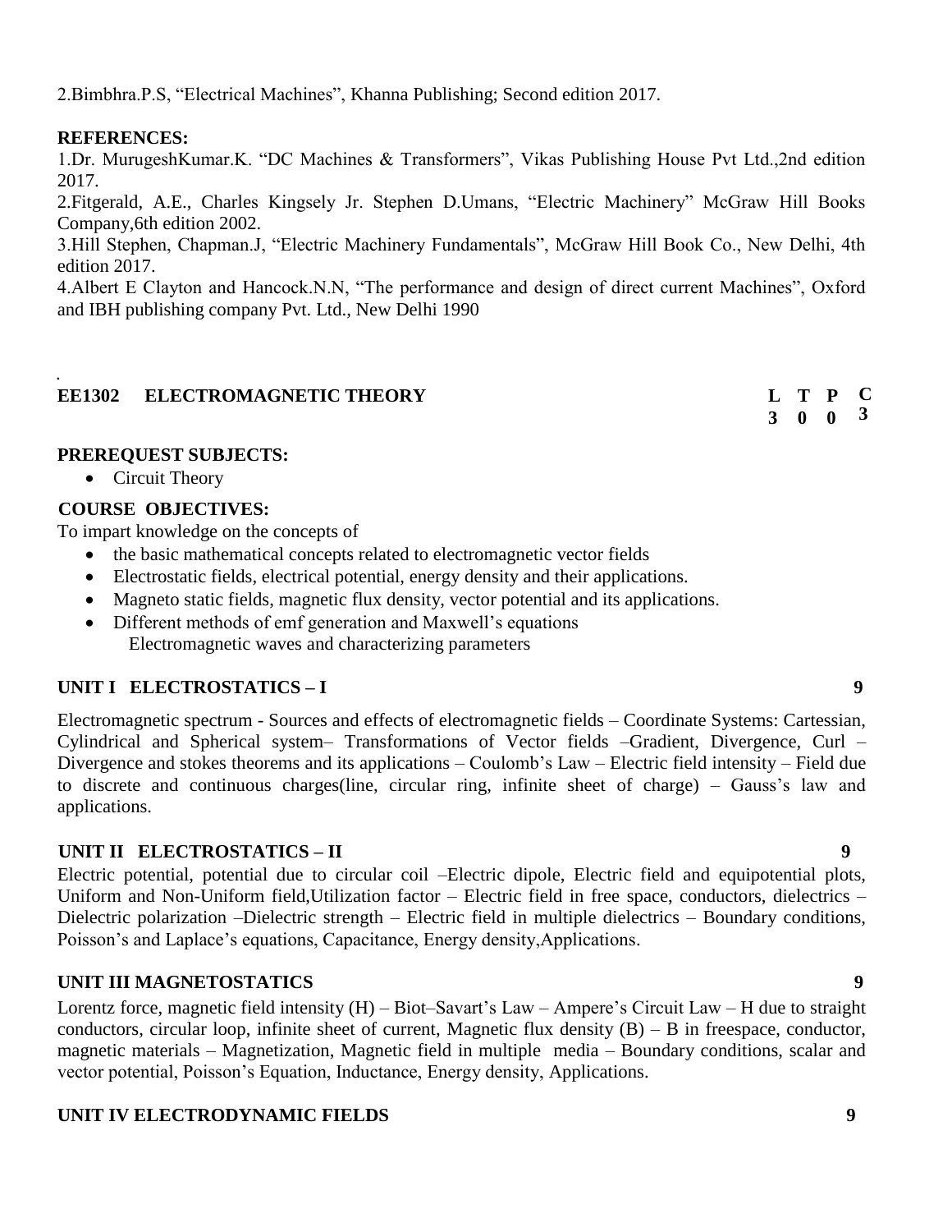2.Bimbhra.P.S, "Electrical Machines", Khanna Publishing; Second edition 2017.

**REFERENCES:**

1.Dr. MurugeshKumar.K. "DC Machines & Transformers", Vikas Publishing House Pvt Ltd.,2nd edition 2017.

2.Fitgerald, A.E., Charles Kingsely Jr. Stephen D.Umans, "Electric Machinery" McGraw Hill Books Company,6th edition 2002.

3.Hill Stephen, Chapman.J, "Electric Machinery Fundamentals", McGraw Hill Book Co., New Delhi, 4th edition 2017.

4.Albert E Clayton and Hancock.N.N, "The performance and design of direct current Machines", Oxford and IBH publishing company Pvt. Ltd., New Delhi 1990

## EE1302 ELECTROMAGNETIC THEORY

| L | T | P | C |
|---|---|---|---|
| 3 | 0 | 0 | 3 |

**PREREQUEST SUBJECTS:**

- Circuit Theory

**COURSE OBJECTIVES:**

To impart knowledge on the concepts of

- the basic mathematical concepts related to electromagnetic vector fields
- Electrostatic fields, electrical potential, energy density and their applications.
- Magneto static fields, magnetic flux density, vector potential and its applications.
- Different methods of emf generation and Maxwell's equations
  Electromagnetic waves and characterizing parameters

### UNIT I ELECTROSTATICS – I 9

Electromagnetic spectrum - Sources and effects of electromagnetic fields – Coordinate Systems: Cartesian, Cylindrical and Spherical system– Transformations of Vector fields –Gradient, Divergence, Curl – Divergence and stokes theorems and its applications – Coulomb's Law – Electric field intensity – Field due to discrete and continuous charges(line, circular ring, infinite sheet of charge) – Gauss's law and applications.

### UNIT II ELECTROSTATICS – II 9

Electric potential, potential due to circular coil –Electric dipole, Electric field and equipotential plots, Uniform and Non-Uniform field,Utilization factor – Electric field in free space, conductors, dielectrics – Dielectric polarization –Dielectric strength – Electric field in multiple dielectrics – Boundary conditions, Poisson's and Laplace's equations, Capacitance, Energy density,Applications.

### UNIT III MAGNETOSTATICS 9

Lorentz force, magnetic field intensity (H) – Biot–Savart's Law – Ampere's Circuit Law – H due to straight conductors, circular loop, infinite sheet of current, Magnetic flux density (B) – B in freespace, conductor, magnetic materials – Magnetization, Magnetic field in multiple media – Boundary conditions, scalar and vector potential, Poisson's Equation, Inductance, Energy density, Applications.

### UNIT IV ELECTRODYNAMIC FIELDS 9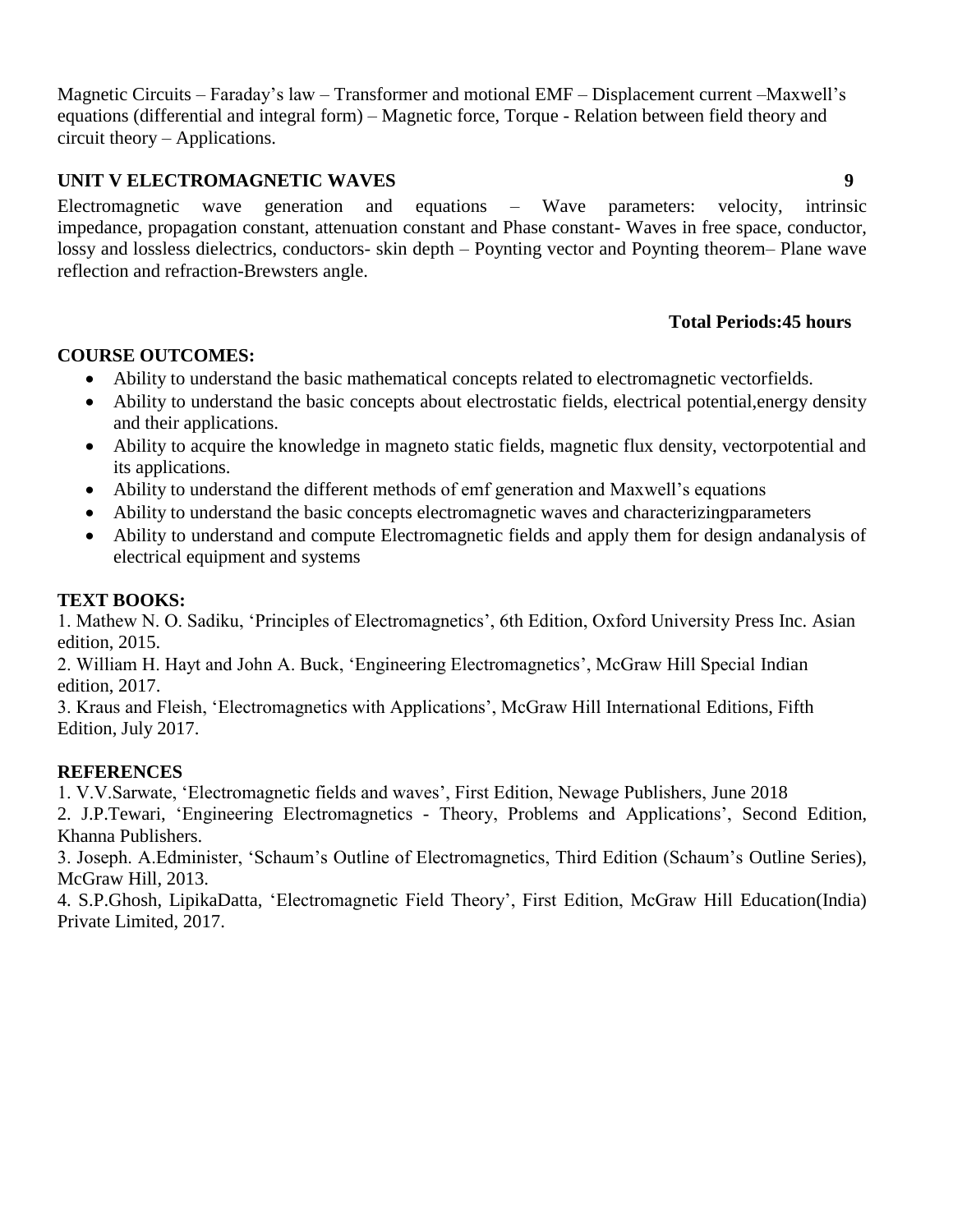Magnetic Circuits – Faraday's law – Transformer and motional EMF – Displacement current –Maxwell's equations (differential and integral form) – Magnetic force, Torque - Relation between field theory and circuit theory – Applications.

**UNIT V ELECTROMAGNETIC WAVES** **9**

Electromagnetic wave generation and equations – Wave parameters: velocity, intrinsic impedance, propagation constant, attenuation constant and Phase constant- Waves in free space, conductor, lossy and lossless dielectrics, conductors- skin depth – Poynting vector and Poynting theorem– Plane wave reflection and refraction-Brewsters angle.

**Total Periods:45 hours**

**COURSE OUTCOMES:**

- Ability to understand the basic mathematical concepts related to electromagnetic vectorfields.
- Ability to understand the basic concepts about electrostatic fields, electrical potential,energy density and their applications.
- Ability to acquire the knowledge in magneto static fields, magnetic flux density, vectorpotential and its applications.
- Ability to understand the different methods of emf generation and Maxwell's equations
- Ability to understand the basic concepts electromagnetic waves and characterizingparameters
- Ability to understand and compute Electromagnetic fields and apply them for design andanalysis of electrical equipment and systems

**TEXT BOOKS:**

1. Mathew N. O. Sadiku, 'Principles of Electromagnetics', 6th Edition, Oxford University Press Inc. Asian edition, 2015.
2. William H. Hayt and John A. Buck, 'Engineering Electromagnetics', McGraw Hill Special Indian edition, 2017.
3. Kraus and Fleish, 'Electromagnetics with Applications', McGraw Hill International Editions, Fifth Edition, July 2017.

**REFERENCES**

1. V.V.Sarwate, 'Electromagnetic fields and waves', First Edition, Newage Publishers, June 2018
2. J.P.Tewari, 'Engineering Electromagnetics - Theory, Problems and Applications', Second Edition, Khanna Publishers.
3. Joseph. A.Edminister, 'Schaum's Outline of Electromagnetics, Third Edition (Schaum's Outline Series), McGraw Hill, 2013.
4. S.P.Ghosh, LipikaDatta, 'Electromagnetic Field Theory', First Edition, McGraw Hill Education(India) Private Limited, 2017.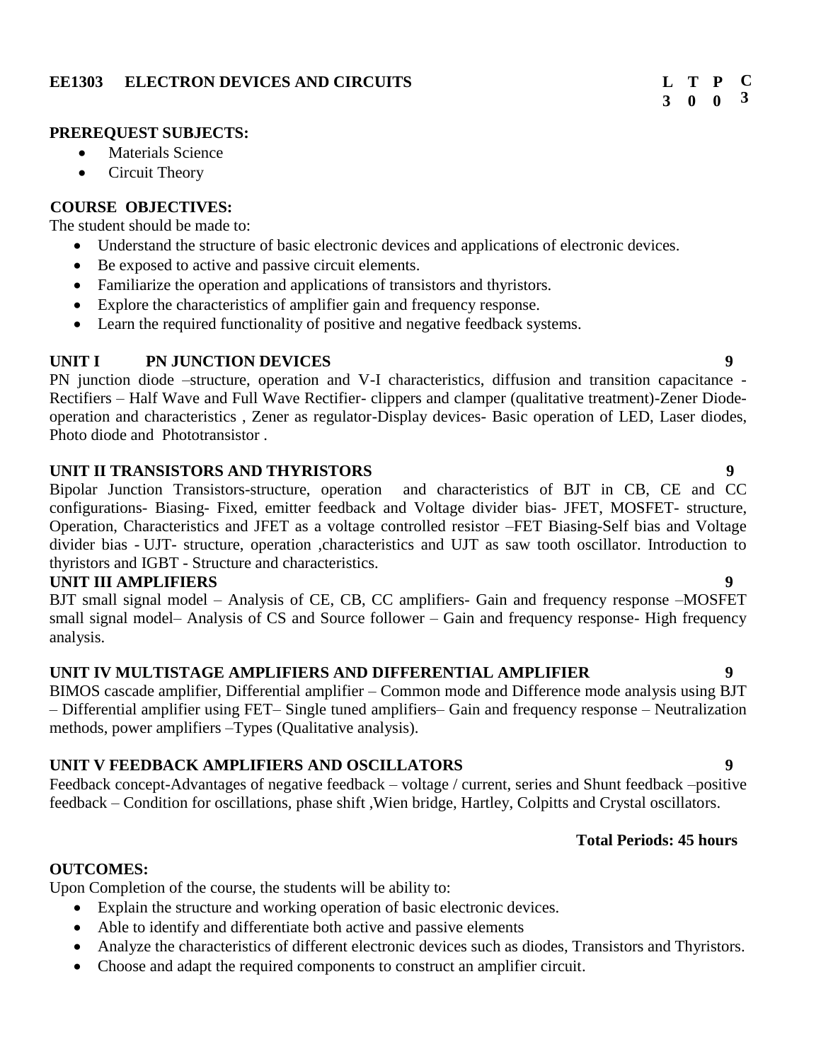## EE1303 ELECTRON DEVICES AND CIRCUITS

| L | T | P | C |
|---|---|---|---|
| 3 | 0 | 0 | 3 |

**PREREQUEST SUBJECTS:**

- Materials Science
- Circuit Theory

**COURSE OBJECTIVES:**

The student should be made to:

- Understand the structure of basic electronic devices and applications of electronic devices.
- Be exposed to active and passive circuit elements.
- Familiarize the operation and applications of transistors and thyristors.
- Explore the characteristics of amplifier gain and frequency response.
- Learn the required functionality of positive and negative feedback systems.

**UNIT I PN JUNCTION DEVICES** **9**

PN junction diode –structure, operation and V-I characteristics, diffusion and transition capacitance - Rectifiers – Half Wave and Full Wave Rectifier- clippers and clamper (qualitative treatment)-Zener Diode-operation and characteristics , Zener as regulator-Display devices- Basic operation of LED, Laser diodes, Photo diode and Phototransistor .

**UNIT II TRANSISTORS AND THYRISTORS** **9**

Bipolar Junction Transistors-structure, operation and characteristics of BJT in CB, CE and CC configurations- Biasing- Fixed, emitter feedback and Voltage divider bias- JFET, MOSFET- structure, Operation, Characteristics and JFET as a voltage controlled resistor –FET Biasing-Self bias and Voltage divider bias - UJT- structure, operation ,characteristics and UJT as saw tooth oscillator. Introduction to thyristors and IGBT - Structure and characteristics.

**UNIT III AMPLIFIERS** **9**

BJT small signal model – Analysis of CE, CB, CC amplifiers- Gain and frequency response –MOSFET small signal model– Analysis of CS and Source follower – Gain and frequency response- High frequency analysis.

**UNIT IV MULTISTAGE AMPLIFIERS AND DIFFERENTIAL AMPLIFIER** **9**

BIMOS cascade amplifier, Differential amplifier – Common mode and Difference mode analysis using BJT – Differential amplifier using FET– Single tuned amplifiers– Gain and frequency response – Neutralization methods, power amplifiers –Types (Qualitative analysis).

**UNIT V FEEDBACK AMPLIFIERS AND OSCILLATORS** **9**

Feedback concept-Advantages of negative feedback – voltage / current, series and Shunt feedback –positive feedback – Condition for oscillations, phase shift ,Wien bridge, Hartley, Colpitts and Crystal oscillators.

**Total Periods: 45 hours**

**OUTCOMES:**

Upon Completion of the course, the students will be ability to:

- Explain the structure and working operation of basic electronic devices.
- Able to identify and differentiate both active and passive elements
- Analyze the characteristics of different electronic devices such as diodes, Transistors and Thyristors.
- Choose and adapt the required components to construct an amplifier circuit.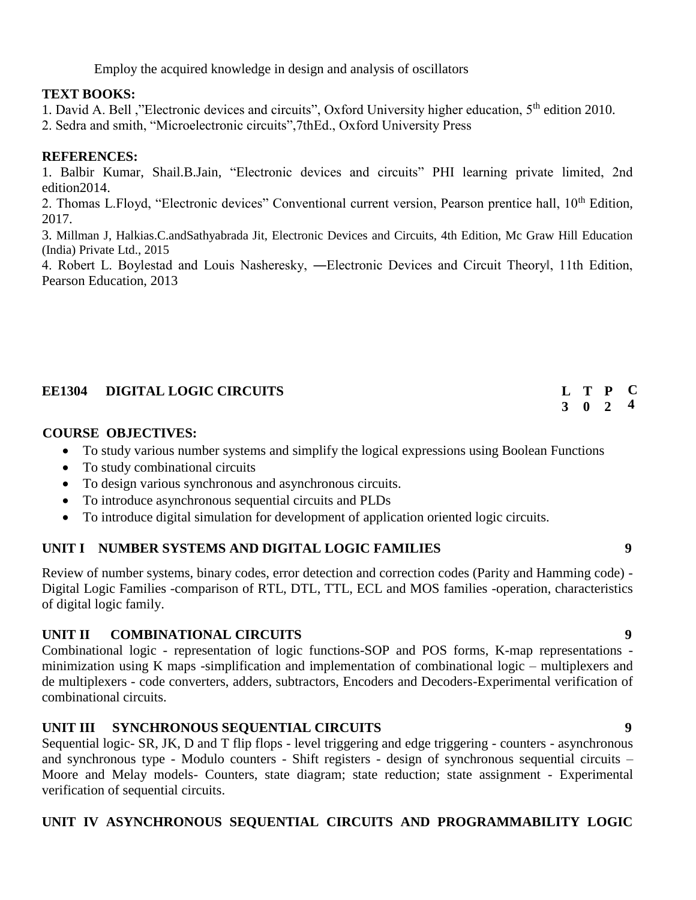Employ the acquired knowledge in design and analysis of oscillators

**TEXT BOOKS:**

1. David A. Bell ,"Electronic devices and circuits", Oxford University higher education, 5th edition 2010.
2. Sedra and smith, "Microelectronic circuits",7thEd., Oxford University Press

**REFERENCES:**

1. Balbir Kumar, Shail.B.Jain, "Electronic devices and circuits" PHI learning private limited, 2nd edition2014.
2. Thomas L.Floyd, "Electronic devices" Conventional current version, Pearson prentice hall, 10th Edition, 2017.
3. Millman J, Halkias.C.andSathyabrada Jit, Electronic Devices and Circuits, 4th Edition, Mc Graw Hill Education (India) Private Ltd., 2015
4. Robert L. Boylestad and Louis Nasheresky, ―Electronic Devices and Circuit Theory‖, 11th Edition, Pearson Education, 2013

## EE1304 DIGITAL LOGIC CIRCUITS

| L | T | P | C |
|---|---|---|---|
| 3 | 0 | 2 | 4 |

**COURSE OBJECTIVES:**

- To study various number systems and simplify the logical expressions using Boolean Functions
- To study combinational circuits
- To design various synchronous and asynchronous circuits.
- To introduce asynchronous sequential circuits and PLDs
- To introduce digital simulation for development of application oriented logic circuits.

**UNIT I NUMBER SYSTEMS AND DIGITAL LOGIC FAMILIES** **9**

Review of number systems, binary codes, error detection and correction codes (Parity and Hamming code) - Digital Logic Families -comparison of RTL, DTL, TTL, ECL and MOS families -operation, characteristics of digital logic family.

**UNIT II COMBINATIONAL CIRCUITS** **9**

Combinational logic - representation of logic functions-SOP and POS forms, K-map representations - minimization using K maps -simplification and implementation of combinational logic – multiplexers and de multiplexers - code converters, adders, subtractors, Encoders and Decoders-Experimental verification of combinational circuits.

**UNIT III SYNCHRONOUS SEQUENTIAL CIRCUITS** **9**

Sequential logic- SR, JK, D and T flip flops - level triggering and edge triggering - counters - asynchronous and synchronous type - Modulo counters - Shift registers - design of synchronous sequential circuits – Moore and Melay models- Counters, state diagram; state reduction; state assignment - Experimental verification of sequential circuits.

**UNIT IV ASYNCHRONOUS SEQUENTIAL CIRCUITS AND PROGRAMMABILITY LOGIC**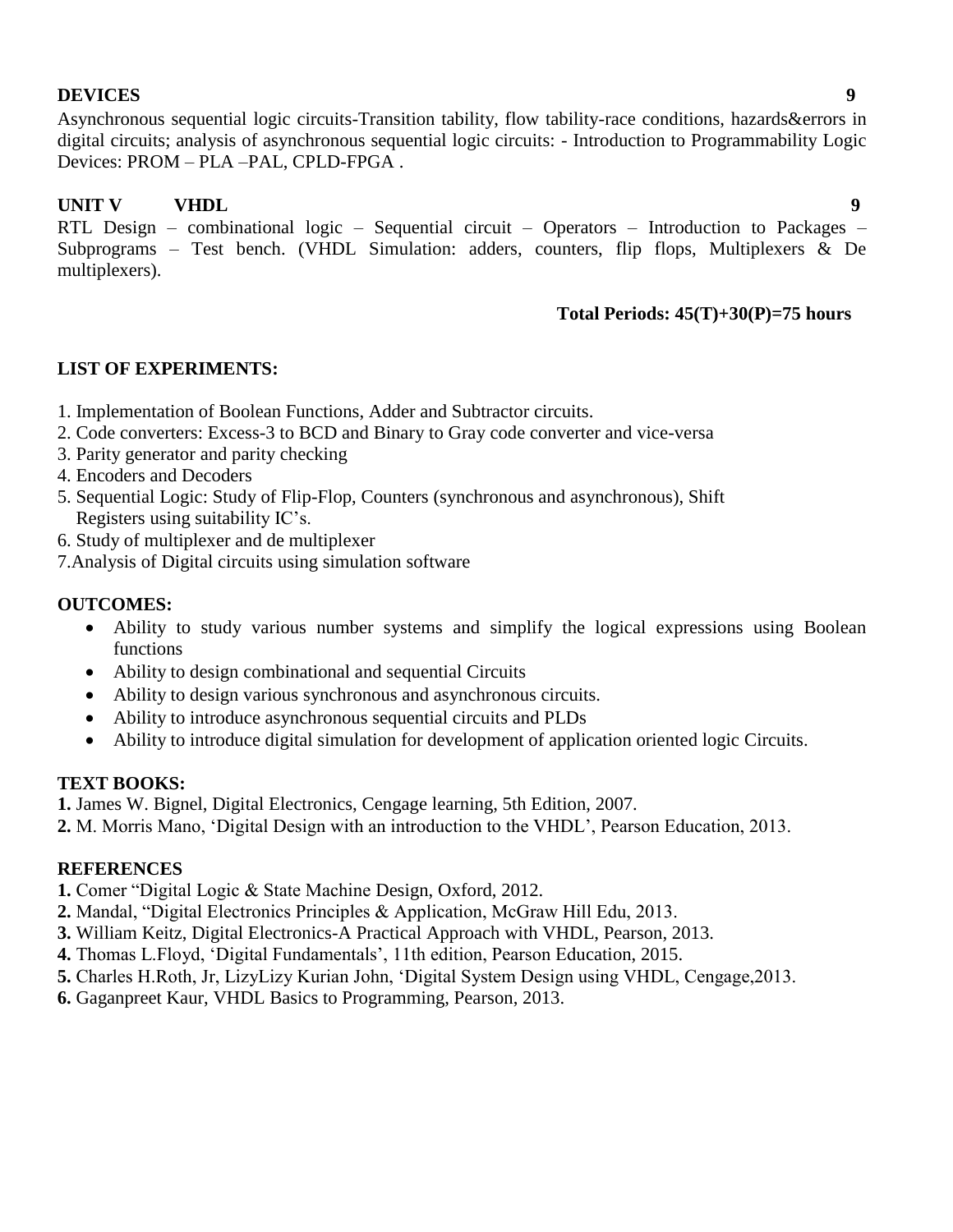**DEVICES** **9**

Asynchronous sequential logic circuits-Transition tability, flow tability-race conditions, hazards&errors in digital circuits; analysis of asynchronous sequential logic circuits: - Introduction to Programmability Logic Devices: PROM – PLA –PAL, CPLD-FPGA .

**UNIT V VHDL** **9**

RTL Design – combinational logic – Sequential circuit – Operators – Introduction to Packages – Subprograms – Test bench. (VHDL Simulation: adders, counters, flip flops, Multiplexers & De multiplexers).

**Total Periods: 45(T)+30(P)=75 hours**

**LIST OF EXPERIMENTS:**

1. Implementation of Boolean Functions, Adder and Subtractor circuits.
2. Code converters: Excess-3 to BCD and Binary to Gray code converter and vice-versa
3. Parity generator and parity checking
4. Encoders and Decoders
5. Sequential Logic: Study of Flip-Flop, Counters (synchronous and asynchronous), Shift Registers using suitability IC's.
6. Study of multiplexer and de multiplexer
7. Analysis of Digital circuits using simulation software

**OUTCOMES:**

- Ability to study various number systems and simplify the logical expressions using Boolean functions
- Ability to design combinational and sequential Circuits
- Ability to design various synchronous and asynchronous circuits.
- Ability to introduce asynchronous sequential circuits and PLDs
- Ability to introduce digital simulation for development of application oriented logic Circuits.

**TEXT BOOKS:**

**1.** James W. Bignel, Digital Electronics, Cengage learning, 5th Edition, 2007.

**2.** M. Morris Mano, 'Digital Design with an introduction to the VHDL', Pearson Education, 2013.

**REFERENCES**

**1.** Comer "Digital Logic & State Machine Design, Oxford, 2012.

**2.** Mandal, "Digital Electronics Principles & Application, McGraw Hill Edu, 2013.

**3.** William Keitz, Digital Electronics-A Practical Approach with VHDL, Pearson, 2013.

**4.** Thomas L.Floyd, 'Digital Fundamentals', 11th edition, Pearson Education, 2015.

**5.** Charles H.Roth, Jr, LizyLizy Kurian John, 'Digital System Design using VHDL, Cengage,2013.

**6.** Gaganpreet Kaur, VHDL Basics to Programming, Pearson, 2013.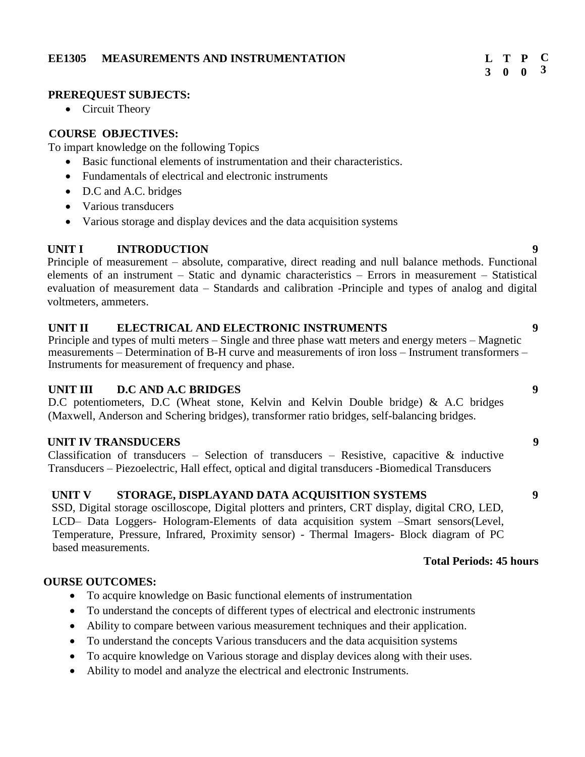## EE1305 MEASUREMENTS AND INSTRUMENTATION

| L | T | P | C |
|---|---|---|---|
| 3 | 0 | 0 | 3 |

**PREREQUEST SUBJECTS:**

- Circuit Theory

**COURSE OBJECTIVES:**

To impart knowledge on the following Topics

- Basic functional elements of instrumentation and their characteristics.
- Fundamentals of electrical and electronic instruments
- D.C and A.C. bridges
- Various transducers
- Various storage and display devices and the data acquisition systems

### UNIT I INTRODUCTION — 9

Principle of measurement – absolute, comparative, direct reading and null balance methods. Functional elements of an instrument – Static and dynamic characteristics – Errors in measurement – Statistical evaluation of measurement data – Standards and calibration -Principle and types of analog and digital voltmeters, ammeters.

### UNIT II ELECTRICAL AND ELECTRONIC INSTRUMENTS — 9

Principle and types of multi meters – Single and three phase watt meters and energy meters – Magnetic measurements – Determination of B-H curve and measurements of iron loss – Instrument transformers – Instruments for measurement of frequency and phase.

### UNIT III D.C AND A.C BRIDGES — 9

D.C potentiometers, D.C (Wheat stone, Kelvin and Kelvin Double bridge) & A.C bridges (Maxwell, Anderson and Schering bridges), transformer ratio bridges, self-balancing bridges.

### UNIT IV TRANSDUCERS — 9

Classification of transducers – Selection of transducers – Resistive, capacitive & inductive Transducers – Piezoelectric, Hall effect, optical and digital transducers -Biomedical Transducers

### UNIT V STORAGE, DISPLAYAND DATA ACQUISITION SYSTEMS — 9

SSD, Digital storage oscilloscope, Digital plotters and printers, CRT display, digital CRO, LED, LCD– Data Loggers- Hologram-Elements of data acquisition system –Smart sensors(Level, Temperature, Pressure, Infrared, Proximity sensor) - Thermal Imagers- Block diagram of PC based measurements.

**Total Periods: 45 hours**

**OURSE OUTCOMES:**

- To acquire knowledge on Basic functional elements of instrumentation
- To understand the concepts of different types of electrical and electronic instruments
- Ability to compare between various measurement techniques and their application.
- To understand the concepts Various transducers and the data acquisition systems
- To acquire knowledge on Various storage and display devices along with their uses.
- Ability to model and analyze the electrical and electronic Instruments.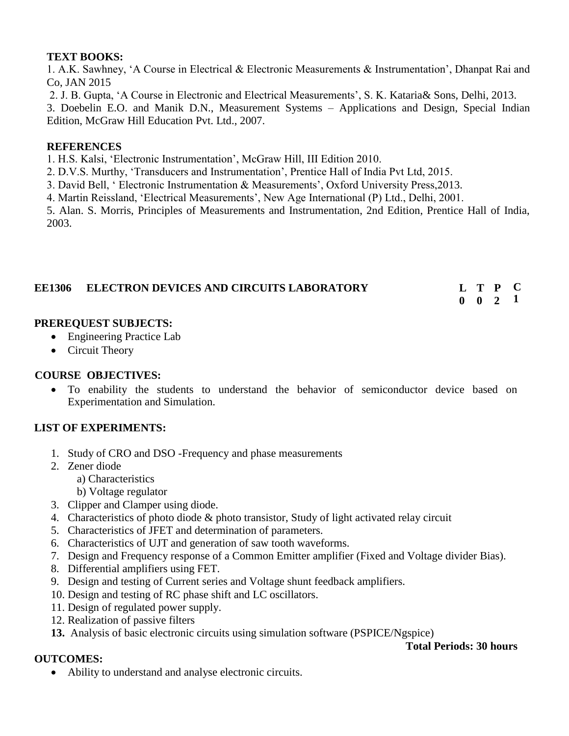**TEXT BOOKS:**

1. A.K. Sawhney, 'A Course in Electrical & Electronic Measurements & Instrumentation', Dhanpat Rai and Co, JAN 2015
2. J. B. Gupta, 'A Course in Electronic and Electrical Measurements', S. K. Kataria& Sons, Delhi, 2013.
3. Doebelin E.O. and Manik D.N., Measurement Systems – Applications and Design, Special Indian Edition, McGraw Hill Education Pvt. Ltd., 2007.

**REFERENCES**

1. H.S. Kalsi, 'Electronic Instrumentation', McGraw Hill, III Edition 2010.
2. D.V.S. Murthy, 'Transducers and Instrumentation', Prentice Hall of India Pvt Ltd, 2015.
3. David Bell, ' Electronic Instrumentation & Measurements', Oxford University Press,2013.
4. Martin Reissland, 'Electrical Measurements', New Age International (P) Ltd., Delhi, 2001.
5. Alan. S. Morris, Principles of Measurements and Instrumentation, 2nd Edition, Prentice Hall of India, 2003.

## EE1306 ELECTRON DEVICES AND CIRCUITS LABORATORY

| L | T | P | C |
|---|---|---|---|
| 0 | 0 | 2 | 1 |

**PREREQUEST SUBJECTS:**

- Engineering Practice Lab
- Circuit Theory

**COURSE OBJECTIVES:**

- To enability the students to understand the behavior of semiconductor device based on Experimentation and Simulation.

**LIST OF EXPERIMENTS:**

1. Study of CRO and DSO -Frequency and phase measurements
2. Zener diode
   a) Characteristics
   b) Voltage regulator
3. Clipper and Clamper using diode.
4. Characteristics of photo diode & photo transistor, Study of light activated relay circuit
5. Characteristics of JFET and determination of parameters.
6. Characteristics of UJT and generation of saw tooth waveforms.
7. Design and Frequency response of a Common Emitter amplifier (Fixed and Voltage divider Bias).
8. Differential amplifiers using FET.
9. Design and testing of Current series and Voltage shunt feedback amplifiers.
10. Design and testing of RC phase shift and LC oscillators.
11. Design of regulated power supply.
12. Realization of passive filters
13. Analysis of basic electronic circuits using simulation software (PSPICE/Ngspice)

**Total Periods: 30 hours**

**OUTCOMES:**

- Ability to understand and analyse electronic circuits.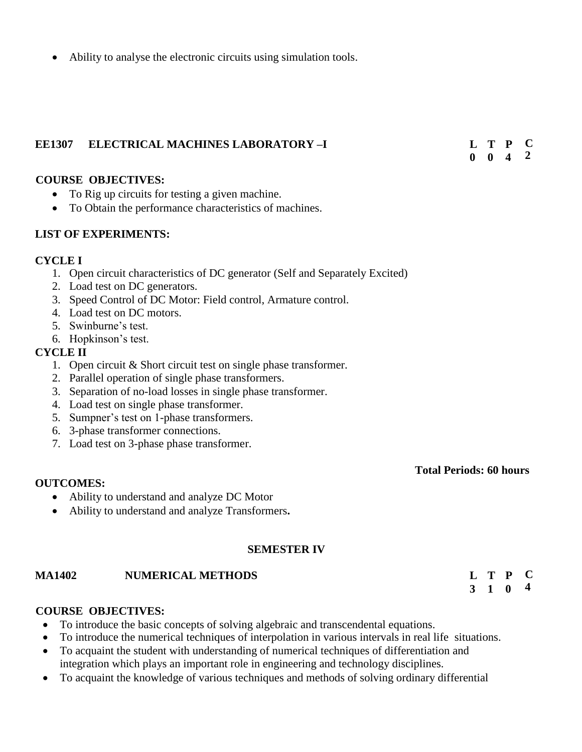- Ability to analyse the electronic circuits using simulation tools.

**EE1307 ELECTRICAL MACHINES LABORATORY –I**

| L | T | P | C |
|---|---|---|---|
| 0 | 0 | 4 | 2 |

**COURSE OBJECTIVES:**

- To Rig up circuits for testing a given machine.
- To Obtain the performance characteristics of machines.

**LIST OF EXPERIMENTS:**

**CYCLE I**

1. Open circuit characteristics of DC generator (Self and Separately Excited)
2. Load test on DC generators.
3. Speed Control of DC Motor: Field control, Armature control.
4. Load test on DC motors.
5. Swinburne's test.
6. Hopkinson's test.

**CYCLE II**

1. Open circuit & Short circuit test on single phase transformer.
2. Parallel operation of single phase transformers.
3. Separation of no-load losses in single phase transformer.
4. Load test on single phase transformer.
5. Sumpner's test on 1-phase transformers.
6. 3-phase transformer connections.
7. Load test on 3-phase phase transformer.

**Total Periods: 60 hours**

**OUTCOMES:**

- Ability to understand and analyze DC Motor
- Ability to understand and analyze Transformers**.**

## SEMESTER IV

**MA1402 NUMERICAL METHODS**

| L | T | P | C |
|---|---|---|---|
| 3 | 1 | 0 | 4 |

**COURSE OBJECTIVES:**

- To introduce the basic concepts of solving algebraic and transcendental equations.
- To introduce the numerical techniques of interpolation in various intervals in real life situations.
- To acquaint the student with understanding of numerical techniques of differentiation and integration which plays an important role in engineering and technology disciplines.
- To acquaint the knowledge of various techniques and methods of solving ordinary differential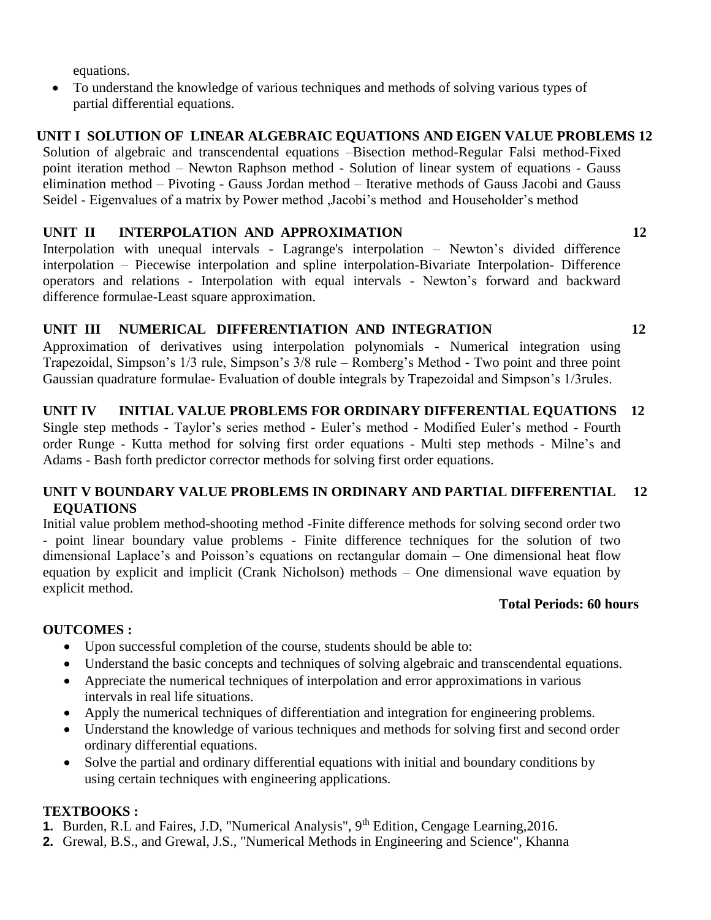equations.

- To understand the knowledge of various techniques and methods of solving various types of partial differential equations.

**UNIT I SOLUTION OF LINEAR ALGEBRAIC EQUATIONS AND EIGEN VALUE PROBLEMS 12**

Solution of algebraic and transcendental equations –Bisection method-Regular Falsi method-Fixed point iteration method – Newton Raphson method - Solution of linear system of equations - Gauss elimination method – Pivoting - Gauss Jordan method – Iterative methods of Gauss Jacobi and Gauss Seidel - Eigenvalues of a matrix by Power method ,Jacobi's method and Householder's method

**UNIT II INTERPOLATION AND APPROXIMATION 12**

Interpolation with unequal intervals - Lagrange's interpolation – Newton's divided difference interpolation – Piecewise interpolation and spline interpolation-Bivariate Interpolation- Difference operators and relations - Interpolation with equal intervals - Newton's forward and backward difference formulae-Least square approximation.

**UNIT III NUMERICAL DIFFERENTIATION AND INTEGRATION 12**

Approximation of derivatives using interpolation polynomials - Numerical integration using Trapezoidal, Simpson's 1/3 rule, Simpson's 3/8 rule – Romberg's Method - Two point and three point Gaussian quadrature formulae- Evaluation of double integrals by Trapezoidal and Simpson's 1/3rules.

**UNIT IV INITIAL VALUE PROBLEMS FOR ORDINARY DIFFERENTIAL EQUATIONS 12**

Single step methods - Taylor's series method - Euler's method - Modified Euler's method - Fourth order Runge - Kutta method for solving first order equations - Multi step methods - Milne's and Adams - Bash forth predictor corrector methods for solving first order equations.

**UNIT V BOUNDARY VALUE PROBLEMS IN ORDINARY AND PARTIAL DIFFERENTIAL EQUATIONS 12**

Initial value problem method-shooting method -Finite difference methods for solving second order two - point linear boundary value problems - Finite difference techniques for the solution of two dimensional Laplace's and Poisson's equations on rectangular domain – One dimensional heat flow equation by explicit and implicit (Crank Nicholson) methods – One dimensional wave equation by explicit method.

**Total Periods: 60 hours**

**OUTCOMES :**

- Upon successful completion of the course, students should be able to:
- Understand the basic concepts and techniques of solving algebraic and transcendental equations.
- Appreciate the numerical techniques of interpolation and error approximations in various intervals in real life situations.
- Apply the numerical techniques of differentiation and integration for engineering problems.
- Understand the knowledge of various techniques and methods for solving first and second order ordinary differential equations.
- Solve the partial and ordinary differential equations with initial and boundary conditions by using certain techniques with engineering applications.

**TEXTBOOKS :**

1. Burden, R.L and Faires, J.D, "Numerical Analysis", 9th Edition, Cengage Learning,2016.
2. Grewal, B.S., and Grewal, J.S., "Numerical Methods in Engineering and Science", Khanna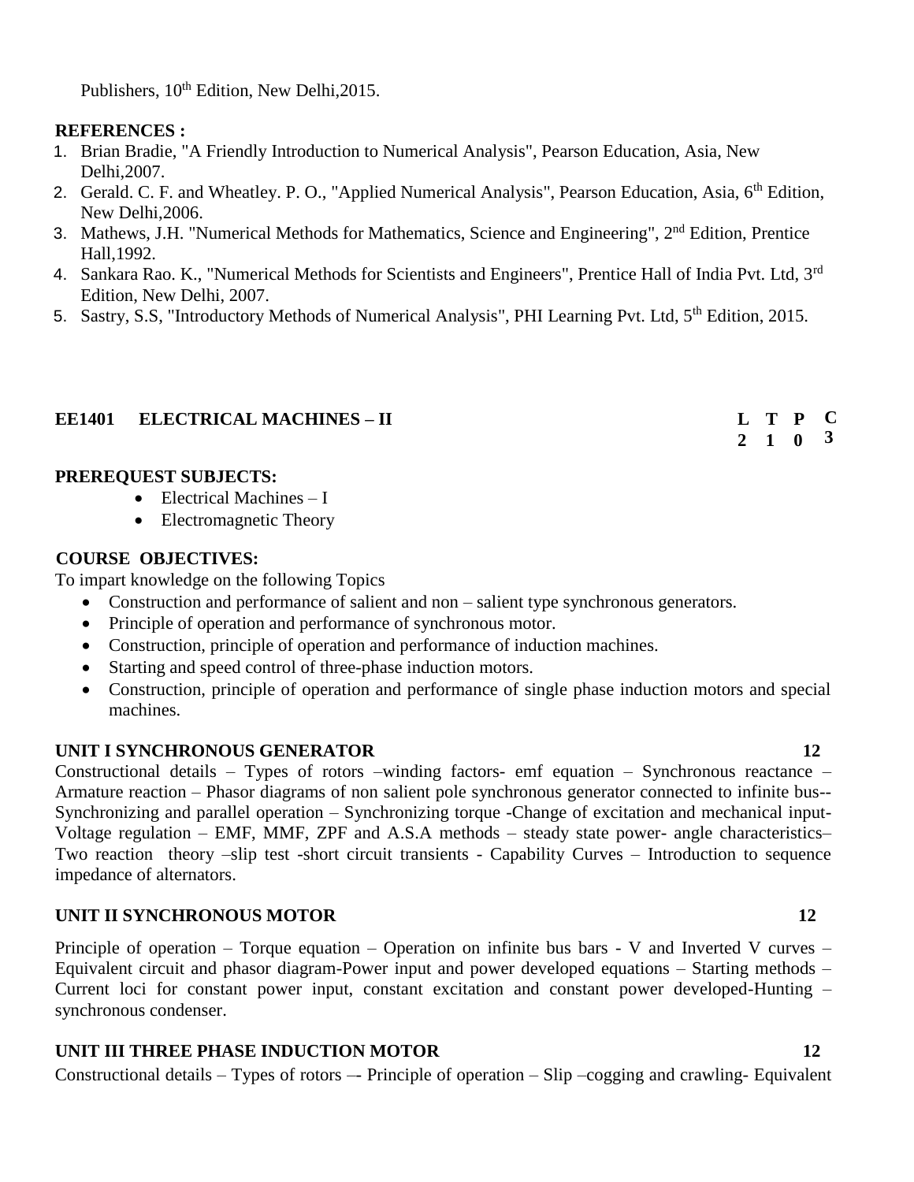Publishers, 10th Edition, New Delhi,2015.

**REFERENCES :**

1. Brian Bradie, "A Friendly Introduction to Numerical Analysis", Pearson Education, Asia, New Delhi,2007.
2. Gerald. C. F. and Wheatley. P. O., "Applied Numerical Analysis", Pearson Education, Asia, 6th Edition, New Delhi,2006.
3. Mathews, J.H. "Numerical Methods for Mathematics, Science and Engineering", 2nd Edition, Prentice Hall,1992.
4. Sankara Rao. K., "Numerical Methods for Scientists and Engineers", Prentice Hall of India Pvt. Ltd, 3rd Edition, New Delhi, 2007.
5. Sastry, S.S, "Introductory Methods of Numerical Analysis", PHI Learning Pvt. Ltd, 5th Edition, 2015.

## EE1401 ELECTRICAL MACHINES – II

| L | T | P | C |
|---|---|---|---|
| 2 | 1 | 0 | 3 |

**PREREQUEST SUBJECTS:**

- Electrical Machines – I
- Electromagnetic Theory

**COURSE OBJECTIVES:**

To impart knowledge on the following Topics

- Construction and performance of salient and non – salient type synchronous generators.
- Principle of operation and performance of synchronous motor.
- Construction, principle of operation and performance of induction machines.
- Starting and speed control of three-phase induction motors.
- Construction, principle of operation and performance of single phase induction motors and special machines.

**UNIT I SYNCHRONOUS GENERATOR 12**

Constructional details – Types of rotors –winding factors- emf equation – Synchronous reactance – Armature reaction – Phasor diagrams of non salient pole synchronous generator connected to infinite bus-- Synchronizing and parallel operation – Synchronizing torque -Change of excitation and mechanical input- Voltage regulation – EMF, MMF, ZPF and A.S.A methods – steady state power- angle characteristics– Two reaction theory –slip test -short circuit transients - Capability Curves – Introduction to sequence impedance of alternators.

**UNIT II SYNCHRONOUS MOTOR 12**

Principle of operation – Torque equation – Operation on infinite bus bars - V and Inverted V curves – Equivalent circuit and phasor diagram-Power input and power developed equations – Starting methods – Current loci for constant power input, constant excitation and constant power developed-Hunting – synchronous condenser.

**UNIT III THREE PHASE INDUCTION MOTOR 12**

Constructional details – Types of rotors –- Principle of operation – Slip –cogging and crawling- Equivalent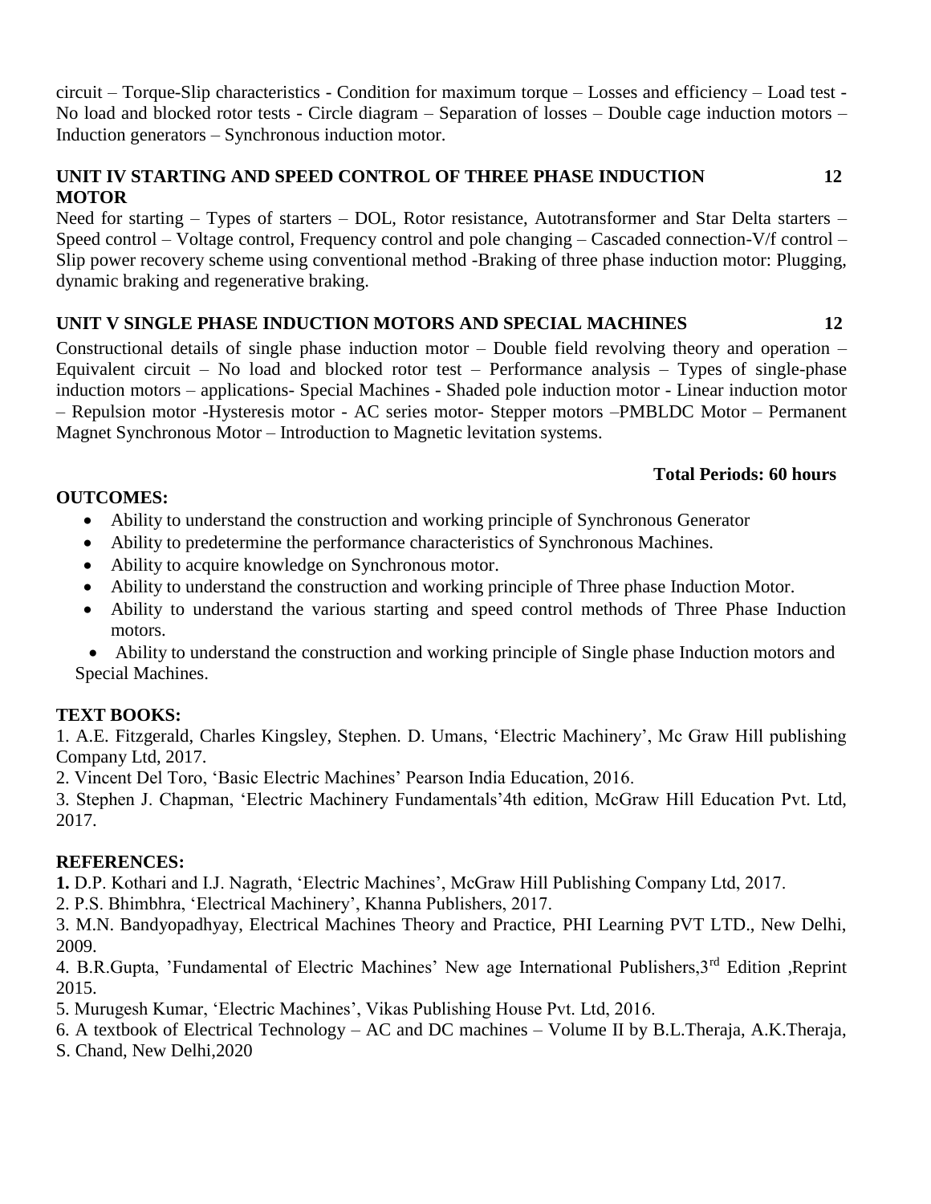circuit – Torque-Slip characteristics - Condition for maximum torque – Losses and efficiency – Load test - No load and blocked rotor tests - Circle diagram – Separation of losses – Double cage induction motors – Induction generators – Synchronous induction motor.

**UNIT IV STARTING AND SPEED CONTROL OF THREE PHASE INDUCTION MOTOR** **12**

Need for starting – Types of starters – DOL, Rotor resistance, Autotransformer and Star Delta starters – Speed control – Voltage control, Frequency control and pole changing – Cascaded connection-V/f control – Slip power recovery scheme using conventional method -Braking of three phase induction motor: Plugging, dynamic braking and regenerative braking.

**UNIT V SINGLE PHASE INDUCTION MOTORS AND SPECIAL MACHINES** **12**

Constructional details of single phase induction motor – Double field revolving theory and operation – Equivalent circuit – No load and blocked rotor test – Performance analysis – Types of single-phase induction motors – applications- Special Machines - Shaded pole induction motor - Linear induction motor – Repulsion motor -Hysteresis motor - AC series motor- Stepper motors –PMBLDC Motor – Permanent Magnet Synchronous Motor – Introduction to Magnetic levitation systems.

**Total Periods: 60 hours**

**OUTCOMES:**

- Ability to understand the construction and working principle of Synchronous Generator
- Ability to predetermine the performance characteristics of Synchronous Machines.
- Ability to acquire knowledge on Synchronous motor.
- Ability to understand the construction and working principle of Three phase Induction Motor.
- Ability to understand the various starting and speed control methods of Three Phase Induction motors.
- Ability to understand the construction and working principle of Single phase Induction motors and Special Machines.

**TEXT BOOKS:**

1. A.E. Fitzgerald, Charles Kingsley, Stephen. D. Umans, 'Electric Machinery', Mc Graw Hill publishing Company Ltd, 2017.
2. Vincent Del Toro, 'Basic Electric Machines' Pearson India Education, 2016.
3. Stephen J. Chapman, 'Electric Machinery Fundamentals'4th edition, McGraw Hill Education Pvt. Ltd, 2017.

**REFERENCES:**

1. D.P. Kothari and I.J. Nagrath, 'Electric Machines', McGraw Hill Publishing Company Ltd, 2017.
2. P.S. Bhimbhra, 'Electrical Machinery', Khanna Publishers, 2017.
3. M.N. Bandyopadhyay, Electrical Machines Theory and Practice, PHI Learning PVT LTD., New Delhi, 2009.
4. B.R.Gupta, 'Fundamental of Electric Machines' New age International Publishers,3rd Edition ,Reprint 2015.
5. Murugesh Kumar, 'Electric Machines', Vikas Publishing House Pvt. Ltd, 2016.
6. A textbook of Electrical Technology – AC and DC machines – Volume II by B.L.Theraja, A.K.Theraja, S. Chand, New Delhi,2020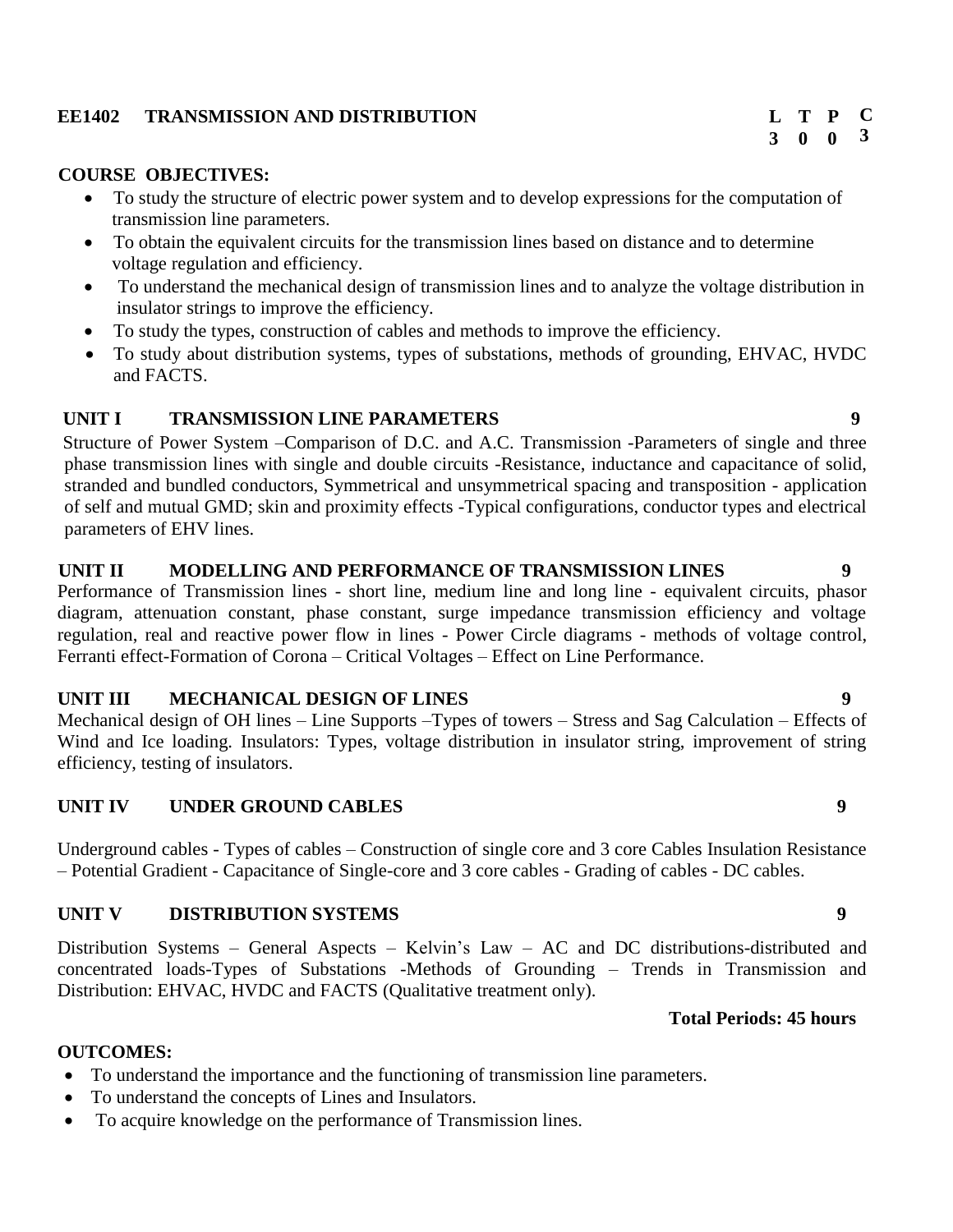## EE1402 TRANSMISSION AND DISTRIBUTION

| L | T | P | C |
|---|---|---|---|
| 3 | 0 | 0 | 3 |

### COURSE OBJECTIVES:

- To study the structure of electric power system and to develop expressions for the computation of transmission line parameters.
- To obtain the equivalent circuits for the transmission lines based on distance and to determine voltage regulation and efficiency.
- To understand the mechanical design of transmission lines and to analyze the voltage distribution in insulator strings to improve the efficiency.
- To study the types, construction of cables and methods to improve the efficiency.
- To study about distribution systems, types of substations, methods of grounding, EHVAC, HVDC and FACTS.

### UNIT I TRANSMISSION LINE PARAMETERS 9

Structure of Power System –Comparison of D.C. and A.C. Transmission -Parameters of single and three phase transmission lines with single and double circuits -Resistance, inductance and capacitance of solid, stranded and bundled conductors, Symmetrical and unsymmetrical spacing and transposition - application of self and mutual GMD; skin and proximity effects -Typical configurations, conductor types and electrical parameters of EHV lines.

### UNIT II MODELLING AND PERFORMANCE OF TRANSMISSION LINES 9

Performance of Transmission lines - short line, medium line and long line - equivalent circuits, phasor diagram, attenuation constant, phase constant, surge impedance transmission efficiency and voltage regulation, real and reactive power flow in lines - Power Circle diagrams - methods of voltage control, Ferranti effect-Formation of Corona – Critical Voltages – Effect on Line Performance.

### UNIT III MECHANICAL DESIGN OF LINES 9

Mechanical design of OH lines – Line Supports –Types of towers – Stress and Sag Calculation – Effects of Wind and Ice loading. Insulators: Types, voltage distribution in insulator string, improvement of string efficiency, testing of insulators.

### UNIT IV UNDER GROUND CABLES 9

Underground cables - Types of cables – Construction of single core and 3 core Cables Insulation Resistance – Potential Gradient - Capacitance of Single-core and 3 core cables - Grading of cables - DC cables.

### UNIT V DISTRIBUTION SYSTEMS 9

Distribution Systems – General Aspects – Kelvin's Law – AC and DC distributions-distributed and concentrated loads-Types of Substations -Methods of Grounding – Trends in Transmission and Distribution: EHVAC, HVDC and FACTS (Qualitative treatment only).

**Total Periods: 45 hours**

### OUTCOMES:

- To understand the importance and the functioning of transmission line parameters.
- To understand the concepts of Lines and Insulators.
- To acquire knowledge on the performance of Transmission lines.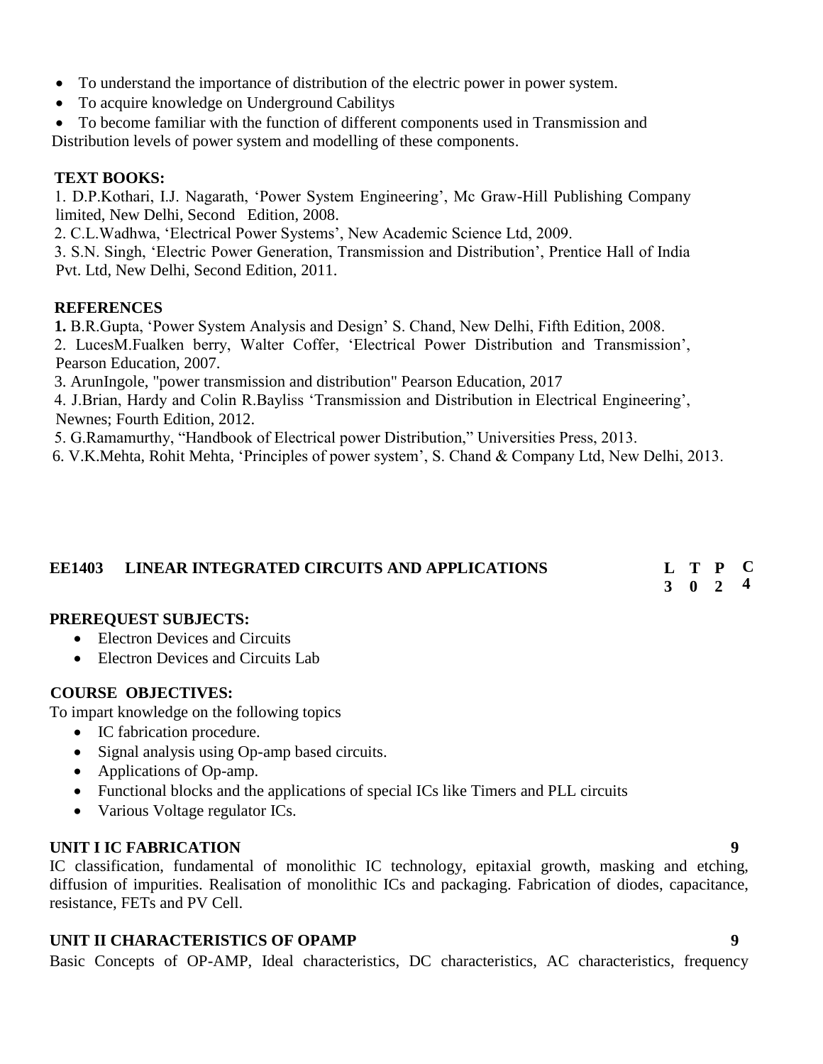- To understand the importance of distribution of the electric power in power system.
- To acquire knowledge on Underground Cabilitys
- To become familiar with the function of different components used in Transmission and Distribution levels of power system and modelling of these components.

**TEXT BOOKS:**

1. D.P.Kothari, I.J. Nagarath, 'Power System Engineering', Mc Graw-Hill Publishing Company limited, New Delhi, Second Edition, 2008.
2. C.L.Wadhwa, 'Electrical Power Systems', New Academic Science Ltd, 2009.
3. S.N. Singh, 'Electric Power Generation, Transmission and Distribution', Prentice Hall of India Pvt. Ltd, New Delhi, Second Edition, 2011.

**REFERENCES**

1. B.R.Gupta, 'Power System Analysis and Design' S. Chand, New Delhi, Fifth Edition, 2008.
2. LucesM.Fualken berry, Walter Coffer, 'Electrical Power Distribution and Transmission', Pearson Education, 2007.
3. ArunIngole, "power transmission and distribution" Pearson Education, 2017
4. J.Brian, Hardy and Colin R.Bayliss 'Transmission and Distribution in Electrical Engineering', Newnes; Fourth Edition, 2012.
5. G.Ramamurthy, "Handbook of Electrical power Distribution," Universities Press, 2013.
6. V.K.Mehta, Rohit Mehta, 'Principles of power system', S. Chand & Company Ltd, New Delhi, 2013.

## EE1403 LINEAR INTEGRATED CIRCUITS AND APPLICATIONS

| L | T | P | C |
|---|---|---|---|
| 3 | 0 | 2 | 4 |

**PREREQUEST SUBJECTS:**

- Electron Devices and Circuits
- Electron Devices and Circuits Lab

**COURSE OBJECTIVES:**

To impart knowledge on the following topics

- IC fabrication procedure.
- Signal analysis using Op-amp based circuits.
- Applications of Op-amp.
- Functional blocks and the applications of special ICs like Timers and PLL circuits
- Various Voltage regulator ICs.

**UNIT I IC FABRICATION** **9**

IC classification, fundamental of monolithic IC technology, epitaxial growth, masking and etching, diffusion of impurities. Realisation of monolithic ICs and packaging. Fabrication of diodes, capacitance, resistance, FETs and PV Cell.

**UNIT II CHARACTERISTICS OF OPAMP** **9**

Basic Concepts of OP-AMP, Ideal characteristics, DC characteristics, AC characteristics, frequency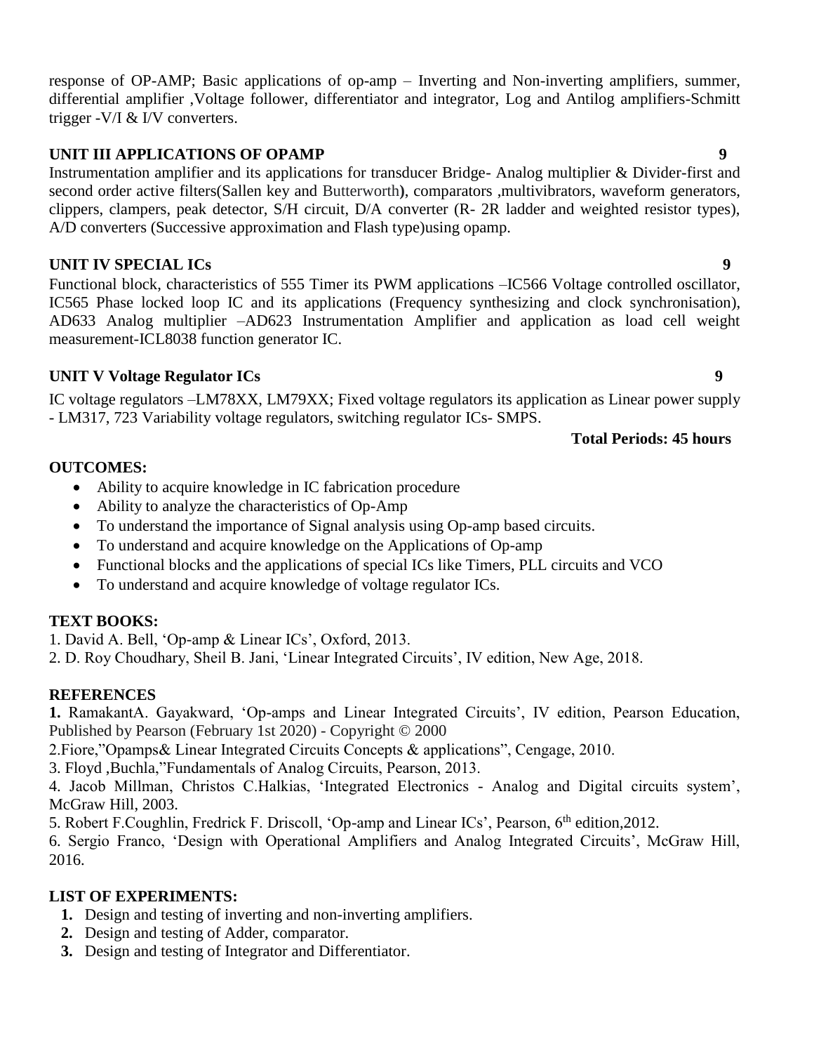response of OP-AMP; Basic applications of op-amp – Inverting and Non-inverting amplifiers, summer, differential amplifier ,Voltage follower, differentiator and integrator, Log and Antilog amplifiers-Schmitt trigger -V/I & I/V converters.

**UNIT III APPLICATIONS OF OPAMP** **9**

Instrumentation amplifier and its applications for transducer Bridge- Analog multiplier & Divider-first and second order active filters(Sallen key and Butterworth), comparators ,multivibrators, waveform generators, clippers, clampers, peak detector, S/H circuit, D/A converter (R- 2R ladder and weighted resistor types), A/D converters (Successive approximation and Flash type)using opamp.

**UNIT IV SPECIAL ICs** **9**

Functional block, characteristics of 555 Timer its PWM applications –IC566 Voltage controlled oscillator, IC565 Phase locked loop IC and its applications (Frequency synthesizing and clock synchronisation), AD633 Analog multiplier –AD623 Instrumentation Amplifier and application as load cell weight measurement-ICL8038 function generator IC.

**UNIT V Voltage Regulator ICs** **9**

IC voltage regulators –LM78XX, LM79XX; Fixed voltage regulators its application as Linear power supply - LM317, 723 Variability voltage regulators, switching regulator ICs- SMPS.

**Total Periods: 45 hours**

**OUTCOMES:**

- Ability to acquire knowledge in IC fabrication procedure
- Ability to analyze the characteristics of Op-Amp
- To understand the importance of Signal analysis using Op-amp based circuits.
- To understand and acquire knowledge on the Applications of Op-amp
- Functional blocks and the applications of special ICs like Timers, PLL circuits and VCO
- To understand and acquire knowledge of voltage regulator ICs.

**TEXT BOOKS:**

1. David A. Bell, 'Op-amp & Linear ICs', Oxford, 2013.
2. D. Roy Choudhary, Sheil B. Jani, 'Linear Integrated Circuits', IV edition, New Age, 2018.

**REFERENCES**

**1.** RamakantA. Gayakward, 'Op-amps and Linear Integrated Circuits', IV edition, Pearson Education, Published by Pearson (February 1st 2020) - Copyright © 2000

2.Fiore,"Opamps& Linear Integrated Circuits Concepts & applications", Cengage, 2010.

3. Floyd ,Buchla,"Fundamentals of Analog Circuits, Pearson, 2013.

4. Jacob Millman, Christos C.Halkias, 'Integrated Electronics - Analog and Digital circuits system', McGraw Hill, 2003.

5. Robert F.Coughlin, Fredrick F. Driscoll, 'Op-amp and Linear ICs', Pearson, 6th edition,2012.

6. Sergio Franco, 'Design with Operational Amplifiers and Analog Integrated Circuits', McGraw Hill, 2016.

**LIST OF EXPERIMENTS:**

1. Design and testing of inverting and non-inverting amplifiers.
2. Design and testing of Adder, comparator.
3. Design and testing of Integrator and Differentiator.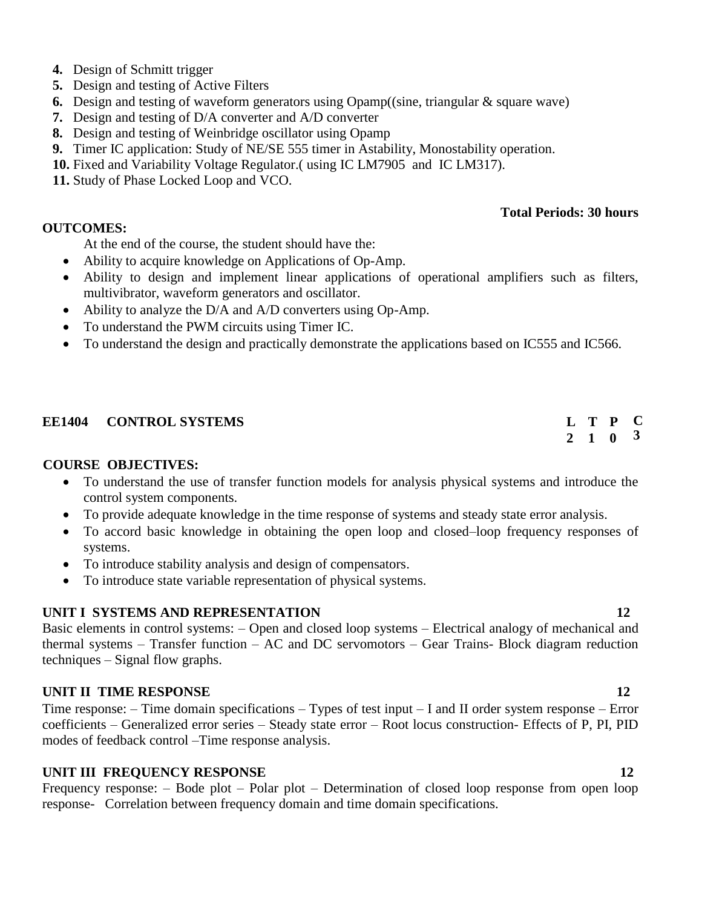4. Design of Schmitt trigger
5. Design and testing of Active Filters
6. Design and testing of waveform generators using Opamp((sine, triangular & square wave)
7. Design and testing of D/A converter and A/D converter
8. Design and testing of Weinbridge oscillator using Opamp
9. Timer IC application: Study of NE/SE 555 timer in Astability, Monostability operation.
10. Fixed and Variability Voltage Regulator.( using IC LM7905 and IC LM317).
11. Study of Phase Locked Loop and VCO.

**Total Periods: 30 hours**

**OUTCOMES:**

At the end of the course, the student should have the:

- Ability to acquire knowledge on Applications of Op-Amp.
- Ability to design and implement linear applications of operational amplifiers such as filters, multivibrator, waveform generators and oscillator.
- Ability to analyze the D/A and A/D converters using Op-Amp.
- To understand the PWM circuits using Timer IC.
- To understand the design and practically demonstrate the applications based on IC555 and IC566.

## EE1404 CONTROL SYSTEMS

| L | T | P | C |
|---|---|---|---|
| 2 | 1 | 0 | 3 |

**COURSE OBJECTIVES:**

- To understand the use of transfer function models for analysis physical systems and introduce the control system components.
- To provide adequate knowledge in the time response of systems and steady state error analysis.
- To accord basic knowledge in obtaining the open loop and closed–loop frequency responses of systems.
- To introduce stability analysis and design of compensators.
- To introduce state variable representation of physical systems.

### UNIT I SYSTEMS AND REPRESENTATION 12

Basic elements in control systems: – Open and closed loop systems – Electrical analogy of mechanical and thermal systems – Transfer function – AC and DC servomotors – Gear Trains- Block diagram reduction techniques – Signal flow graphs.

### UNIT II TIME RESPONSE 12

Time response: – Time domain specifications – Types of test input – I and II order system response – Error coefficients – Generalized error series – Steady state error – Root locus construction- Effects of P, PI, PID modes of feedback control –Time response analysis.

### UNIT III FREQUENCY RESPONSE 12

Frequency response: – Bode plot – Polar plot – Determination of closed loop response from open loop response- Correlation between frequency domain and time domain specifications.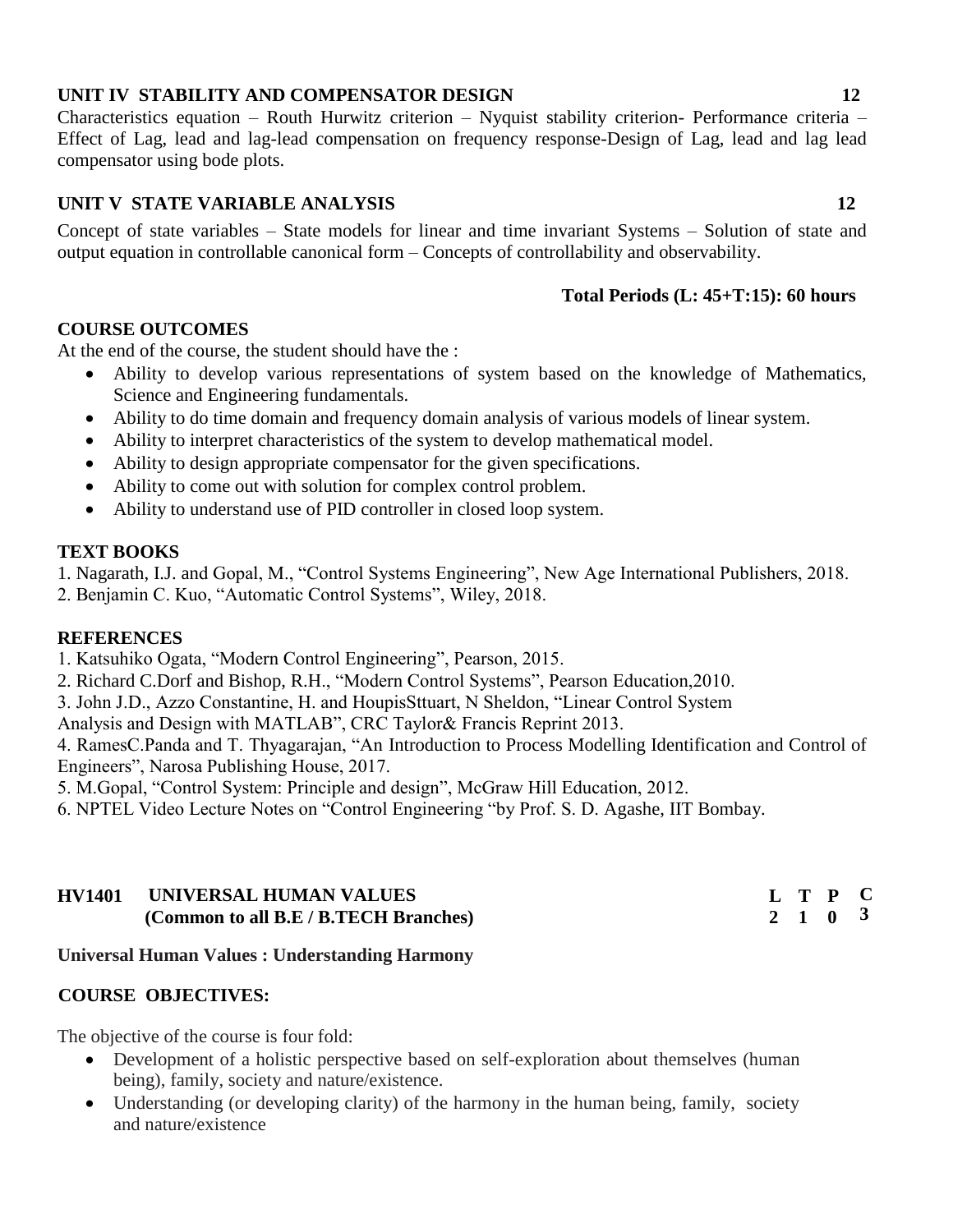### UNIT IV STABILITY AND COMPENSATOR DESIGN 12

Characteristics equation – Routh Hurwitz criterion – Nyquist stability criterion- Performance criteria – Effect of Lag, lead and lag-lead compensation on frequency response-Design of Lag, lead and lag lead compensator using bode plots.

### UNIT V STATE VARIABLE ANALYSIS 12

Concept of state variables – State models for linear and time invariant Systems – Solution of state and output equation in controllable canonical form – Concepts of controllability and observability.

**Total Periods (L: 45+T:15): 60 hours**

### COURSE OUTCOMES

At the end of the course, the student should have the :

- Ability to develop various representations of system based on the knowledge of Mathematics, Science and Engineering fundamentals.
- Ability to do time domain and frequency domain analysis of various models of linear system.
- Ability to interpret characteristics of the system to develop mathematical model.
- Ability to design appropriate compensator for the given specifications.
- Ability to come out with solution for complex control problem.
- Ability to understand use of PID controller in closed loop system.

### TEXT BOOKS

1. Nagarath, I.J. and Gopal, M., "Control Systems Engineering", New Age International Publishers, 2018.
2. Benjamin C. Kuo, "Automatic Control Systems", Wiley, 2018.

### REFERENCES

1. Katsuhiko Ogata, "Modern Control Engineering", Pearson, 2015.
2. Richard C.Dorf and Bishop, R.H., "Modern Control Systems", Pearson Education,2010.
3. John J.D., Azzo Constantine, H. and HoupisSttuart, N Sheldon, "Linear Control System Analysis and Design with MATLAB", CRC Taylor& Francis Reprint 2013.
4. RamesC.Panda and T. Thyagarajan, "An Introduction to Process Modelling Identification and Control of Engineers", Narosa Publishing House, 2017.
5. M.Gopal, "Control System: Principle and design", McGraw Hill Education, 2012.
6. NPTEL Video Lecture Notes on "Control Engineering "by Prof. S. D. Agashe, IIT Bombay.

## HV1401 UNIVERSAL HUMAN VALUES (Common to all B.E / B.TECH Branches)

| L | T | P | C |
|---|---|---|---|
| 2 | 1 | 0 | 3 |

**Universal Human Values : Understanding Harmony**

### COURSE OBJECTIVES:

The objective of the course is four fold:

- Development of a holistic perspective based on self-exploration about themselves (human being), family, society and nature/existence.
- Understanding (or developing clarity) of the harmony in the human being, family, society and nature/existence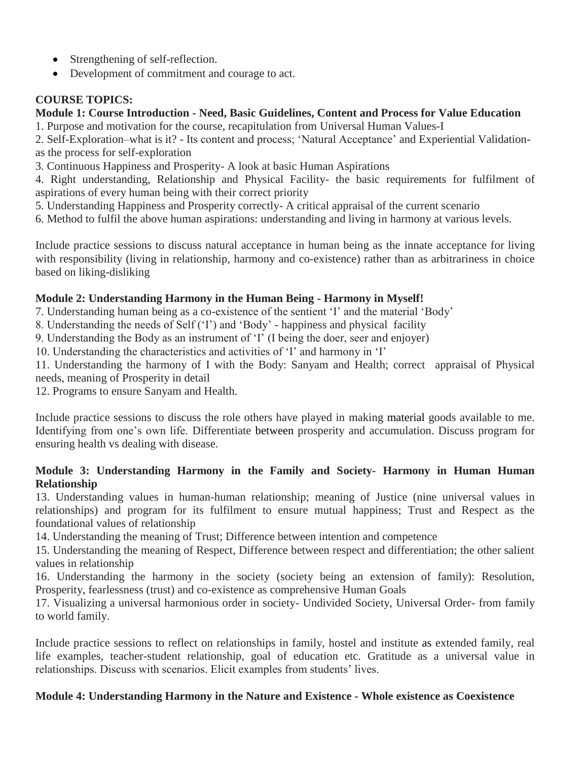- Strengthening of self-reflection.
- Development of commitment and courage to act.

**COURSE TOPICS:**

**Module 1: Course Introduction - Need, Basic Guidelines, Content and Process for Value Education**

1. Purpose and motivation for the course, recapitulation from Universal Human Values-I
2. Self-Exploration–what is it? - Its content and process; 'Natural Acceptance' and Experiential Validation- as the process for self-exploration
3. Continuous Happiness and Prosperity- A look at basic Human Aspirations
4. Right understanding, Relationship and Physical Facility- the basic requirements for fulfilment of aspirations of every human being with their correct priority
5. Understanding Happiness and Prosperity correctly- A critical appraisal of the current scenario
6. Method to fulfil the above human aspirations: understanding and living in harmony at various levels.

Include practice sessions to discuss natural acceptance in human being as the innate acceptance for living with responsibility (living in relationship, harmony and co-existence) rather than as arbitrariness in choice based on liking-disliking

**Module 2: Understanding Harmony in the Human Being - Harmony in Myself!**

7. Understanding human being as a co-existence of the sentient 'I' and the material 'Body'
8. Understanding the needs of Self ('I') and 'Body' - happiness and physical facility
9. Understanding the Body as an instrument of 'I' (I being the doer, seer and enjoyer)
10. Understanding the characteristics and activities of 'I' and harmony in 'I'
11. Understanding the harmony of I with the Body: Sanyam and Health; correct appraisal of Physical needs, meaning of Prosperity in detail
12. Programs to ensure Sanyam and Health.

Include practice sessions to discuss the role others have played in making material goods available to me. Identifying from one's own life. Differentiate between prosperity and accumulation. Discuss program for ensuring health vs dealing with disease.

**Module 3: Understanding Harmony in the Family and Society- Harmony in Human Human Relationship**

13. Understanding values in human-human relationship; meaning of Justice (nine universal values in relationships) and program for its fulfilment to ensure mutual happiness; Trust and Respect as the foundational values of relationship
14. Understanding the meaning of Trust; Difference between intention and competence
15. Understanding the meaning of Respect, Difference between respect and differentiation; the other salient values in relationship
16. Understanding the harmony in the society (society being an extension of family): Resolution, Prosperity, fearlessness (trust) and co-existence as comprehensive Human Goals
17. Visualizing a universal harmonious order in society- Undivided Society, Universal Order- from family to world family.

Include practice sessions to reflect on relationships in family, hostel and institute as extended family, real life examples, teacher-student relationship, goal of education etc. Gratitude as a universal value in relationships. Discuss with scenarios. Elicit examples from students' lives.

**Module 4: Understanding Harmony in the Nature and Existence - Whole existence as Coexistence**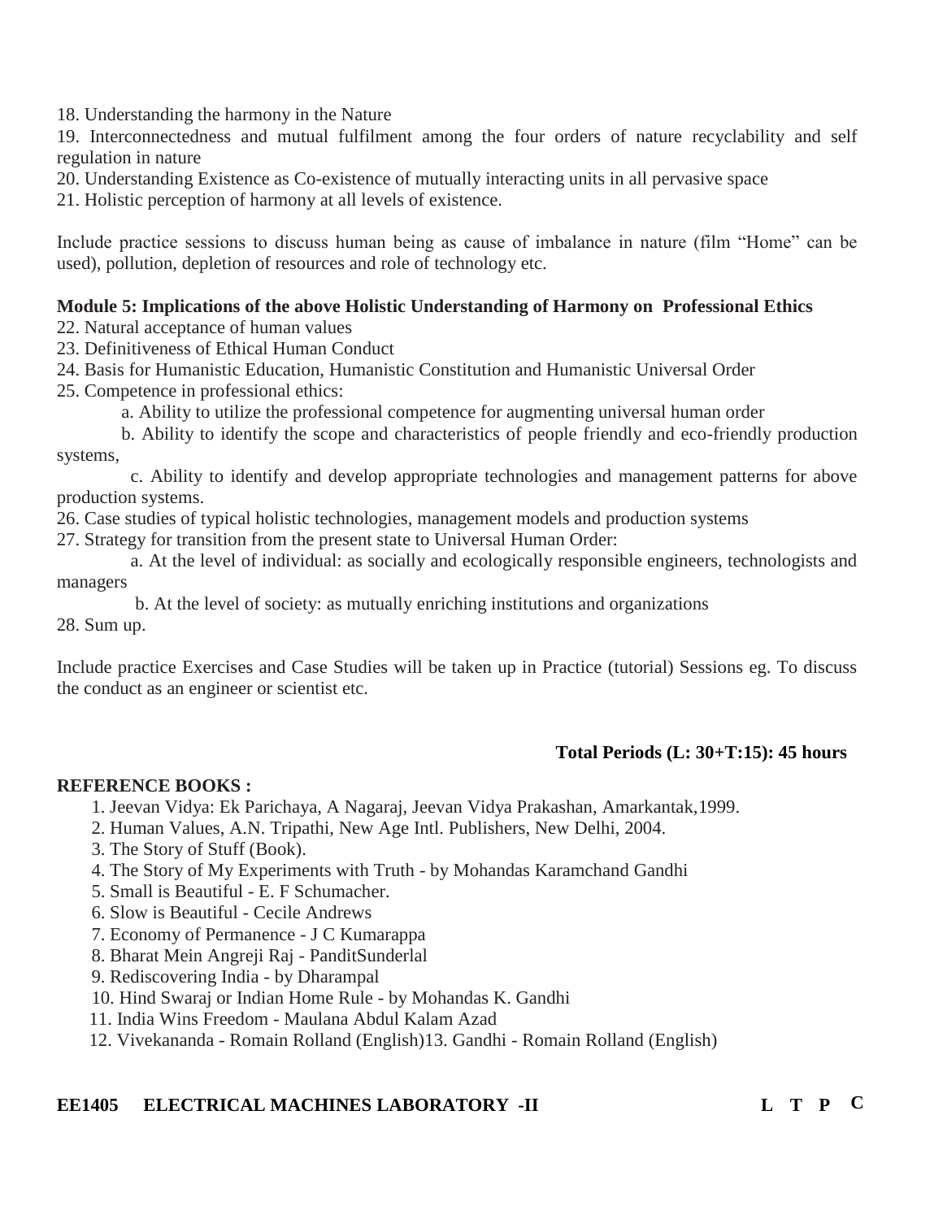18. Understanding the harmony in the Nature

19. Interconnectedness and mutual fulfilment among the four orders of nature recyclability and self regulation in nature

20. Understanding Existence as Co-existence of mutually interacting units in all pervasive space

21. Holistic perception of harmony at all levels of existence.

Include practice sessions to discuss human being as cause of imbalance in nature (film "Home" can be used), pollution, depletion of resources and role of technology etc.

**Module 5: Implications of the above Holistic Understanding of Harmony on Professional Ethics**

22. Natural acceptance of human values

23. Definitiveness of Ethical Human Conduct

24. Basis for Humanistic Education, Humanistic Constitution and Humanistic Universal Order

25. Competence in professional ethics:

   a. Ability to utilize the professional competence for augmenting universal human order

   b. Ability to identify the scope and characteristics of people friendly and eco-friendly production systems,

   c. Ability to identify and develop appropriate technologies and management patterns for above production systems.

26. Case studies of typical holistic technologies, management models and production systems

27. Strategy for transition from the present state to Universal Human Order:

   a. At the level of individual: as socially and ecologically responsible engineers, technologists and managers

   b. At the level of society: as mutually enriching institutions and organizations

28. Sum up.

Include practice Exercises and Case Studies will be taken up in Practice (tutorial) Sessions eg. To discuss the conduct as an engineer or scientist etc.

**Total Periods (L: 30+T:15): 45 hours**

**REFERENCE BOOKS :**

1. Jeevan Vidya: Ek Parichaya, A Nagaraj, Jeevan Vidya Prakashan, Amarkantak,1999.
2. Human Values, A.N. Tripathi, New Age Intl. Publishers, New Delhi, 2004.
3. The Story of Stuff (Book).
4. The Story of My Experiments with Truth - by Mohandas Karamchand Gandhi
5. Small is Beautiful - E. F Schumacher.
6. Slow is Beautiful - Cecile Andrews
7. Economy of Permanence - J C Kumarappa
8. Bharat Mein Angreji Raj - PanditSunderlal
9. Rediscovering India - by Dharampal
10. Hind Swaraj or Indian Home Rule - by Mohandas K. Gandhi
11. India Wins Freedom - Maulana Abdul Kalam Azad
12. Vivekananda - Romain Rolland (English)13. Gandhi - Romain Rolland (English)

**EE1405 ELECTRICAL MACHINES LABORATORY -II** **L T P C**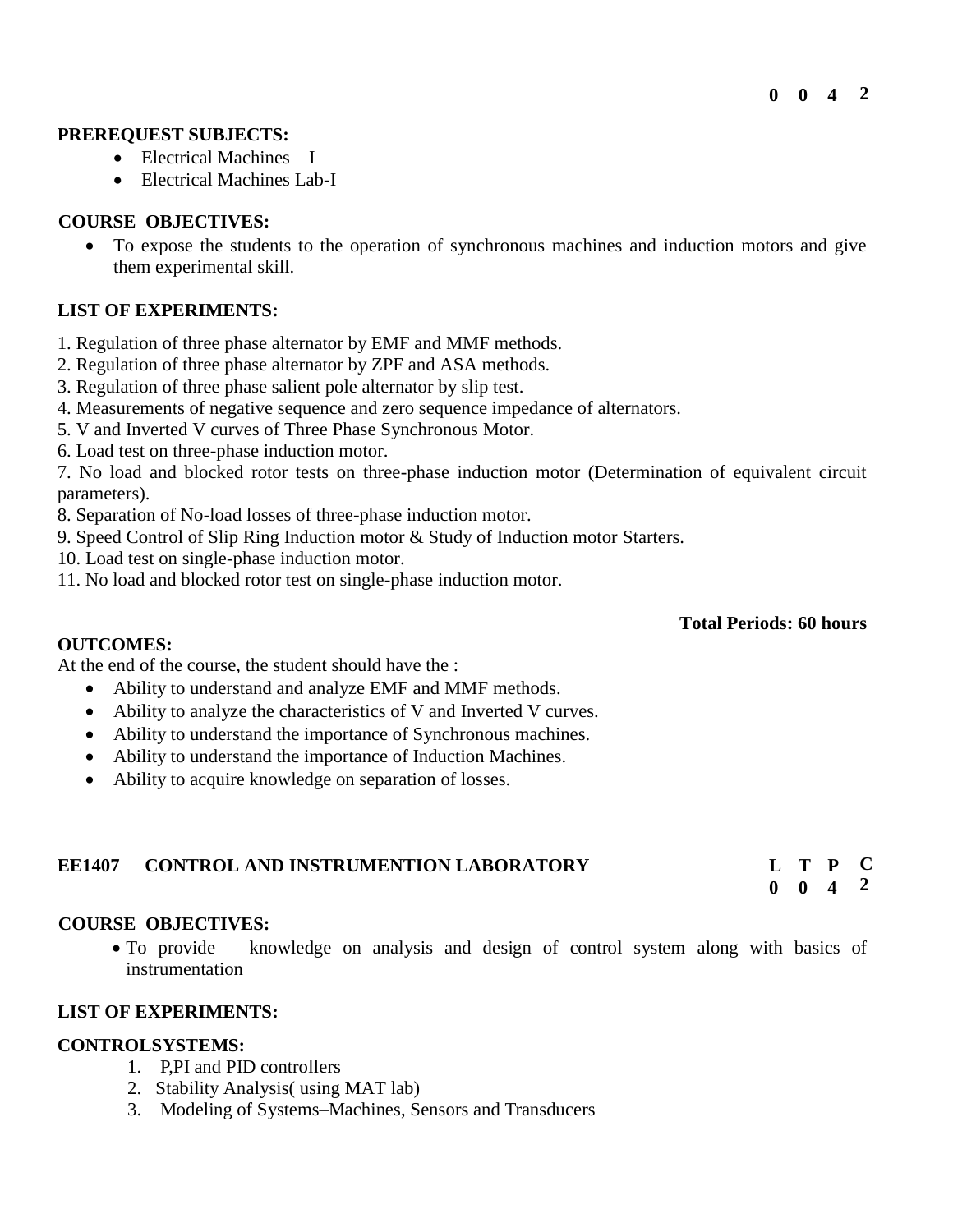| L | T | P | C |
|---|---|---|---|
| 0 | 0 | 4 | 2 |

**PREREQUEST SUBJECTS:**

- Electrical Machines – I
- Electrical Machines Lab-I

**COURSE OBJECTIVES:**

- To expose the students to the operation of synchronous machines and induction motors and give them experimental skill.

**LIST OF EXPERIMENTS:**

1. Regulation of three phase alternator by EMF and MMF methods.
2. Regulation of three phase alternator by ZPF and ASA methods.
3. Regulation of three phase salient pole alternator by slip test.
4. Measurements of negative sequence and zero sequence impedance of alternators.
5. V and Inverted V curves of Three Phase Synchronous Motor.
6. Load test on three-phase induction motor.
7. No load and blocked rotor tests on three-phase induction motor (Determination of equivalent circuit parameters).
8. Separation of No-load losses of three-phase induction motor.
9. Speed Control of Slip Ring Induction motor & Study of Induction motor Starters.
10. Load test on single-phase induction motor.
11. No load and blocked rotor test on single-phase induction motor.

**Total Periods: 60 hours**

**OUTCOMES:**

At the end of the course, the student should have the :

- Ability to understand and analyze EMF and MMF methods.
- Ability to analyze the characteristics of V and Inverted V curves.
- Ability to understand the importance of Synchronous machines.
- Ability to understand the importance of Induction Machines.
- Ability to acquire knowledge on separation of losses.

## EE1407 CONTROL AND INSTRUMENTION LABORATORY

| L | T | P | C |
|---|---|---|---|
| 0 | 0 | 4 | 2 |

**COURSE OBJECTIVES:**

- To provide knowledge on analysis and design of control system along with basics of instrumentation

**LIST OF EXPERIMENTS:**

**CONTROLSYSTEMS:**

1. P,PI and PID controllers
2. Stability Analysis( using MAT lab)
3. Modeling of Systems–Machines, Sensors and Transducers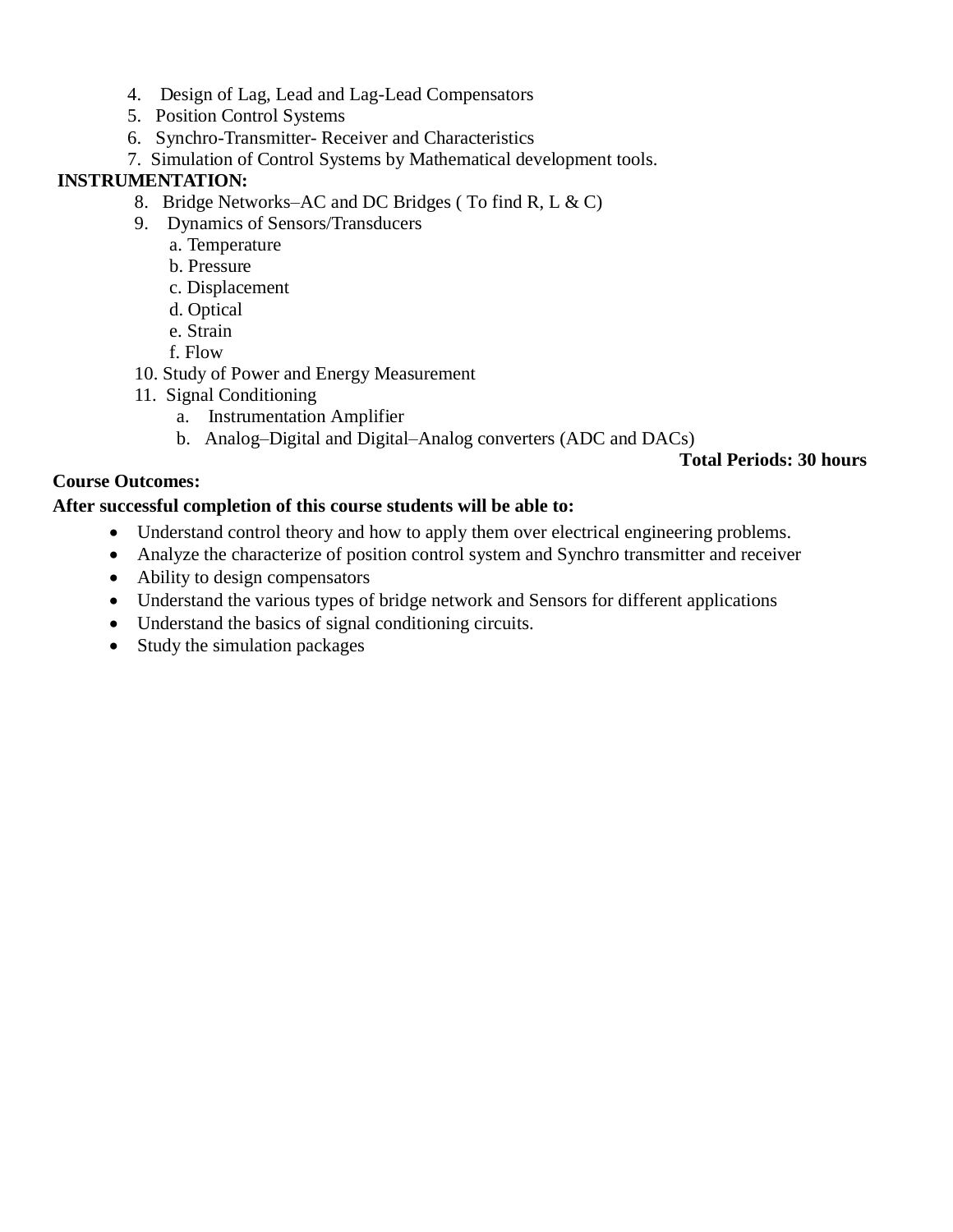4. Design of Lag, Lead and Lag-Lead Compensators
5. Position Control Systems
6. Synchro-Transmitter- Receiver and Characteristics
7. Simulation of Control Systems by Mathematical development tools.

**INSTRUMENTATION:**

8. Bridge Networks–AC and DC Bridges ( To find R, L & C)
9. Dynamics of Sensors/Transducers
   a. Temperature
   b. Pressure
   c. Displacement
   d. Optical
   e. Strain
   f. Flow
10. Study of Power and Energy Measurement
11. Signal Conditioning
    a. Instrumentation Amplifier
    b. Analog–Digital and Digital–Analog converters (ADC and DACs)

**Total Periods: 30 hours**

**Course Outcomes:**

**After successful completion of this course students will be able to:**

- Understand control theory and how to apply them over electrical engineering problems.
- Analyze the characterize of position control system and Synchro transmitter and receiver
- Ability to design compensators
- Understand the various types of bridge network and Sensors for different applications
- Understand the basics of signal conditioning circuits.
- Study the simulation packages